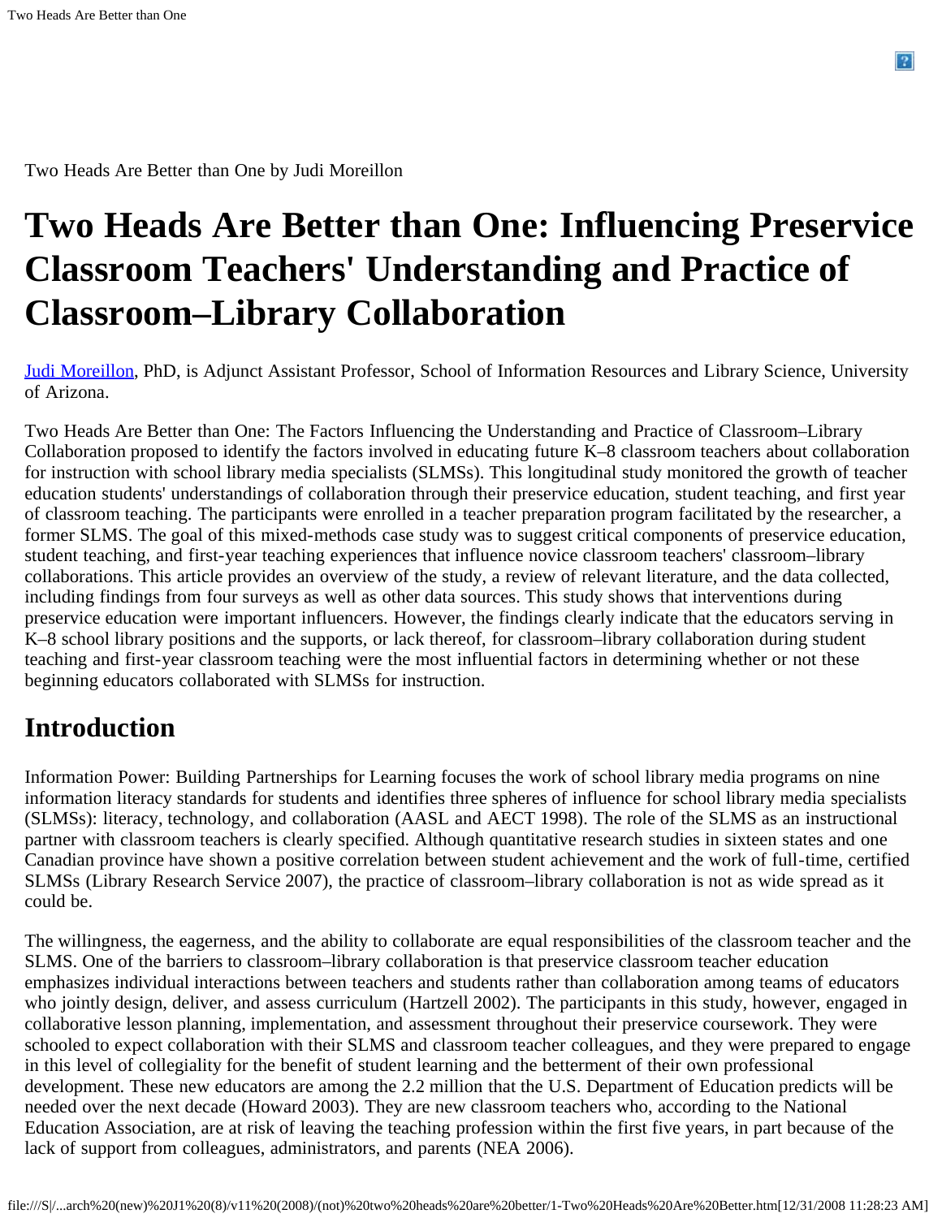Two Heads Are Better than One by Judi Moreillon

# Two Heads Are Better than One: Influencing Preservice Classroom Teachers' Understanding and Practice of Classroom–Library Collaboration

Judi Moreillon, PhD, is Adjunct Assistant Professor, School of Information Resources and Library Science, University of Arizona.

Two Heads Are Better than One: The Factors Influencing the Understanding and Practice of Classroom–Library Collaboration proposed to identify the factors involved in educating future K–8 classroom teachers about collaboration for instruction with school library media specialists (SLMSs). This longitudinal study monitored the growth of teacher education students' understandings of collaboration through their preservice education, student teaching, and first year of classroom teaching. The participants were enrolled in a teacher preparation program facilitated by the researcher, a former SLMS. The goal of this mixed-methods case study was to suggest critical components of preservice education, student teaching, and first-year teaching experiences that influence novice classroom teachers' classroom–library collaborations. This article provides an overview of the study, a review of relevant literature, and the data collected, including findings from four surveys as well as other data sources. This study shows that interventions during preservice education were important influencers. However, the findings clearly indicate that the educators serving in K–8 school library positions and the supports, or lack thereof, for classroom–library collaboration during student teaching and first-year classroom teaching were the most influential factors in determining whether or not these beginning educators collaborated with SLMSs for instruction.

## Introduction

Information Power: Building Partnerships for Learning focuses the work of school library media programs on nine information literacy standards for students and identifies three spheres of influence for school library media specialists (SLMSs): literacy, technology, and collaboration (AASL and AECT 1998). The role of the SLMS as an instructional partner with classroom teachers is clearly specified. Although quantitative research studies in sixteen states and one Canadian province have shown a positive correlation between student achievement and the work of full-time, certified SLMSs (Library Research Service 2007), the practice of classroom–library collaboration is not as wide spread as it could be.

The willingness, the eagerness, and the ability to collaborate are equal responsibilities of the classroom teacher and the SLMS. One of the barriers to classroom–library collaboration is that preservice classroom teacher education emphasizes individual interactions between teachers and students rather than collaboration among teams of educators who jointly design, deliver, and assess curriculum (Hartzell 2002). The participants in this study, however, engaged in collaborative lesson planning, implementation, and assessment throughout their preservice coursework. They were schooled to expect collaboration with their SLMS and classroom teacher colleagues, and they were prepared to engage in this level of collegiality for the benefit of student learning and the betterment of their own professional development. These new educators are among the 2.2 million that the U.S. Department of Education predicts will be needed over the next decade (Howard 2003). They are new classroom teachers who, according to the National Education Association, are at risk of leaving the teaching profession within the first five years, in part because of the lack of support from colleagues, administrators, and parents (NEA 2006).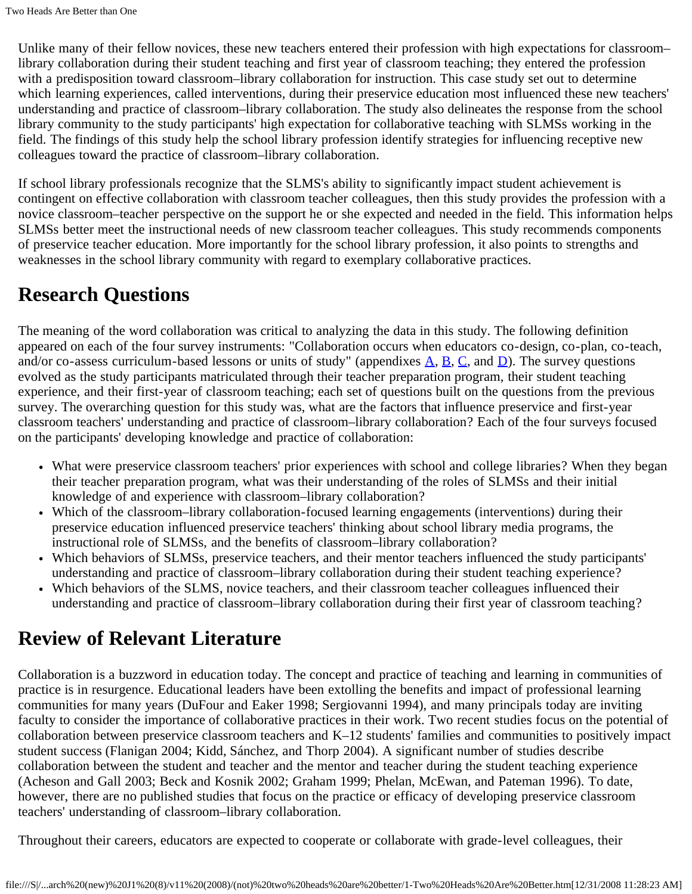Unlike many of their fellow novices, these new teachers entered their profession with high expectations for classroom–library collaboration during their student teaching and first year of classroom teaching; they entered the profession with a predisposition toward classroom–library collaboration for instruction. This case study set out to determine which learning experiences, called interventions, during their preservice education most influenced these new teachers' understanding and practice of classroom–library collaboration. The study also delineates the response from the school library community to the study participants' high expectation for collaborative teaching with SLMSs working in the field. The findings of this study help the school library profession identify strategies for influencing receptive new colleagues toward the practice of classroom–library collaboration.

If school library professionals recognize that the SLMS's ability to significantly impact student achievement is contingent on effective collaboration with classroom teacher colleagues, then this study provides the profession with a novice classroom–teacher perspective on the support he or she expected and needed in the field. This information helps SLMSs better meet the instructional needs of new classroom teacher colleagues. This study recommends components of preservice teacher education. More importantly for the school library profession, it also points to strengths and weaknesses in the school library community with regard to exemplary collaborative practices.

## Research Questions

The meaning of the word collaboration was critical to analyzing the data in this study. The following definition appeared on each of the four survey instruments: "Collaboration occurs when educators co-design, co-plan, co-teach, and/or co-assess curriculum-based lessons or units of study" (appendixes A, B, C, and D). The survey questions evolved as the study participants matriculated through their teacher preparation program, their student teaching experience, and their first-year of classroom teaching; each set of questions built on the questions from the previous survey. The overarching question for this study was, what are the factors that influence preservice and first-year classroom teachers' understanding and practice of classroom–library collaboration? Each of the four surveys focused on the participants' developing knowledge and practice of collaboration:

- What were preservice classroom teachers' prior experiences with school and college libraries? When they began their teacher preparation program, what was their understanding of the roles of SLMSs and their initial knowledge of and experience with classroom–library collaboration?
- Which of the classroom–library collaboration-focused learning engagements (interventions) during their preservice education influenced preservice teachers' thinking about school library media programs, the instructional role of SLMSs, and the benefits of classroom–library collaboration?
- Which behaviors of SLMSs, preservice teachers, and their mentor teachers influenced the study participants' understanding and practice of classroom–library collaboration during their student teaching experience?
- Which behaviors of the SLMS, novice teachers, and their classroom teacher colleagues influenced their understanding and practice of classroom–library collaboration during their first year of classroom teaching?

## Review of Relevant Literature

Collaboration is a buzzword in education today. The concept and practice of teaching and learning in communities of practice is in resurgence. Educational leaders have been extolling the benefits and impact of professional learning communities for many years (DuFour and Eaker 1998; Sergiovanni 1994), and many principals today are inviting faculty to consider the importance of collaborative practices in their work. Two recent studies focus on the potential of collaboration between preservice classroom teachers and K–12 students' families and communities to positively impact student success (Flanigan 2004; Kidd, Sánchez, and Thorp 2004). A significant number of studies describe collaboration between the student and teacher and the mentor and teacher during the student teaching experience (Acheson and Gall 2003; Beck and Kosnik 2002; Graham 1999; Phelan, McEwan, and Pateman 1996). To date, however, there are no published studies that focus on the practice or efficacy of developing preservice classroom teachers' understanding of classroom–library collaboration.

Throughout their careers, educators are expected to cooperate or collaborate with grade-level colleagues, their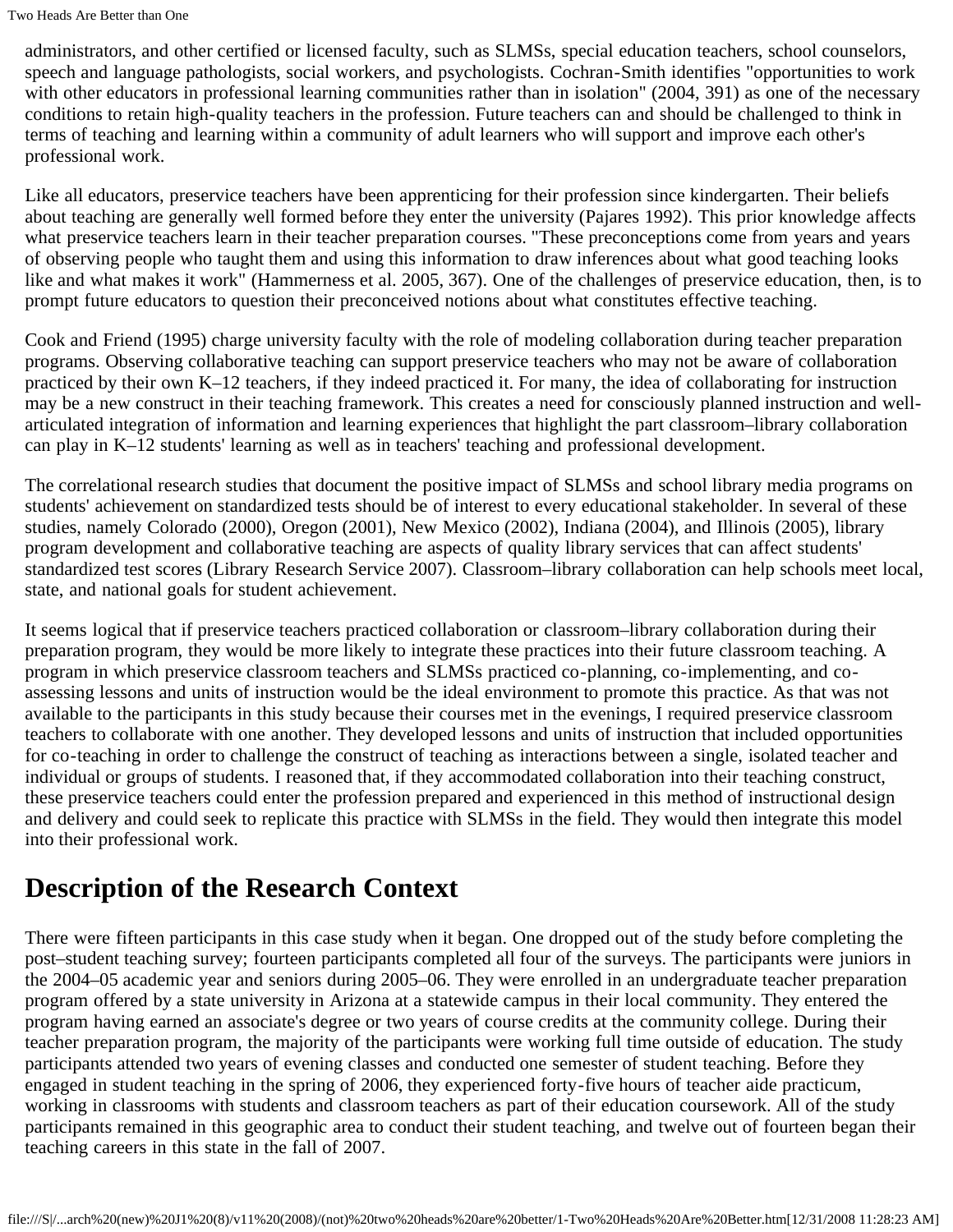administrators, and other certified or licensed faculty, such as SLMSs, special education teachers, school counselors, speech and language pathologists, social workers, and psychologists. Cochran-Smith identifies "opportunities to work with other educators in professional learning communities rather than in isolation" (2004, 391) as one of the necessary conditions to retain high-quality teachers in the profession. Future teachers can and should be challenged to think in terms of teaching and learning within a community of adult learners who will support and improve each other's professional work.

Like all educators, preservice teachers have been apprenticing for their profession since kindergarten. Their beliefs about teaching are generally well formed before they enter the university (Pajares 1992). This prior knowledge affects what preservice teachers learn in their teacher preparation courses. "These preconceptions come from years and years of observing people who taught them and using this information to draw inferences about what good teaching looks like and what makes it work" (Hammerness et al. 2005, 367). One of the challenges of preservice education, then, is to prompt future educators to question their preconceived notions about what constitutes effective teaching.

Cook and Friend (1995) charge university faculty with the role of modeling collaboration during teacher preparation programs. Observing collaborative teaching can support preservice teachers who may not be aware of collaboration practiced by their own K–12 teachers, if they indeed practiced it. For many, the idea of collaborating for instruction may be a new construct in their teaching framework. This creates a need for consciously planned instruction and well-articulated integration of information and learning experiences that highlight the part classroom–library collaboration can play in K–12 students' learning as well as in teachers' teaching and professional development.

The correlational research studies that document the positive impact of SLMSs and school library media programs on students' achievement on standardized tests should be of interest to every educational stakeholder. In several of these studies, namely Colorado (2000), Oregon (2001), New Mexico (2002), Indiana (2004), and Illinois (2005), library program development and collaborative teaching are aspects of quality library services that can affect students' standardized test scores (Library Research Service 2007). Classroom–library collaboration can help schools meet local, state, and national goals for student achievement.

It seems logical that if preservice teachers practiced collaboration or classroom–library collaboration during their preparation program, they would be more likely to integrate these practices into their future classroom teaching. A program in which preservice classroom teachers and SLMSs practiced co-planning, co-implementing, and co-assessing lessons and units of instruction would be the ideal environment to promote this practice. As that was not available to the participants in this study because their courses met in the evenings, I required preservice classroom teachers to collaborate with one another. They developed lessons and units of instruction that included opportunities for co-teaching in order to challenge the construct of teaching as interactions between a single, isolated teacher and individual or groups of students. I reasoned that, if they accommodated collaboration into their teaching construct, these preservice teachers could enter the profession prepared and experienced in this method of instructional design and delivery and could seek to replicate this practice with SLMSs in the field. They would then integrate this model into their professional work.

## Description of the Research Context

There were fifteen participants in this case study when it began. One dropped out of the study before completing the post–student teaching survey; fourteen participants completed all four of the surveys. The participants were juniors in the 2004–05 academic year and seniors during 2005–06. They were enrolled in an undergraduate teacher preparation program offered by a state university in Arizona at a statewide campus in their local community. They entered the program having earned an associate's degree or two years of course credits at the community college. During their teacher preparation program, the majority of the participants were working full time outside of education. The study participants attended two years of evening classes and conducted one semester of student teaching. Before they engaged in student teaching in the spring of 2006, they experienced forty-five hours of teacher aide practicum, working in classrooms with students and classroom teachers as part of their education coursework. All of the study participants remained in this geographic area to conduct their student teaching, and twelve out of fourteen began their teaching careers in this state in the fall of 2007.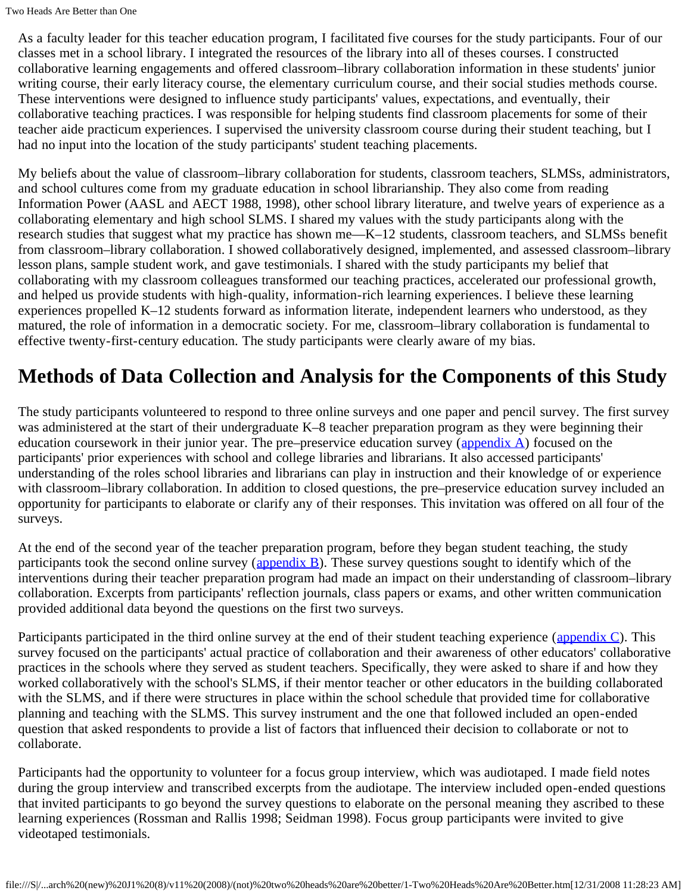As a faculty leader for this teacher education program, I facilitated five courses for the study participants. Four of our classes met in a school library. I integrated the resources of the library into all of theses courses. I constructed collaborative learning engagements and offered classroom–library collaboration information in these students' junior writing course, their early literacy course, the elementary curriculum course, and their social studies methods course. These interventions were designed to influence study participants' values, expectations, and eventually, their collaborative teaching practices. I was responsible for helping students find classroom placements for some of their teacher aide practicum experiences. I supervised the university classroom course during their student teaching, but I had no input into the location of the study participants' student teaching placements.

My beliefs about the value of classroom–library collaboration for students, classroom teachers, SLMSs, administrators, and school cultures come from my graduate education in school librarianship. They also come from reading Information Power (AASL and AECT 1988, 1998), other school library literature, and twelve years of experience as a collaborating elementary and high school SLMS. I shared my values with the study participants along with the research studies that suggest what my practice has shown me—K–12 students, classroom teachers, and SLMSs benefit from classroom–library collaboration. I showed collaboratively designed, implemented, and assessed classroom–library lesson plans, sample student work, and gave testimonials. I shared with the study participants my belief that collaborating with my classroom colleagues transformed our teaching practices, accelerated our professional growth, and helped us provide students with high-quality, information-rich learning experiences. I believe these learning experiences propelled K–12 students forward as information literate, independent learners who understood, as they matured, the role of information in a democratic society. For me, classroom–library collaboration is fundamental to effective twenty-first-century education. The study participants were clearly aware of my bias.

## Methods of Data Collection and Analysis for the Components of this Study

The study participants volunteered to respond to three online surveys and one paper and pencil survey. The first survey was administered at the start of their undergraduate K–8 teacher preparation program as they were beginning their education coursework in their junior year. The pre–preservice education survey (appendix A) focused on the participants' prior experiences with school and college libraries and librarians. It also accessed participants' understanding of the roles school libraries and librarians can play in instruction and their knowledge of or experience with classroom–library collaboration. In addition to closed questions, the pre–preservice education survey included an opportunity for participants to elaborate or clarify any of their responses. This invitation was offered on all four of the surveys.

At the end of the second year of the teacher preparation program, before they began student teaching, the study participants took the second online survey (appendix B). These survey questions sought to identify which of the interventions during their teacher preparation program had made an impact on their understanding of classroom–library collaboration. Excerpts from participants' reflection journals, class papers or exams, and other written communication provided additional data beyond the questions on the first two surveys.

Participants participated in the third online survey at the end of their student teaching experience (appendix C). This survey focused on the participants' actual practice of collaboration and their awareness of other educators' collaborative practices in the schools where they served as student teachers. Specifically, they were asked to share if and how they worked collaboratively with the school's SLMS, if their mentor teacher or other educators in the building collaborated with the SLMS, and if there were structures in place within the school schedule that provided time for collaborative planning and teaching with the SLMS. This survey instrument and the one that followed included an open-ended question that asked respondents to provide a list of factors that influenced their decision to collaborate or not to collaborate.

Participants had the opportunity to volunteer for a focus group interview, which was audiotaped. I made field notes during the group interview and transcribed excerpts from the audiotape. The interview included open-ended questions that invited participants to go beyond the survey questions to elaborate on the personal meaning they ascribed to these learning experiences (Rossman and Rallis 1998; Seidman 1998). Focus group participants were invited to give videotaped testimonials.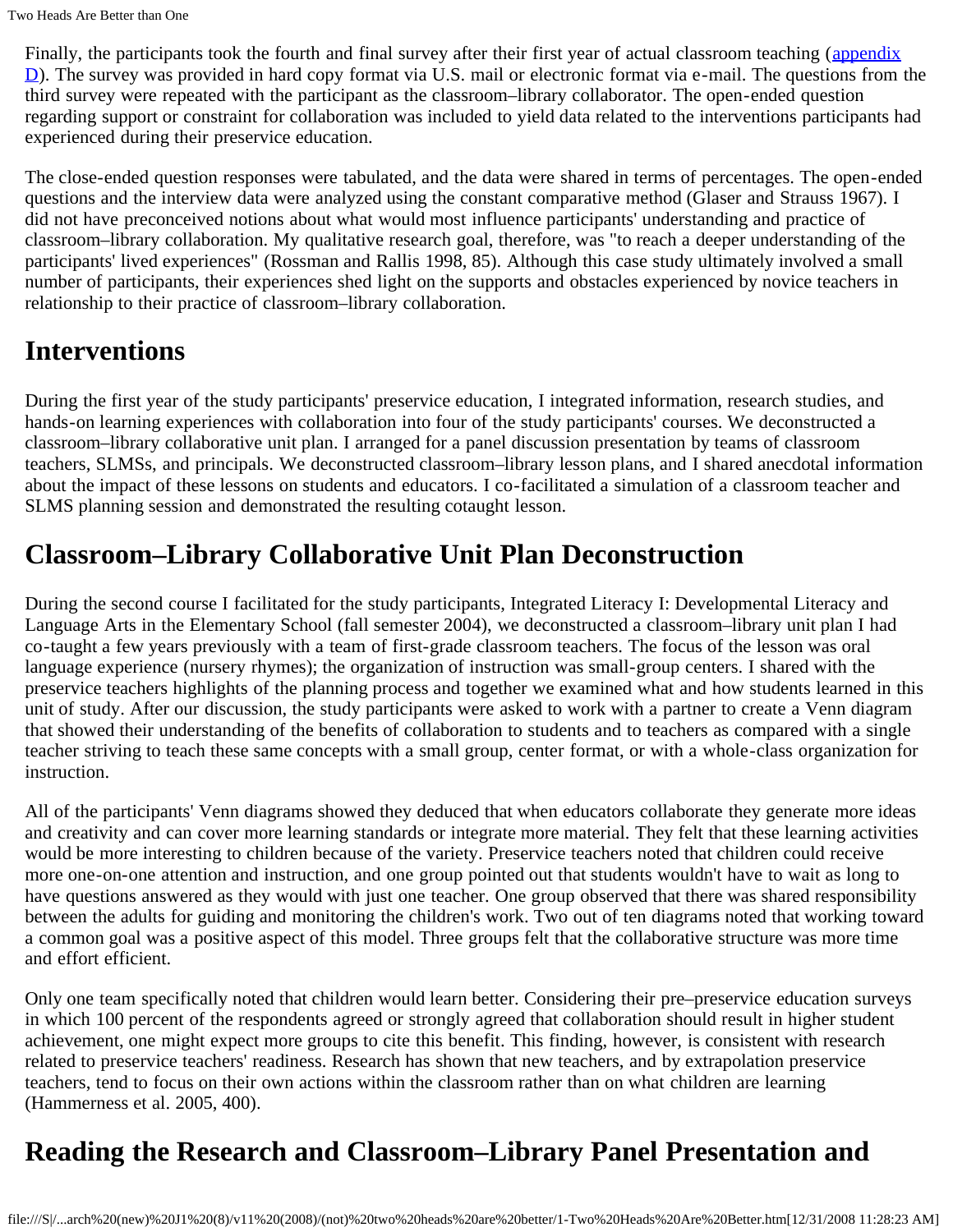Finally, the participants took the fourth and final survey after their first year of actual classroom teaching (appendix D). The survey was provided in hard copy format via U.S. mail or electronic format via e-mail. The questions from the third survey were repeated with the participant as the classroom–library collaborator. The open-ended question regarding support or constraint for collaboration was included to yield data related to the interventions participants had experienced during their preservice education.

The close-ended question responses were tabulated, and the data were shared in terms of percentages. The open-ended questions and the interview data were analyzed using the constant comparative method (Glaser and Strauss 1967). I did not have preconceived notions about what would most influence participants' understanding and practice of classroom–library collaboration. My qualitative research goal, therefore, was "to reach a deeper understanding of the participants' lived experiences" (Rossman and Rallis 1998, 85). Although this case study ultimately involved a small number of participants, their experiences shed light on the supports and obstacles experienced by novice teachers in relationship to their practice of classroom–library collaboration.

# Interventions

During the first year of the study participants' preservice education, I integrated information, research studies, and hands-on learning experiences with collaboration into four of the study participants' courses. We deconstructed a classroom–library collaborative unit plan. I arranged for a panel discussion presentation by teams of classroom teachers, SLMSs, and principals. We deconstructed classroom–library lesson plans, and I shared anecdotal information about the impact of these lessons on students and educators. I co-facilitated a simulation of a classroom teacher and SLMS planning session and demonstrated the resulting cotaught lesson.

# Classroom–Library Collaborative Unit Plan Deconstruction

During the second course I facilitated for the study participants, Integrated Literacy I: Developmental Literacy and Language Arts in the Elementary School (fall semester 2004), we deconstructed a classroom–library unit plan I had co-taught a few years previously with a team of first-grade classroom teachers. The focus of the lesson was oral language experience (nursery rhymes); the organization of instruction was small-group centers. I shared with the preservice teachers highlights of the planning process and together we examined what and how students learned in this unit of study. After our discussion, the study participants were asked to work with a partner to create a Venn diagram that showed their understanding of the benefits of collaboration to students and to teachers as compared with a single teacher striving to teach these same concepts with a small group, center format, or with a whole-class organization for instruction.

All of the participants' Venn diagrams showed they deduced that when educators collaborate they generate more ideas and creativity and can cover more learning standards or integrate more material. They felt that these learning activities would be more interesting to children because of the variety. Preservice teachers noted that children could receive more one-on-one attention and instruction, and one group pointed out that students wouldn't have to wait as long to have questions answered as they would with just one teacher. One group observed that there was shared responsibility between the adults for guiding and monitoring the children's work. Two out of ten diagrams noted that working toward a common goal was a positive aspect of this model. Three groups felt that the collaborative structure was more time and effort efficient.

Only one team specifically noted that children would learn better. Considering their pre–preservice education surveys in which 100 percent of the respondents agreed or strongly agreed that collaboration should result in higher student achievement, one might expect more groups to cite this benefit. This finding, however, is consistent with research related to preservice teachers' readiness. Research has shown that new teachers, and by extrapolation preservice teachers, tend to focus on their own actions within the classroom rather than on what children are learning (Hammerness et al. 2005, 400).

# Reading the Research and Classroom–Library Panel Presentation and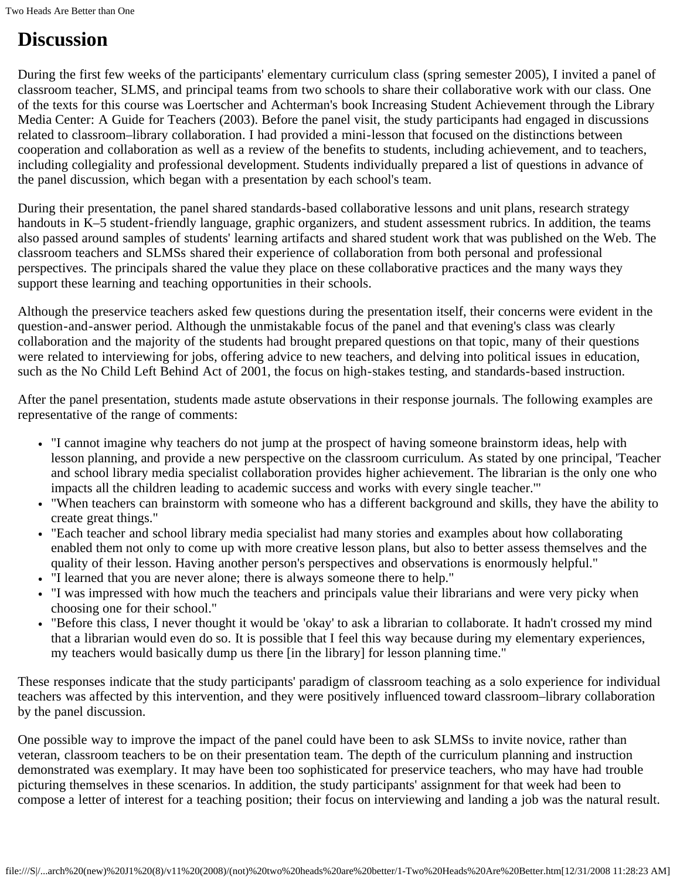# Discussion

During the first few weeks of the participants' elementary curriculum class (spring semester 2005), I invited a panel of classroom teacher, SLMS, and principal teams from two schools to share their collaborative work with our class. One of the texts for this course was Loertscher and Achterman's book Increasing Student Achievement through the Library Media Center: A Guide for Teachers (2003). Before the panel visit, the study participants had engaged in discussions related to classroom–library collaboration. I had provided a mini-lesson that focused on the distinctions between cooperation and collaboration as well as a review of the benefits to students, including achievement, and to teachers, including collegiality and professional development. Students individually prepared a list of questions in advance of the panel discussion, which began with a presentation by each school's team.

During their presentation, the panel shared standards-based collaborative lessons and unit plans, research strategy handouts in K–5 student-friendly language, graphic organizers, and student assessment rubrics. In addition, the teams also passed around samples of students' learning artifacts and shared student work that was published on the Web. The classroom teachers and SLMSs shared their experience of collaboration from both personal and professional perspectives. The principals shared the value they place on these collaborative practices and the many ways they support these learning and teaching opportunities in their schools.

Although the preservice teachers asked few questions during the presentation itself, their concerns were evident in the question-and-answer period. Although the unmistakable focus of the panel and that evening's class was clearly collaboration and the majority of the students had brought prepared questions on that topic, many of their questions were related to interviewing for jobs, offering advice to new teachers, and delving into political issues in education, such as the No Child Left Behind Act of 2001, the focus on high-stakes testing, and standards-based instruction.

After the panel presentation, students made astute observations in their response journals. The following examples are representative of the range of comments:

- "I cannot imagine why teachers do not jump at the prospect of having someone brainstorm ideas, help with lesson planning, and provide a new perspective on the classroom curriculum. As stated by one principal, 'Teacher and school library media specialist collaboration provides higher achievement. The librarian is the only one who impacts all the children leading to academic success and works with every single teacher.'"
- "When teachers can brainstorm with someone who has a different background and skills, they have the ability to create great things."
- "Each teacher and school library media specialist had many stories and examples about how collaborating enabled them not only to come up with more creative lesson plans, but also to better assess themselves and the quality of their lesson. Having another person's perspectives and observations is enormously helpful."
- "I learned that you are never alone; there is always someone there to help."
- "I was impressed with how much the teachers and principals value their librarians and were very picky when choosing one for their school."
- "Before this class, I never thought it would be 'okay' to ask a librarian to collaborate. It hadn't crossed my mind that a librarian would even do so. It is possible that I feel this way because during my elementary experiences, my teachers would basically dump us there [in the library] for lesson planning time."

These responses indicate that the study participants' paradigm of classroom teaching as a solo experience for individual teachers was affected by this intervention, and they were positively influenced toward classroom–library collaboration by the panel discussion.

One possible way to improve the impact of the panel could have been to ask SLMSs to invite novice, rather than veteran, classroom teachers to be on their presentation team. The depth of the curriculum planning and instruction demonstrated was exemplary. It may have been too sophisticated for preservice teachers, who may have had trouble picturing themselves in these scenarios. In addition, the study participants' assignment for that week had been to compose a letter of interest for a teaching position; their focus on interviewing and landing a job was the natural result.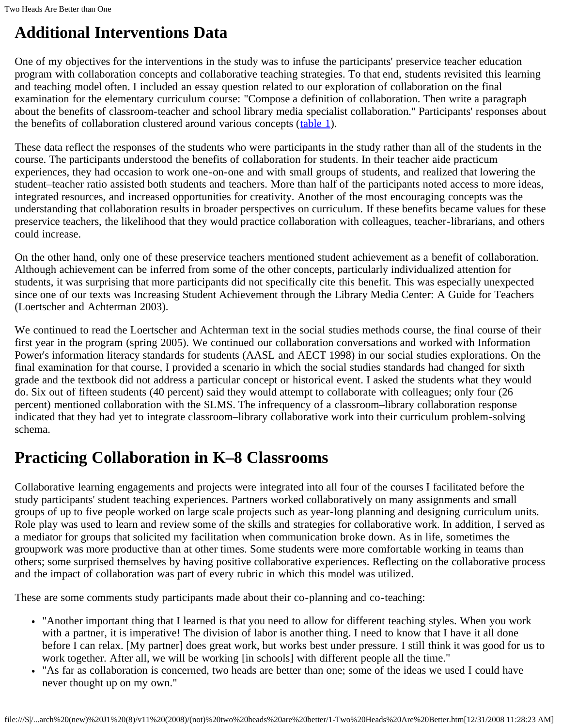## Additional Interventions Data

One of my objectives for the interventions in the study was to infuse the participants' preservice teacher education program with collaboration concepts and collaborative teaching strategies. To that end, students revisited this learning and teaching model often. I included an essay question related to our exploration of collaboration on the final examination for the elementary curriculum course: "Compose a definition of collaboration. Then write a paragraph about the benefits of classroom-teacher and school library media specialist collaboration." Participants' responses about the benefits of collaboration clustered around various concepts (table 1).

These data reflect the responses of the students who were participants in the study rather than all of the students in the course. The participants understood the benefits of collaboration for students. In their teacher aide practicum experiences, they had occasion to work one-on-one and with small groups of students, and realized that lowering the student–teacher ratio assisted both students and teachers. More than half of the participants noted access to more ideas, integrated resources, and increased opportunities for creativity. Another of the most encouraging concepts was the understanding that collaboration results in broader perspectives on curriculum. If these benefits became values for these preservice teachers, the likelihood that they would practice collaboration with colleagues, teacher-librarians, and others could increase.

On the other hand, only one of these preservice teachers mentioned student achievement as a benefit of collaboration. Although achievement can be inferred from some of the other concepts, particularly individualized attention for students, it was surprising that more participants did not specifically cite this benefit. This was especially unexpected since one of our texts was Increasing Student Achievement through the Library Media Center: A Guide for Teachers (Loertscher and Achterman 2003).

We continued to read the Loertscher and Achterman text in the social studies methods course, the final course of their first year in the program (spring 2005). We continued our collaboration conversations and worked with Information Power's information literacy standards for students (AASL and AECT 1998) in our social studies explorations. On the final examination for that course, I provided a scenario in which the social studies standards had changed for sixth grade and the textbook did not address a particular concept or historical event. I asked the students what they would do. Six out of fifteen students (40 percent) said they would attempt to collaborate with colleagues; only four (26 percent) mentioned collaboration with the SLMS. The infrequency of a classroom–library collaboration response indicated that they had yet to integrate classroom–library collaborative work into their curriculum problem-solving schema.

## Practicing Collaboration in K–8 Classrooms

Collaborative learning engagements and projects were integrated into all four of the courses I facilitated before the study participants' student teaching experiences. Partners worked collaboratively on many assignments and small groups of up to five people worked on large scale projects such as year-long planning and designing curriculum units. Role play was used to learn and review some of the skills and strategies for collaborative work. In addition, I served as a mediator for groups that solicited my facilitation when communication broke down. As in life, sometimes the groupwork was more productive than at other times. Some students were more comfortable working in teams than others; some surprised themselves by having positive collaborative experiences. Reflecting on the collaborative process and the impact of collaboration was part of every rubric in which this model was utilized.

These are some comments study participants made about their co-planning and co-teaching:

- "Another important thing that I learned is that you need to allow for different teaching styles. When you work with a partner, it is imperative! The division of labor is another thing. I need to know that I have it all done before I can relax. [My partner] does great work, but works best under pressure. I still think it was good for us to work together. After all, we will be working [in schools] with different people all the time."
- "As far as collaboration is concerned, two heads are better than one; some of the ideas we used I could have never thought up on my own."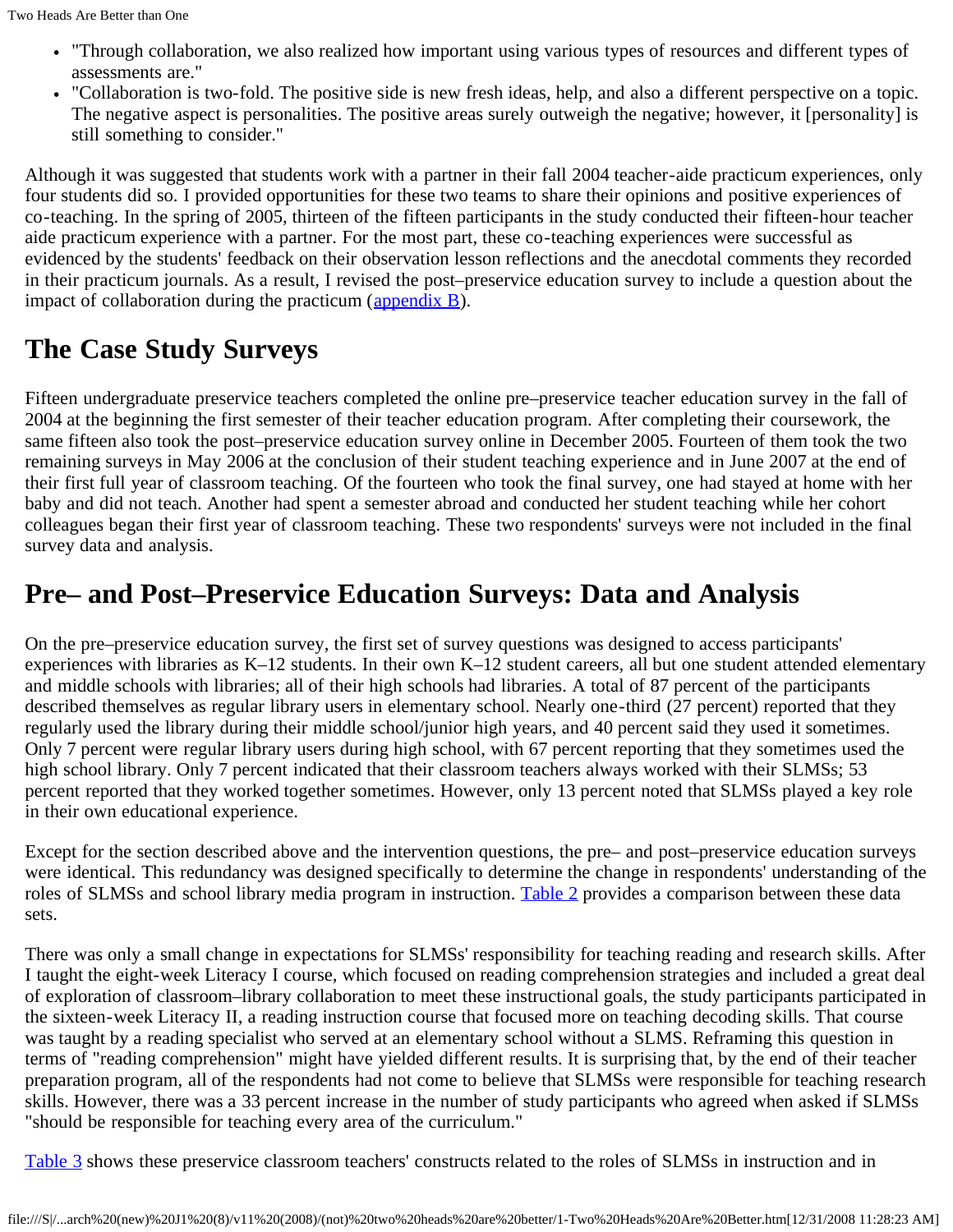- "Through collaboration, we also realized how important using various types of resources and different types of assessments are."
- "Collaboration is two-fold. The positive side is new fresh ideas, help, and also a different perspective on a topic. The negative aspect is personalities. The positive areas surely outweigh the negative; however, it [personality] is still something to consider."

Although it was suggested that students work with a partner in their fall 2004 teacher-aide practicum experiences, only four students did so. I provided opportunities for these two teams to share their opinions and positive experiences of co-teaching. In the spring of 2005, thirteen of the fifteen participants in the study conducted their fifteen-hour teacher aide practicum experience with a partner. For the most part, these co-teaching experiences were successful as evidenced by the students' feedback on their observation lesson reflections and the anecdotal comments they recorded in their practicum journals. As a result, I revised the post–preservice education survey to include a question about the impact of collaboration during the practicum (appendix B).

## The Case Study Surveys

Fifteen undergraduate preservice teachers completed the online pre–preservice teacher education survey in the fall of 2004 at the beginning the first semester of their teacher education program. After completing their coursework, the same fifteen also took the post–preservice education survey online in December 2005. Fourteen of them took the two remaining surveys in May 2006 at the conclusion of their student teaching experience and in June 2007 at the end of their first full year of classroom teaching. Of the fourteen who took the final survey, one had stayed at home with her baby and did not teach. Another had spent a semester abroad and conducted her student teaching while her cohort colleagues began their first year of classroom teaching. These two respondents' surveys were not included in the final survey data and analysis.

## Pre– and Post–Preservice Education Surveys: Data and Analysis

On the pre–preservice education survey, the first set of survey questions was designed to access participants' experiences with libraries as K–12 students. In their own K–12 student careers, all but one student attended elementary and middle schools with libraries; all of their high schools had libraries. A total of 87 percent of the participants described themselves as regular library users in elementary school. Nearly one-third (27 percent) reported that they regularly used the library during their middle school/junior high years, and 40 percent said they used it sometimes. Only 7 percent were regular library users during high school, with 67 percent reporting that they sometimes used the high school library. Only 7 percent indicated that their classroom teachers always worked with their SLMSs; 53 percent reported that they worked together sometimes. However, only 13 percent noted that SLMSs played a key role in their own educational experience.

Except for the section described above and the intervention questions, the pre– and post–preservice education surveys were identical. This redundancy was designed specifically to determine the change in respondents' understanding of the roles of SLMSs and school library media program in instruction. Table 2 provides a comparison between these data sets.

There was only a small change in expectations for SLMSs' responsibility for teaching reading and research skills. After I taught the eight-week Literacy I course, which focused on reading comprehension strategies and included a great deal of exploration of classroom–library collaboration to meet these instructional goals, the study participants participated in the sixteen-week Literacy II, a reading instruction course that focused more on teaching decoding skills. That course was taught by a reading specialist who served at an elementary school without a SLMS. Reframing this question in terms of "reading comprehension" might have yielded different results. It is surprising that, by the end of their teacher preparation program, all of the respondents had not come to believe that SLMSs were responsible for teaching research skills. However, there was a 33 percent increase in the number of study participants who agreed when asked if SLMSs "should be responsible for teaching every area of the curriculum."

Table 3 shows these preservice classroom teachers' constructs related to the roles of SLMSs in instruction and in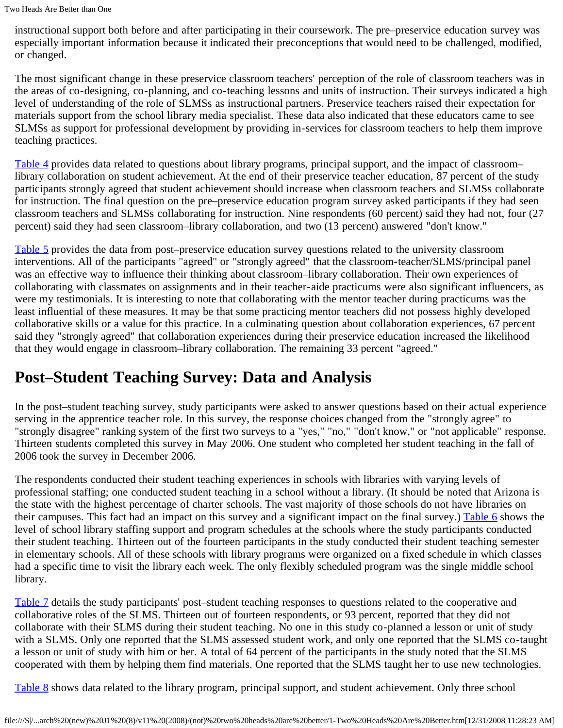instructional support both before and after participating in their coursework. The pre–preservice education survey was especially important information because it indicated their preconceptions that would need to be challenged, modified, or changed.

The most significant change in these preservice classroom teachers' perception of the role of classroom teachers was in the areas of co-designing, co-planning, and co-teaching lessons and units of instruction. Their surveys indicated a high level of understanding of the role of SLMSs as instructional partners. Preservice teachers raised their expectation for materials support from the school library media specialist. These data also indicated that these educators came to see SLMSs as support for professional development by providing in-services for classroom teachers to help them improve teaching practices.

Table 4 provides data related to questions about library programs, principal support, and the impact of classroom–library collaboration on student achievement. At the end of their preservice teacher education, 87 percent of the study participants strongly agreed that student achievement should increase when classroom teachers and SLMSs collaborate for instruction. The final question on the pre–preservice education program survey asked participants if they had seen classroom teachers and SLMSs collaborating for instruction. Nine respondents (60 percent) said they had not, four (27 percent) said they had seen classroom–library collaboration, and two (13 percent) answered "don't know."

Table 5 provides the data from post–preservice education survey questions related to the university classroom interventions. All of the participants "agreed" or "strongly agreed" that the classroom-teacher/SLMS/principal panel was an effective way to influence their thinking about classroom–library collaboration. Their own experiences of collaborating with classmates on assignments and in their teacher-aide practicums were also significant influencers, as were my testimonials. It is interesting to note that collaborating with the mentor teacher during practicums was the least influential of these measures. It may be that some practicing mentor teachers did not possess highly developed collaborative skills or a value for this practice. In a culminating question about collaboration experiences, 67 percent said they "strongly agreed" that collaboration experiences during their preservice education increased the likelihood that they would engage in classroom–library collaboration. The remaining 33 percent "agreed."

# Post–Student Teaching Survey: Data and Analysis

In the post–student teaching survey, study participants were asked to answer questions based on their actual experience serving in the apprentice teacher role. In this survey, the response choices changed from the "strongly agree" to "strongly disagree" ranking system of the first two surveys to a "yes," "no," "don't know," or "not applicable" response. Thirteen students completed this survey in May 2006. One student who completed her student teaching in the fall of 2006 took the survey in December 2006.

The respondents conducted their student teaching experiences in schools with libraries with varying levels of professional staffing; one conducted student teaching in a school without a library. (It should be noted that Arizona is the state with the highest percentage of charter schools. The vast majority of those schools do not have libraries on their campuses. This fact had an impact on this survey and a significant impact on the final survey.) Table 6 shows the level of school library staffing support and program schedules at the schools where the study participants conducted their student teaching. Thirteen out of the fourteen participants in the study conducted their student teaching semester in elementary schools. All of these schools with library programs were organized on a fixed schedule in which classes had a specific time to visit the library each week. The only flexibly scheduled program was the single middle school library.

Table 7 details the study participants' post–student teaching responses to questions related to the cooperative and collaborative roles of the SLMS. Thirteen out of fourteen respondents, or 93 percent, reported that they did not collaborate with their SLMS during their student teaching. No one in this study co-planned a lesson or unit of study with a SLMS. Only one reported that the SLMS assessed student work, and only one reported that the SLMS co-taught a lesson or unit of study with him or her. A total of 64 percent of the participants in the study noted that the SLMS cooperated with them by helping them find materials. One reported that the SLMS taught her to use new technologies.

Table 8 shows data related to the library program, principal support, and student achievement. Only three school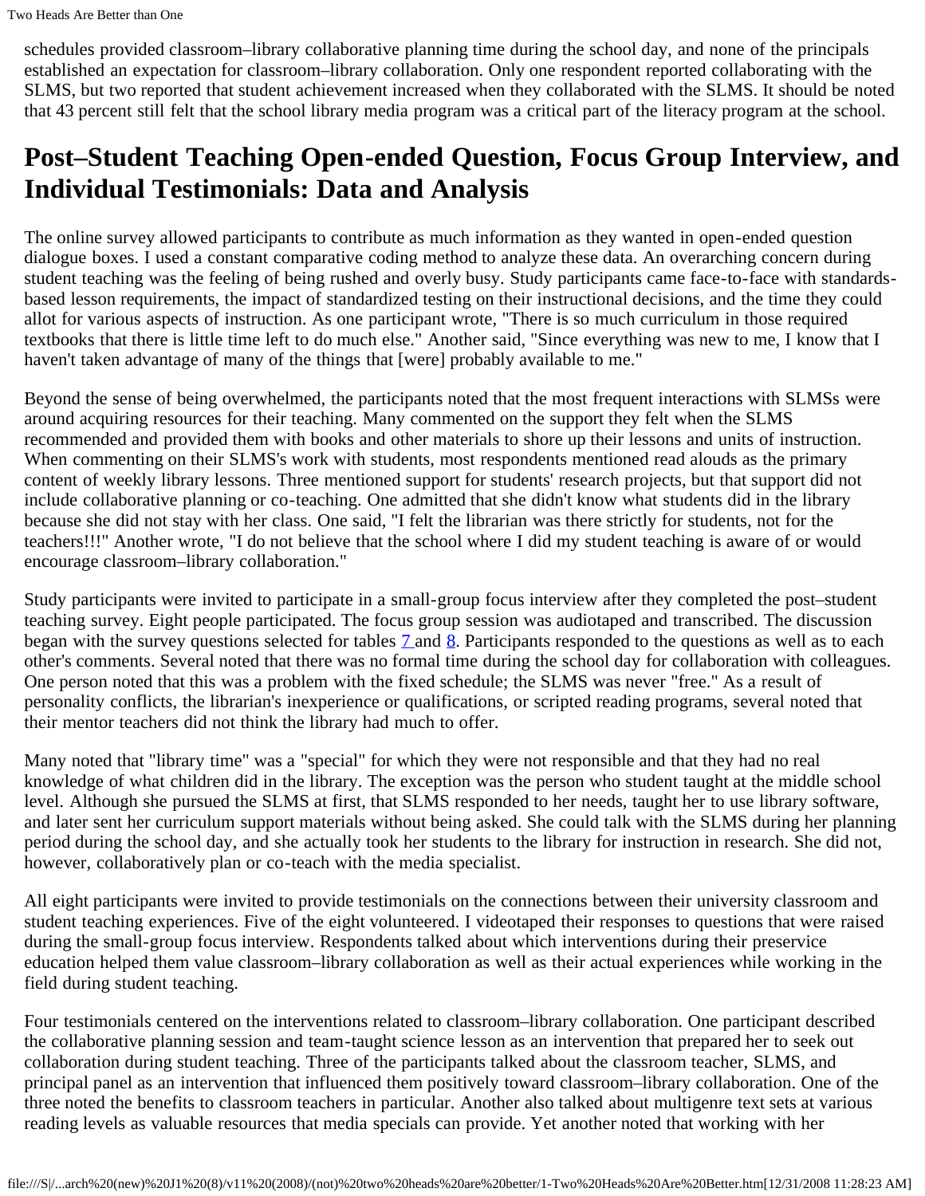schedules provided classroom–library collaborative planning time during the school day, and none of the principals established an expectation for classroom–library collaboration. Only one respondent reported collaborating with the SLMS, but two reported that student achievement increased when they collaborated with the SLMS. It should be noted that 43 percent still felt that the school library media program was a critical part of the literacy program at the school.

## Post–Student Teaching Open-ended Question, Focus Group Interview, and Individual Testimonials: Data and Analysis

The online survey allowed participants to contribute as much information as they wanted in open-ended question dialogue boxes. I used a constant comparative coding method to analyze these data. An overarching concern during student teaching was the feeling of being rushed and overly busy. Study participants came face-to-face with standards-based lesson requirements, the impact of standardized testing on their instructional decisions, and the time they could allot for various aspects of instruction. As one participant wrote, "There is so much curriculum in those required textbooks that there is little time left to do much else." Another said, "Since everything was new to me, I know that I haven't taken advantage of many of the things that [were] probably available to me."

Beyond the sense of being overwhelmed, the participants noted that the most frequent interactions with SLMSs were around acquiring resources for their teaching. Many commented on the support they felt when the SLMS recommended and provided them with books and other materials to shore up their lessons and units of instruction. When commenting on their SLMS's work with students, most respondents mentioned read alouds as the primary content of weekly library lessons. Three mentioned support for students' research projects, but that support did not include collaborative planning or co-teaching. One admitted that she didn't know what students did in the library because she did not stay with her class. One said, "I felt the librarian was there strictly for students, not for the teachers!!!" Another wrote, "I do not believe that the school where I did my student teaching is aware of or would encourage classroom–library collaboration."

Study participants were invited to participate in a small-group focus interview after they completed the post–student teaching survey. Eight people participated. The focus group session was audiotaped and transcribed. The discussion began with the survey questions selected for tables 7 and 8. Participants responded to the questions as well as to each other's comments. Several noted that there was no formal time during the school day for collaboration with colleagues. One person noted that this was a problem with the fixed schedule; the SLMS was never "free." As a result of personality conflicts, the librarian's inexperience or qualifications, or scripted reading programs, several noted that their mentor teachers did not think the library had much to offer.

Many noted that "library time" was a "special" for which they were not responsible and that they had no real knowledge of what children did in the library. The exception was the person who student taught at the middle school level. Although she pursued the SLMS at first, that SLMS responded to her needs, taught her to use library software, and later sent her curriculum support materials without being asked. She could talk with the SLMS during her planning period during the school day, and she actually took her students to the library for instruction in research. She did not, however, collaboratively plan or co-teach with the media specialist.

All eight participants were invited to provide testimonials on the connections between their university classroom and student teaching experiences. Five of the eight volunteered. I videotaped their responses to questions that were raised during the small-group focus interview. Respondents talked about which interventions during their preservice education helped them value classroom–library collaboration as well as their actual experiences while working in the field during student teaching.

Four testimonials centered on the interventions related to classroom–library collaboration. One participant described the collaborative planning session and team-taught science lesson as an intervention that prepared her to seek out collaboration during student teaching. Three of the participants talked about the classroom teacher, SLMS, and principal panel as an intervention that influenced them positively toward classroom–library collaboration. One of the three noted the benefits to classroom teachers in particular. Another also talked about multigenre text sets at various reading levels as valuable resources that media specials can provide. Yet another noted that working with her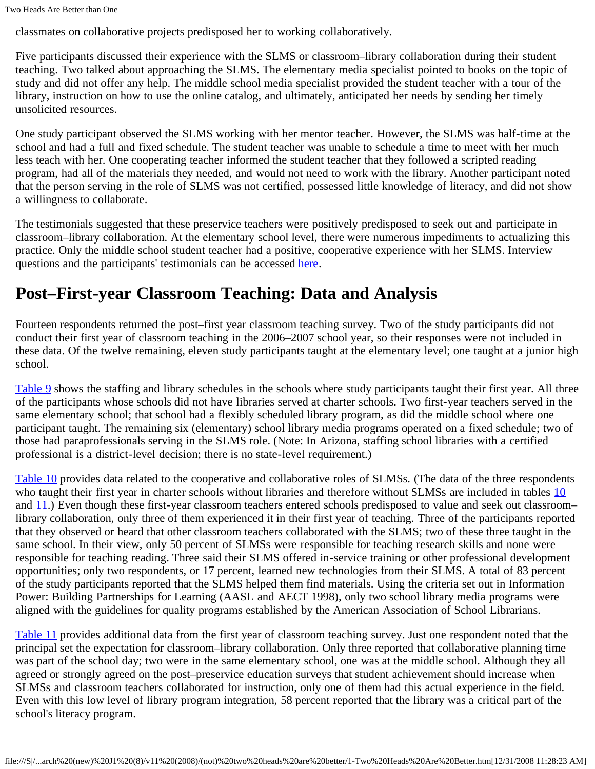classmates on collaborative projects predisposed her to working collaboratively.

Five participants discussed their experience with the SLMS or classroom–library collaboration during their student teaching. Two talked about approaching the SLMS. The elementary media specialist pointed to books on the topic of study and did not offer any help. The middle school media specialist provided the student teacher with a tour of the library, instruction on how to use the online catalog, and ultimately, anticipated her needs by sending her timely unsolicited resources.

One study participant observed the SLMS working with her mentor teacher. However, the SLMS was half-time at the school and had a full and fixed schedule. The student teacher was unable to schedule a time to meet with her much less teach with her. One cooperating teacher informed the student teacher that they followed a scripted reading program, had all of the materials they needed, and would not need to work with the library. Another participant noted that the person serving in the role of SLMS was not certified, possessed little knowledge of literacy, and did not show a willingness to collaborate.

The testimonials suggested that these preservice teachers were positively predisposed to seek out and participate in classroom–library collaboration. At the elementary school level, there were numerous impediments to actualizing this practice. Only the middle school student teacher had a positive, cooperative experience with her SLMS. Interview questions and the participants' testimonials can be accessed here.

## Post–First-year Classroom Teaching: Data and Analysis

Fourteen respondents returned the post–first year classroom teaching survey. Two of the study participants did not conduct their first year of classroom teaching in the 2006–2007 school year, so their responses were not included in these data. Of the twelve remaining, eleven study participants taught at the elementary level; one taught at a junior high school.

Table 9 shows the staffing and library schedules in the schools where study participants taught their first year. All three of the participants whose schools did not have libraries served at charter schools. Two first-year teachers served in the same elementary school; that school had a flexibly scheduled library program, as did the middle school where one participant taught. The remaining six (elementary) school library media programs operated on a fixed schedule; two of those had paraprofessionals serving in the SLMS role. (Note: In Arizona, staffing school libraries with a certified professional is a district-level decision; there is no state-level requirement.)

Table 10 provides data related to the cooperative and collaborative roles of SLMSs. (The data of the three respondents who taught their first year in charter schools without libraries and therefore without SLMSs are included in tables 10 and 11.) Even though these first-year classroom teachers entered schools predisposed to value and seek out classroom–library collaboration, only three of them experienced it in their first year of teaching. Three of the participants reported that they observed or heard that other classroom teachers collaborated with the SLMS; two of these three taught in the same school. In their view, only 50 percent of SLMSs were responsible for teaching research skills and none were responsible for teaching reading. Three said their SLMS offered in-service training or other professional development opportunities; only two respondents, or 17 percent, learned new technologies from their SLMS. A total of 83 percent of the study participants reported that the SLMS helped them find materials. Using the criteria set out in Information Power: Building Partnerships for Learning (AASL and AECT 1998), only two school library media programs were aligned with the guidelines for quality programs established by the American Association of School Librarians.

Table 11 provides additional data from the first year of classroom teaching survey. Just one respondent noted that the principal set the expectation for classroom–library collaboration. Only three reported that collaborative planning time was part of the school day; two were in the same elementary school, one was at the middle school. Although they all agreed or strongly agreed on the post–preservice education surveys that student achievement should increase when SLMSs and classroom teachers collaborated for instruction, only one of them had this actual experience in the field. Even with this low level of library program integration, 58 percent reported that the library was a critical part of the school's literacy program.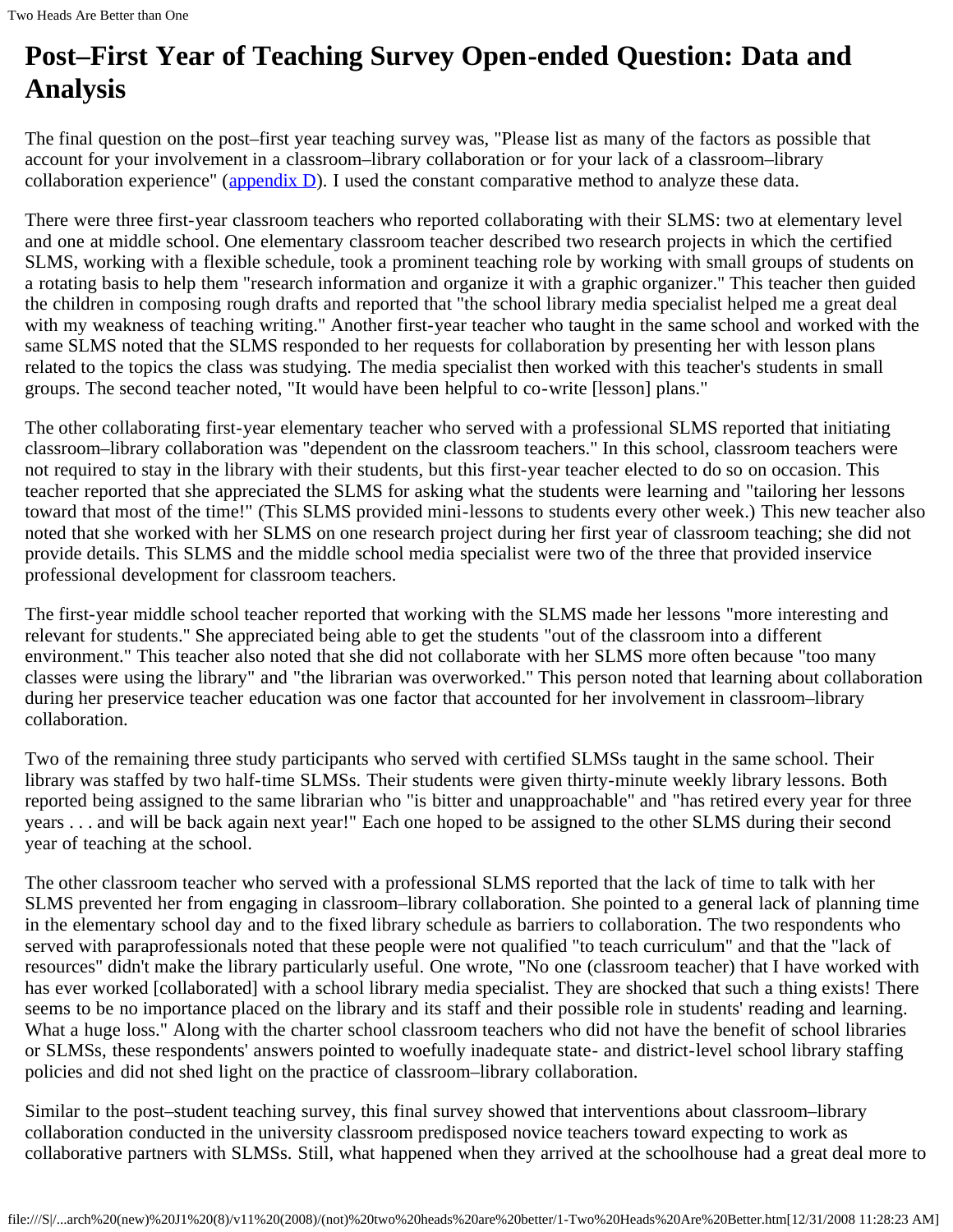# Post–First Year of Teaching Survey Open-ended Question: Data and Analysis

The final question on the post–first year teaching survey was, "Please list as many of the factors as possible that account for your involvement in a classroom–library collaboration or for your lack of a classroom–library collaboration experience" (appendix D). I used the constant comparative method to analyze these data.

There were three first-year classroom teachers who reported collaborating with their SLMS: two at elementary level and one at middle school. One elementary classroom teacher described two research projects in which the certified SLMS, working with a flexible schedule, took a prominent teaching role by working with small groups of students on a rotating basis to help them "research information and organize it with a graphic organizer." This teacher then guided the children in composing rough drafts and reported that "the school library media specialist helped me a great deal with my weakness of teaching writing." Another first-year teacher who taught in the same school and worked with the same SLMS noted that the SLMS responded to her requests for collaboration by presenting her with lesson plans related to the topics the class was studying. The media specialist then worked with this teacher's students in small groups. The second teacher noted, "It would have been helpful to co-write [lesson] plans."

The other collaborating first-year elementary teacher who served with a professional SLMS reported that initiating classroom–library collaboration was "dependent on the classroom teachers." In this school, classroom teachers were not required to stay in the library with their students, but this first-year teacher elected to do so on occasion. This teacher reported that she appreciated the SLMS for asking what the students were learning and "tailoring her lessons toward that most of the time!" (This SLMS provided mini-lessons to students every other week.) This new teacher also noted that she worked with her SLMS on one research project during her first year of classroom teaching; she did not provide details. This SLMS and the middle school media specialist were two of the three that provided inservice professional development for classroom teachers.

The first-year middle school teacher reported that working with the SLMS made her lessons "more interesting and relevant for students." She appreciated being able to get the students "out of the classroom into a different environment." This teacher also noted that she did not collaborate with her SLMS more often because "too many classes were using the library" and "the librarian was overworked." This person noted that learning about collaboration during her preservice teacher education was one factor that accounted for her involvement in classroom–library collaboration.

Two of the remaining three study participants who served with certified SLMSs taught in the same school. Their library was staffed by two half-time SLMSs. Their students were given thirty-minute weekly library lessons. Both reported being assigned to the same librarian who "is bitter and unapproachable" and "has retired every year for three years . . . and will be back again next year!" Each one hoped to be assigned to the other SLMS during their second year of teaching at the school.

The other classroom teacher who served with a professional SLMS reported that the lack of time to talk with her SLMS prevented her from engaging in classroom–library collaboration. She pointed to a general lack of planning time in the elementary school day and to the fixed library schedule as barriers to collaboration. The two respondents who served with paraprofessionals noted that these people were not qualified "to teach curriculum" and that the "lack of resources" didn't make the library particularly useful. One wrote, "No one (classroom teacher) that I have worked with has ever worked [collaborated] with a school library media specialist. They are shocked that such a thing exists! There seems to be no importance placed on the library and its staff and their possible role in students' reading and learning. What a huge loss." Along with the charter school classroom teachers who did not have the benefit of school libraries or SLMSs, these respondents' answers pointed to woefully inadequate state- and district-level school library staffing policies and did not shed light on the practice of classroom–library collaboration.

Similar to the post–student teaching survey, this final survey showed that interventions about classroom–library collaboration conducted in the university classroom predisposed novice teachers toward expecting to work as collaborative partners with SLMSs. Still, what happened when they arrived at the schoolhouse had a great deal more to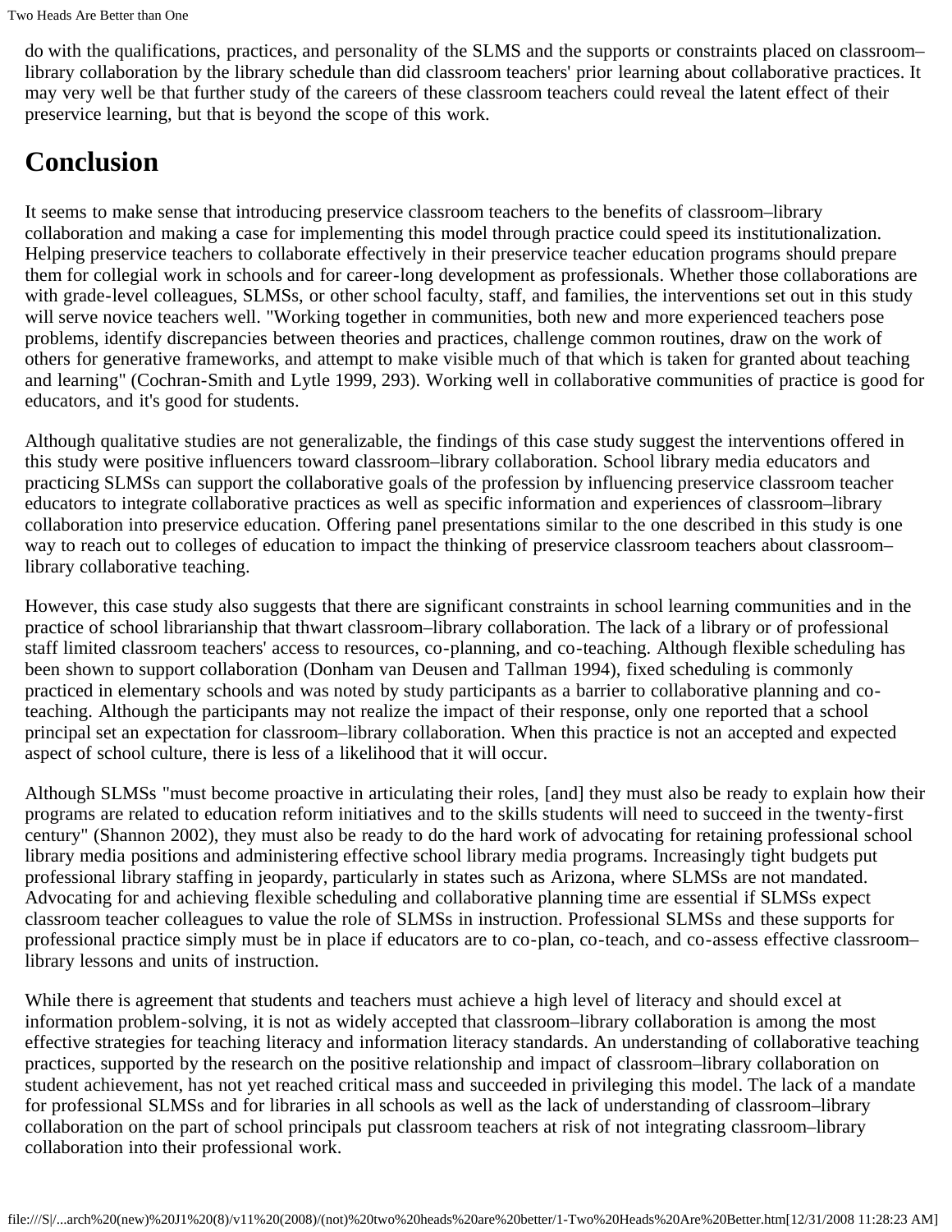do with the qualifications, practices, and personality of the SLMS and the supports or constraints placed on classroom–library collaboration by the library schedule than did classroom teachers' prior learning about collaborative practices. It may very well be that further study of the careers of these classroom teachers could reveal the latent effect of their preservice learning, but that is beyond the scope of this work.

# Conclusion

It seems to make sense that introducing preservice classroom teachers to the benefits of classroom–library collaboration and making a case for implementing this model through practice could speed its institutionalization. Helping preservice teachers to collaborate effectively in their preservice teacher education programs should prepare them for collegial work in schools and for career-long development as professionals. Whether those collaborations are with grade-level colleagues, SLMSs, or other school faculty, staff, and families, the interventions set out in this study will serve novice teachers well. "Working together in communities, both new and more experienced teachers pose problems, identify discrepancies between theories and practices, challenge common routines, draw on the work of others for generative frameworks, and attempt to make visible much of that which is taken for granted about teaching and learning" (Cochran-Smith and Lytle 1999, 293). Working well in collaborative communities of practice is good for educators, and it's good for students.

Although qualitative studies are not generalizable, the findings of this case study suggest the interventions offered in this study were positive influencers toward classroom–library collaboration. School library media educators and practicing SLMSs can support the collaborative goals of the profession by influencing preservice classroom teacher educators to integrate collaborative practices as well as specific information and experiences of classroom–library collaboration into preservice education. Offering panel presentations similar to the one described in this study is one way to reach out to colleges of education to impact the thinking of preservice classroom teachers about classroom–library collaborative teaching.

However, this case study also suggests that there are significant constraints in school learning communities and in the practice of school librarianship that thwart classroom–library collaboration. The lack of a library or of professional staff limited classroom teachers' access to resources, co-planning, and co-teaching. Although flexible scheduling has been shown to support collaboration (Donham van Deusen and Tallman 1994), fixed scheduling is commonly practiced in elementary schools and was noted by study participants as a barrier to collaborative planning and co-teaching. Although the participants may not realize the impact of their response, only one reported that a school principal set an expectation for classroom–library collaboration. When this practice is not an accepted and expected aspect of school culture, there is less of a likelihood that it will occur.

Although SLMSs "must become proactive in articulating their roles, [and] they must also be ready to explain how their programs are related to education reform initiatives and to the skills students will need to succeed in the twenty-first century" (Shannon 2002), they must also be ready to do the hard work of advocating for retaining professional school library media positions and administering effective school library media programs. Increasingly tight budgets put professional library staffing in jeopardy, particularly in states such as Arizona, where SLMSs are not mandated. Advocating for and achieving flexible scheduling and collaborative planning time are essential if SLMSs expect classroom teacher colleagues to value the role of SLMSs in instruction. Professional SLMSs and these supports for professional practice simply must be in place if educators are to co-plan, co-teach, and co-assess effective classroom–library lessons and units of instruction.

While there is agreement that students and teachers must achieve a high level of literacy and should excel at information problem-solving, it is not as widely accepted that classroom–library collaboration is among the most effective strategies for teaching literacy and information literacy standards. An understanding of collaborative teaching practices, supported by the research on the positive relationship and impact of classroom–library collaboration on student achievement, has not yet reached critical mass and succeeded in privileging this model. The lack of a mandate for professional SLMSs and for libraries in all schools as well as the lack of understanding of classroom–library collaboration on the part of school principals put classroom teachers at risk of not integrating classroom–library collaboration into their professional work.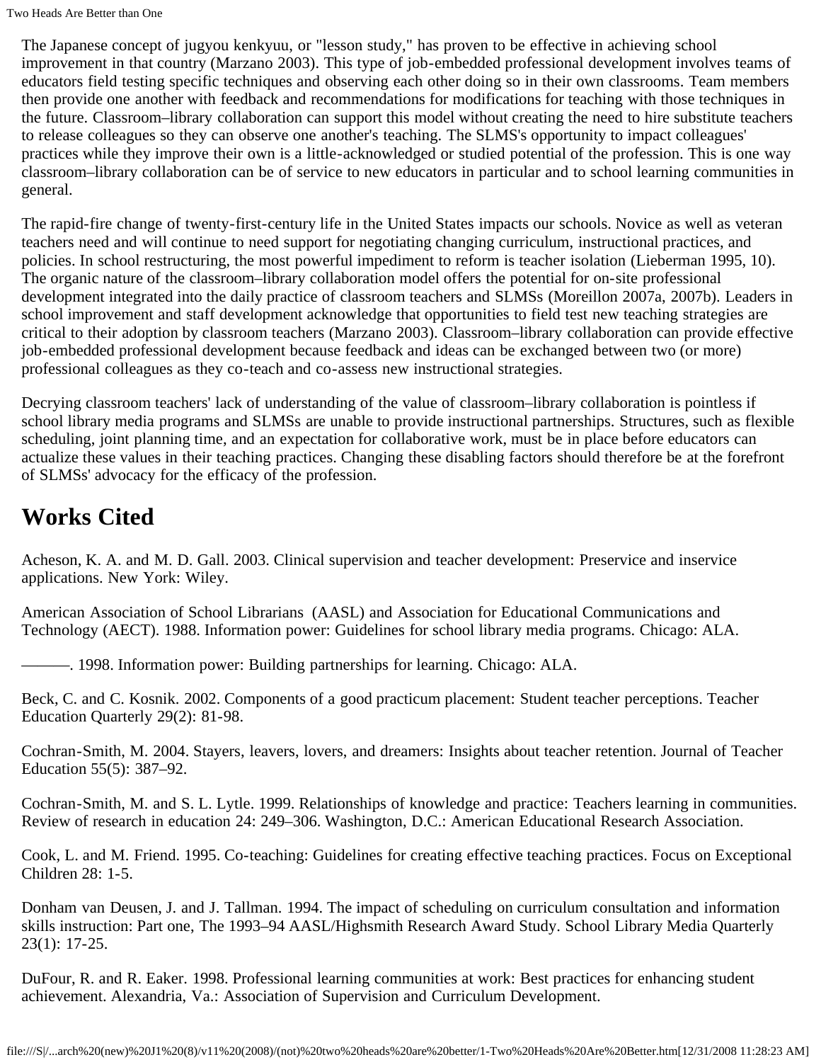The Japanese concept of jugyou kenkyuu, or "lesson study," has proven to be effective in achieving school improvement in that country (Marzano 2003). This type of job-embedded professional development involves teams of educators field testing specific techniques and observing each other doing so in their own classrooms. Team members then provide one another with feedback and recommendations for modifications for teaching with those techniques in the future. Classroom–library collaboration can support this model without creating the need to hire substitute teachers to release colleagues so they can observe one another's teaching. The SLMS's opportunity to impact colleagues' practices while they improve their own is a little-acknowledged or studied potential of the profession. This is one way classroom–library collaboration can be of service to new educators in particular and to school learning communities in general.

The rapid-fire change of twenty-first-century life in the United States impacts our schools. Novice as well as veteran teachers need and will continue to need support for negotiating changing curriculum, instructional practices, and policies. In school restructuring, the most powerful impediment to reform is teacher isolation (Lieberman 1995, 10). The organic nature of the classroom–library collaboration model offers the potential for on-site professional development integrated into the daily practice of classroom teachers and SLMSs (Moreillon 2007a, 2007b). Leaders in school improvement and staff development acknowledge that opportunities to field test new teaching strategies are critical to their adoption by classroom teachers (Marzano 2003). Classroom–library collaboration can provide effective job-embedded professional development because feedback and ideas can be exchanged between two (or more) professional colleagues as they co-teach and co-assess new instructional strategies.

Decrying classroom teachers' lack of understanding of the value of classroom–library collaboration is pointless if school library media programs and SLMSs are unable to provide instructional partnerships. Structures, such as flexible scheduling, joint planning time, and an expectation for collaborative work, must be in place before educators can actualize these values in their teaching practices. Changing these disabling factors should therefore be at the forefront of SLMSs' advocacy for the efficacy of the profession.

## Works Cited

Acheson, K. A. and M. D. Gall. 2003. Clinical supervision and teacher development: Preservice and inservice applications. New York: Wiley.

American Association of School Librarians (AASL) and Association for Educational Communications and Technology (AECT). 1988. Information power: Guidelines for school library media programs. Chicago: ALA.

———. 1998. Information power: Building partnerships for learning. Chicago: ALA.

Beck, C. and C. Kosnik. 2002. Components of a good practicum placement: Student teacher perceptions. Teacher Education Quarterly 29(2): 81-98.

Cochran-Smith, M. 2004. Stayers, leavers, lovers, and dreamers: Insights about teacher retention. Journal of Teacher Education 55(5): 387–92.

Cochran-Smith, M. and S. L. Lytle. 1999. Relationships of knowledge and practice: Teachers learning in communities. Review of research in education 24: 249–306. Washington, D.C.: American Educational Research Association.

Cook, L. and M. Friend. 1995. Co-teaching: Guidelines for creating effective teaching practices. Focus on Exceptional Children 28: 1-5.

Donham van Deusen, J. and J. Tallman. 1994. The impact of scheduling on curriculum consultation and information skills instruction: Part one, The 1993–94 AASL/Highsmith Research Award Study. School Library Media Quarterly 23(1): 17-25.

DuFour, R. and R. Eaker. 1998. Professional learning communities at work: Best practices for enhancing student achievement. Alexandria, Va.: Association of Supervision and Curriculum Development.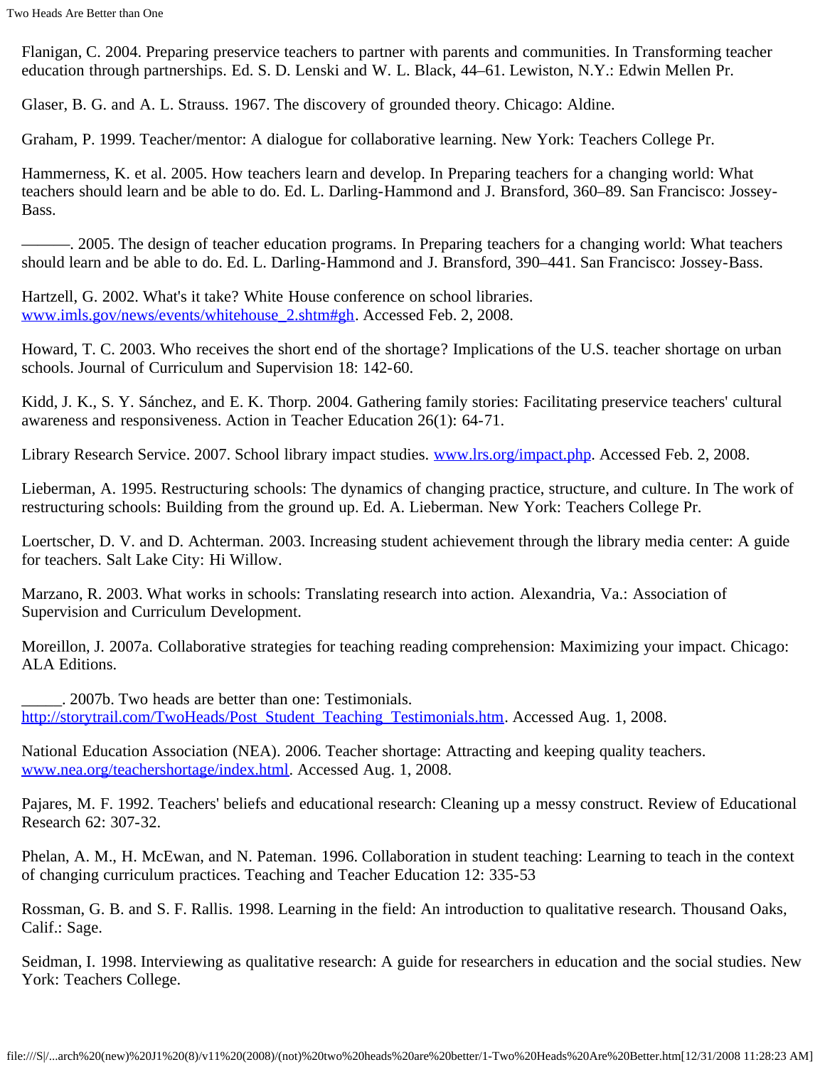Flanigan, C. 2004. Preparing preservice teachers to partner with parents and communities. In Transforming teacher education through partnerships. Ed. S. D. Lenski and W. L. Black, 44–61. Lewiston, N.Y.: Edwin Mellen Pr.

Glaser, B. G. and A. L. Strauss. 1967. The discovery of grounded theory. Chicago: Aldine.

Graham, P. 1999. Teacher/mentor: A dialogue for collaborative learning. New York: Teachers College Pr.

Hammerness, K. et al. 2005. How teachers learn and develop. In Preparing teachers for a changing world: What teachers should learn and be able to do. Ed. L. Darling-Hammond and J. Bransford, 360–89. San Francisco: Jossey-Bass.

———. 2005. The design of teacher education programs. In Preparing teachers for a changing world: What teachers should learn and be able to do. Ed. L. Darling-Hammond and J. Bransford, 390–441. San Francisco: Jossey-Bass.

Hartzell, G. 2002. What's it take? White House conference on school libraries. [www.imls.gov/news/events/whitehouse_2.shtm#gh](www.imls.gov/news/events/whitehouse_2.shtm#gh). Accessed Feb. 2, 2008.

Howard, T. C. 2003. Who receives the short end of the shortage? Implications of the U.S. teacher shortage on urban schools. Journal of Curriculum and Supervision 18: 142-60.

Kidd, J. K., S. Y. Sánchez, and E. K. Thorp. 2004. Gathering family stories: Facilitating preservice teachers' cultural awareness and responsiveness. Action in Teacher Education 26(1): 64-71.

Library Research Service. 2007. School library impact studies. [www.lrs.org/impact.php](www.lrs.org/impact.php). Accessed Feb. 2, 2008.

Lieberman, A. 1995. Restructuring schools: The dynamics of changing practice, structure, and culture. In The work of restructuring schools: Building from the ground up. Ed. A. Lieberman. New York: Teachers College Pr.

Loertscher, D. V. and D. Achterman. 2003. Increasing student achievement through the library media center: A guide for teachers. Salt Lake City: Hi Willow.

Marzano, R. 2003. What works in schools: Translating research into action. Alexandria, Va.: Association of Supervision and Curriculum Development.

Moreillon, J. 2007a. Collaborative strategies for teaching reading comprehension: Maximizing your impact. Chicago: ALA Editions.

_____. 2007b. Two heads are better than one: Testimonials. [http://storytrail.com/TwoHeads/Post_Student_Teaching_Testimonials.htm](http://storytrail.com/TwoHeads/Post_Student_Teaching_Testimonials.htm). Accessed Aug. 1, 2008.

National Education Association (NEA). 2006. Teacher shortage: Attracting and keeping quality teachers. [www.nea.org/teachershortage/index.html](www.nea.org/teachershortage/index.html). Accessed Aug. 1, 2008.

Pajares, M. F. 1992. Teachers' beliefs and educational research: Cleaning up a messy construct. Review of Educational Research 62: 307-32.

Phelan, A. M., H. McEwan, and N. Pateman. 1996. Collaboration in student teaching: Learning to teach in the context of changing curriculum practices. Teaching and Teacher Education 12: 335-53

Rossman, G. B. and S. F. Rallis. 1998. Learning in the field: An introduction to qualitative research. Thousand Oaks, Calif.: Sage.

Seidman, I. 1998. Interviewing as qualitative research: A guide for researchers in education and the social studies. New York: Teachers College.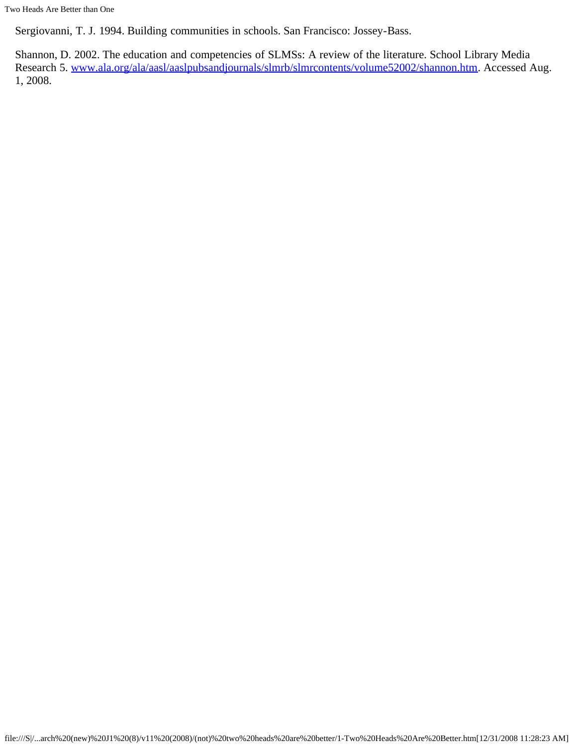Sergiovanni, T. J. 1994. Building communities in schools. San Francisco: Jossey-Bass.

Shannon, D. 2002. The education and competencies of SLMSs: A review of the literature. School Library Media Research 5. [www.ala.org/ala/aasl/aaslpubsandjournals/slmrb/slmrcontents/volume52002/shannon.htm](www.ala.org/ala/aasl/aaslpubsandjournals/slmrb/slmrcontents/volume52002/shannon.htm). Accessed Aug. 1, 2008.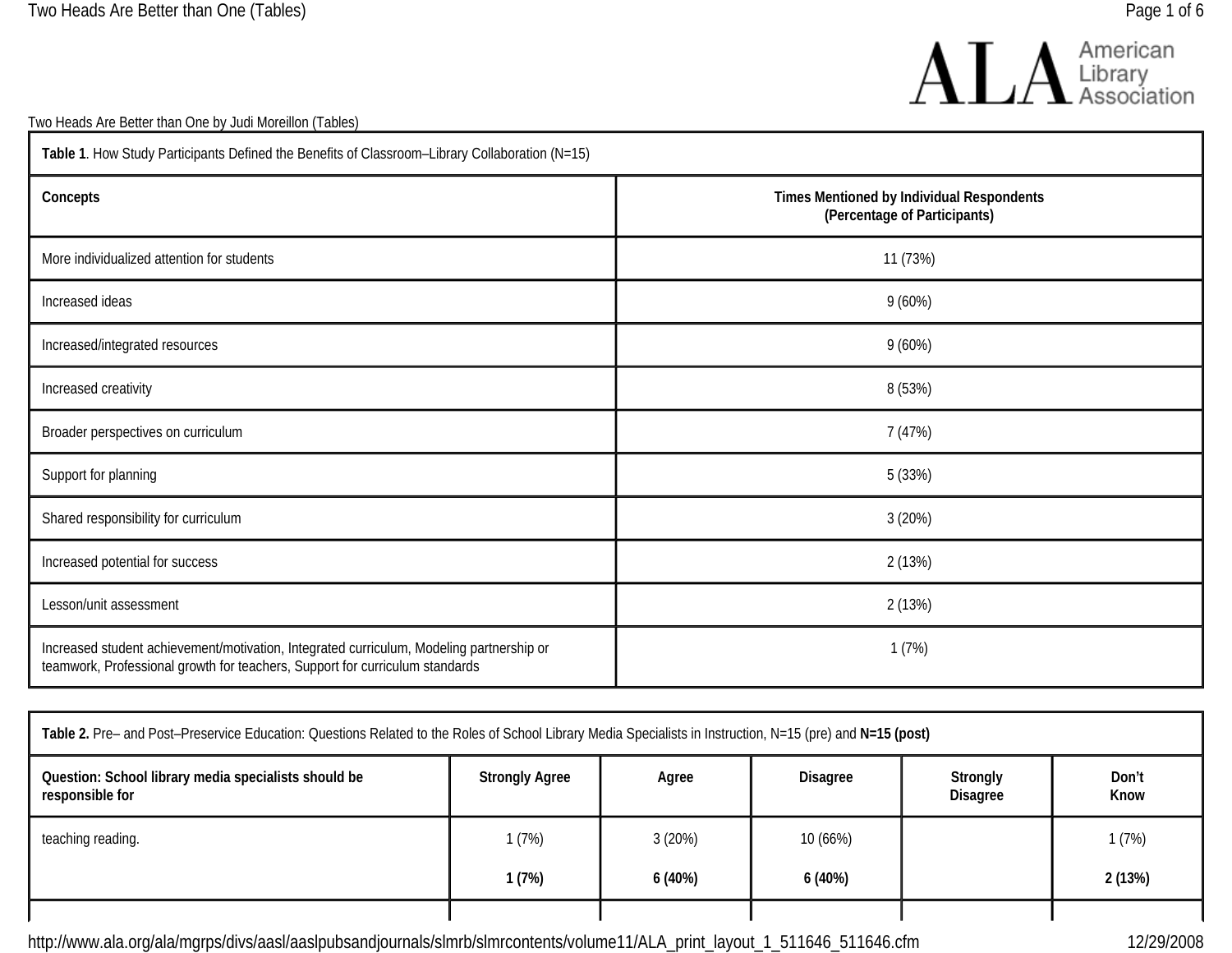Two Heads Are Better than One by Judi Moreillon (Tables)

**Table 1**. How Study Participants Defined the Benefits of Classroom–Library Collaboration (N=15)

| **Concepts** | **Times Mentioned by Individual Respondents (Percentage of Participants)** |
|---|---|
| More individualized attention for students | 11 (73%) |
| Increased ideas | 9 (60%) |
| Increased/integrated resources | 9 (60%) |
| Increased creativity | 8 (53%) |
| Broader perspectives on curriculum | 7 (47%) |
| Support for planning | 5 (33%) |
| Shared responsibility for curriculum | 3 (20%) |
| Increased potential for success | 2 (13%) |
| Lesson/unit assessment | 2 (13%) |
| Increased student achievement/motivation, Integrated curriculum, Modeling partnership or teamwork, Professional growth for teachers, Support for curriculum standards | 1 (7%) |

**Table 2.** Pre– and Post–Preservice Education: Questions Related to the Roles of School Library Media Specialists in Instruction, N=15 (pre) and **N=15 (post)**

| **Question: School library media specialists should be responsible for** | **Strongly Agree** | **Agree** | **Disagree** | **Strongly Disagree** | **Don't Know** |
|---|---|---|---|---|---|
| teaching reading. | 1 (7%) | 3 (20%) | 10 (66%) | | 1 (7%) |
| | **1 (7%)** | **6 (40%)** | **6 (40%)** | | **2 (13%)** |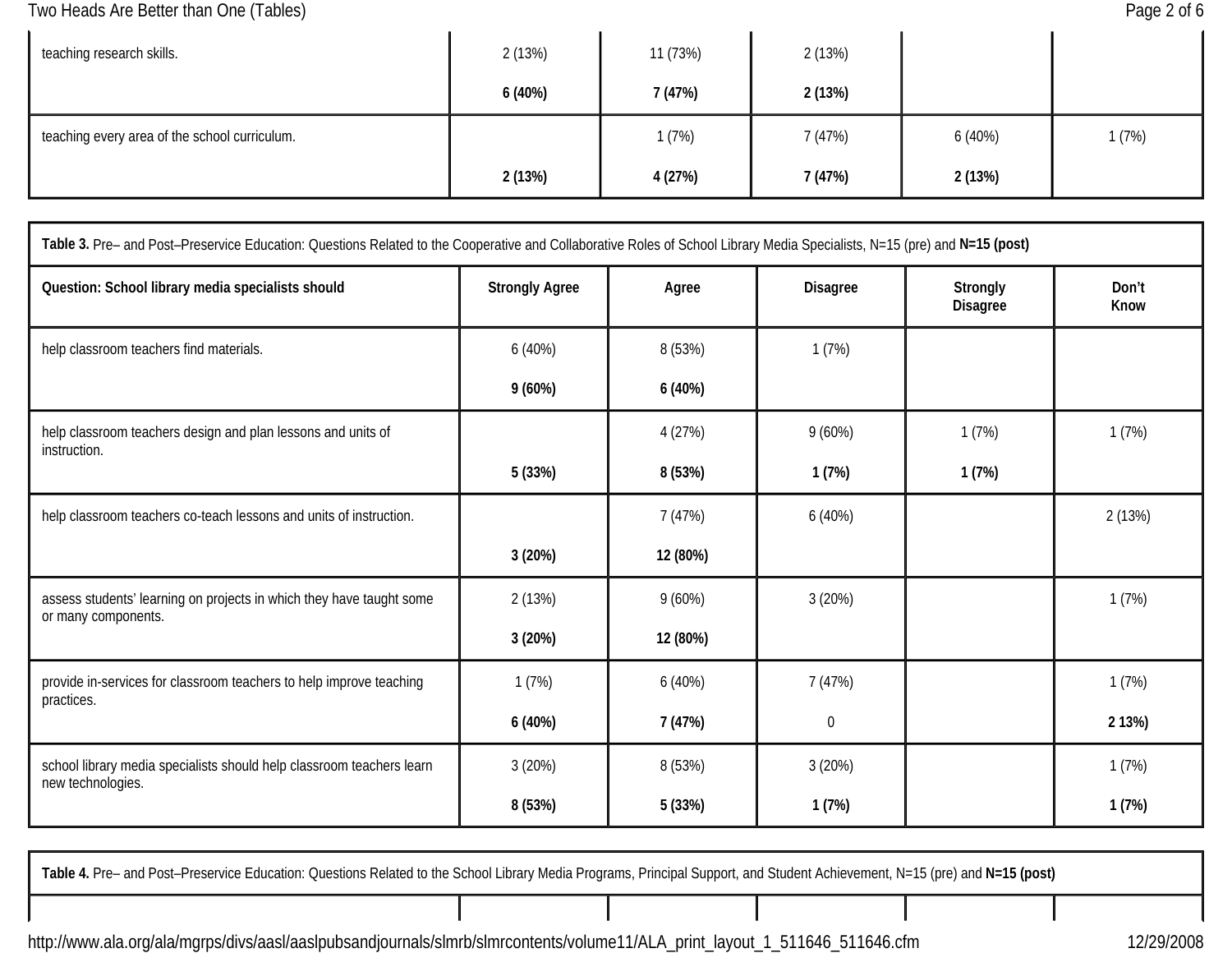| | | | | | |
|---|---|---|---|---|---|
| teaching research skills. | 2 (13%) | 11 (73%) | 2 (13%) | | |
| | **6 (40%)** | **7 (47%)** | **2 (13%)** | | |
| teaching every area of the school curriculum. | | 1 (7%) | 7 (47%) | 6 (40%) | 1 (7%) |
| | **2 (13%)** | **4 (27%)** | **7 (47%)** | **2 (13%)** | |

**Table 3.** Pre– and Post–Preservice Education: Questions Related to the Cooperative and Collaborative Roles of School Library Media Specialists, N=15 (pre) and **N=15 (post)**

| Question: School library media specialists should | Strongly Agree | Agree | Disagree | Strongly Disagree | Don't Know |
|---|---|---|---|---|---|
| help classroom teachers find materials. | 6 (40%) | 8 (53%) | 1 (7%) | | |
| | **9 (60%)** | **6 (40%)** | | | |
| help classroom teachers design and plan lessons and units of instruction. | | 4 (27%) | 9 (60%) | 1 (7%) | 1 (7%) |
| | **5 (33%)** | **8 (53%)** | **1 (7%)** | **1 (7%)** | |
| help classroom teachers co-teach lessons and units of instruction. | | 7 (47%) | 6 (40%) | | 2 (13%) |
| | **3 (20%)** | **12 (80%)** | | | |
| assess students' learning on projects in which they have taught some or many components. | 2 (13%) | 9 (60%) | 3 (20%) | | 1 (7%) |
| | **3 (20%)** | **12 (80%)** | | | |
| provide in-services for classroom teachers to help improve teaching practices. | 1 (7%) | 6 (40%) | 7 (47%) | | 1 (7%) |
| | **6 (40%)** | **7 (47%)** | 0 | | **2 13%)** |
| school library media specialists should help classroom teachers learn new technologies. | 3 (20%) | 8 (53%) | 3 (20%) | | 1 (7%) |
| | **8 (53%)** | **5 (33%)** | **1 (7%)** | | **1 (7%)** |

**Table 4.** Pre– and Post–Preservice Education: Questions Related to the School Library Media Programs, Principal Support, and Student Achievement, N=15 (pre) and **N=15 (post)**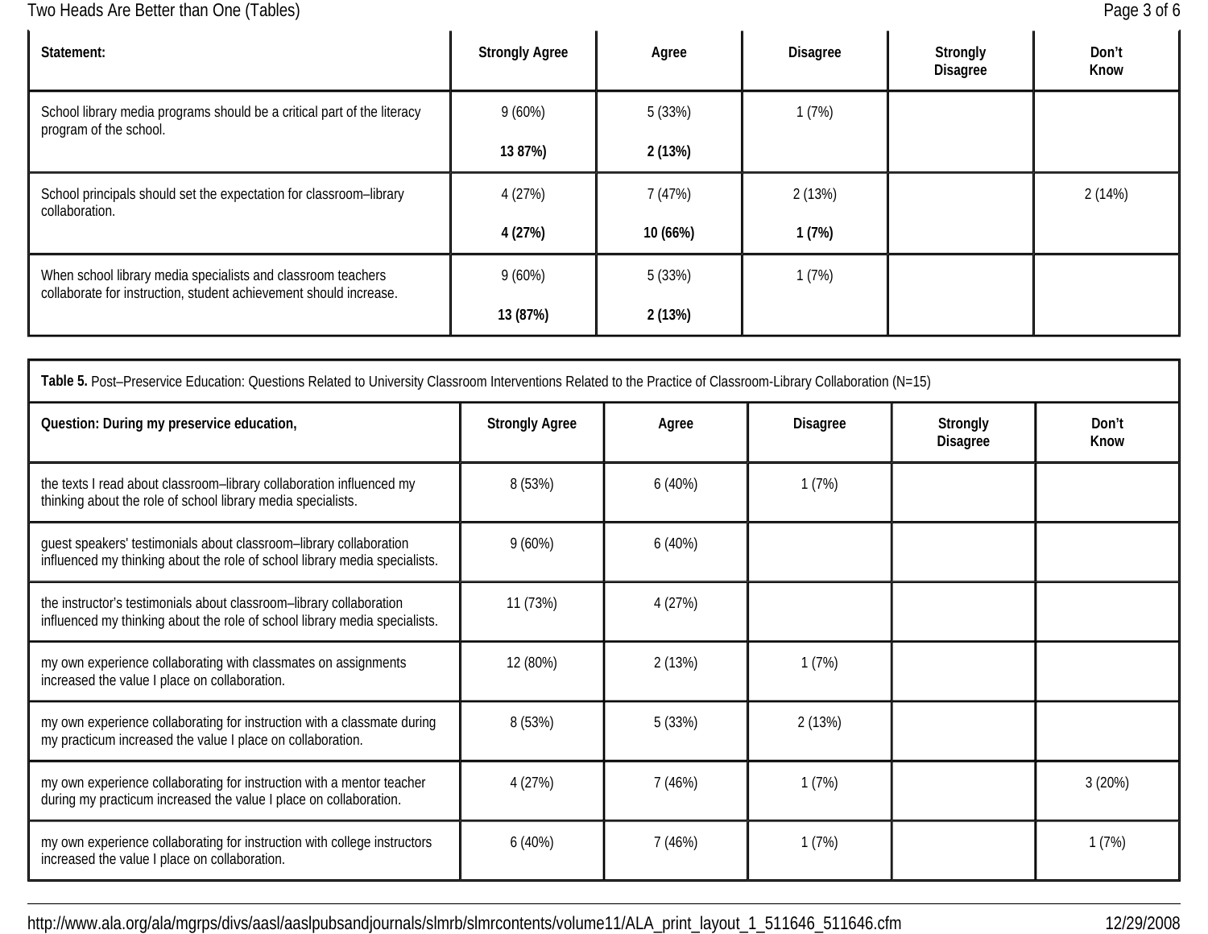| Statement: | Strongly Agree | Agree | Disagree | Strongly Disagree | Don't Know |
|---|---|---|---|---|---|
| School library media programs should be a critical part of the literacy program of the school. | 9 (60%)<br>**13 87%)** | 5 (33%)<br>**2 (13%)** | 1 (7%) | | |
| School principals should set the expectation for classroom–library collaboration. | 4 (27%)<br>**4 (27%)** | 7 (47%)<br>**10 (66%)** | 2 (13%)<br>**1 (7%)** | | 2 (14%) |
| When school library media specialists and classroom teachers collaborate for instruction, student achievement should increase. | 9 (60%)<br>**13 (87%)** | 5 (33%)<br>**2 (13%)** | 1 (7%) | | |

**Table 5.** Post–Preservice Education: Questions Related to University Classroom Interventions Related to the Practice of Classroom-Library Collaboration (N=15)

| Question: During my preservice education, | Strongly Agree | Agree | Disagree | Strongly Disagree | Don't Know |
|---|---|---|---|---|---|
| the texts I read about classroom–library collaboration influenced my thinking about the role of school library media specialists. | 8 (53%) | 6 (40%) | 1 (7%) | | |
| guest speakers' testimonials about classroom–library collaboration influenced my thinking about the role of school library media specialists. | 9 (60%) | 6 (40%) | | | |
| the instructor's testimonials about classroom–library collaboration influenced my thinking about the role of school library media specialists. | 11 (73%) | 4 (27%) | | | |
| my own experience collaborating with classmates on assignments increased the value I place on collaboration. | 12 (80%) | 2 (13%) | 1 (7%) | | |
| my own experience collaborating for instruction with a classmate during my practicum increased the value I place on collaboration. | 8 (53%) | 5 (33%) | 2 (13%) | | |
| my own experience collaborating for instruction with a mentor teacher during my practicum increased the value I place on collaboration. | 4 (27%) | 7 (46%) | 1 (7%) | | 3 (20%) |
| my own experience collaborating for instruction with college instructors increased the value I place on collaboration. | 6 (40%) | 7 (46%) | 1 (7%) | | 1 (7%) |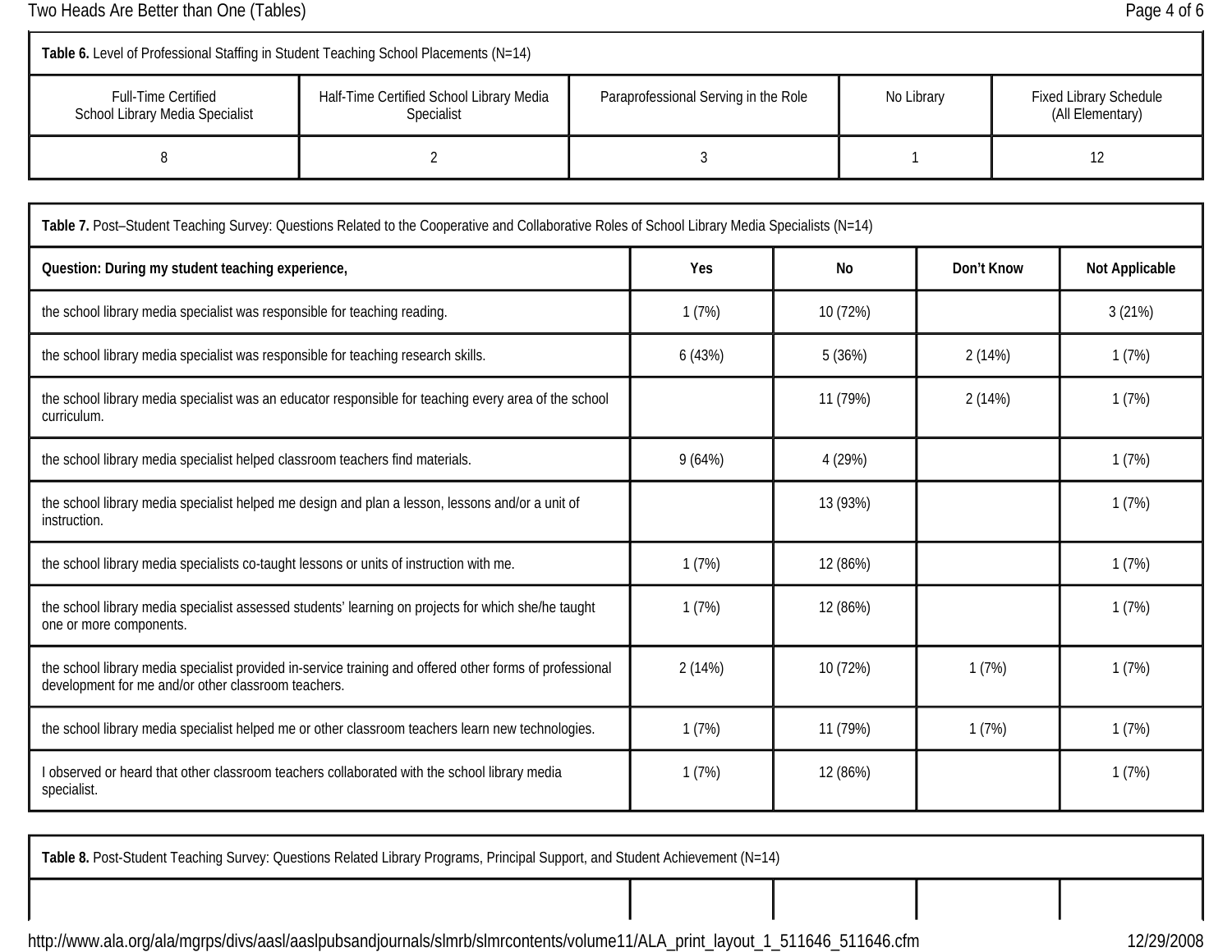**Table 6.** Level of Professional Staffing in Student Teaching School Placements (N=14)

| Full-Time Certified School Library Media Specialist | Half-Time Certified School Library Media Specialist | Paraprofessional Serving in the Role | No Library | Fixed Library Schedule (All Elementary) |
|---|---|---|---|---|
| 8 | 2 | 3 | 1 | 12 |

**Table 7.** Post–Student Teaching Survey: Questions Related to the Cooperative and Collaborative Roles of School Library Media Specialists (N=14)

| **Question: During my student teaching experience,** | **Yes** | **No** | **Don't Know** | **Not Applicable** |
|---|---|---|---|---|
| the school library media specialist was responsible for teaching reading. | 1 (7%) | 10 (72%) | | 3 (21%) |
| the school library media specialist was responsible for teaching research skills. | 6 (43%) | 5 (36%) | 2 (14%) | 1 (7%) |
| the school library media specialist was an educator responsible for teaching every area of the school curriculum. | | 11 (79%) | 2 (14%) | 1 (7%) |
| the school library media specialist helped classroom teachers find materials. | 9 (64%) | 4 (29%) | | 1 (7%) |
| the school library media specialist helped me design and plan a lesson, lessons and/or a unit of instruction. | | 13 (93%) | | 1 (7%) |
| the school library media specialists co-taught lessons or units of instruction with me. | 1 (7%) | 12 (86%) | | 1 (7%) |
| the school library media specialist assessed students' learning on projects for which she/he taught one or more components. | 1 (7%) | 12 (86%) | | 1 (7%) |
| the school library media specialist provided in-service training and offered other forms of professional development for me and/or other classroom teachers. | 2 (14%) | 10 (72%) | 1 (7%) | 1 (7%) |
| the school library media specialist helped me or other classroom teachers learn new technologies. | 1 (7%) | 11 (79%) | 1 (7%) | 1 (7%) |
| I observed or heard that other classroom teachers collaborated with the school library media specialist. | 1 (7%) | 12 (86%) | | 1 (7%) |

**Table 8.** Post-Student Teaching Survey: Questions Related Library Programs, Principal Support, and Student Achievement (N=14)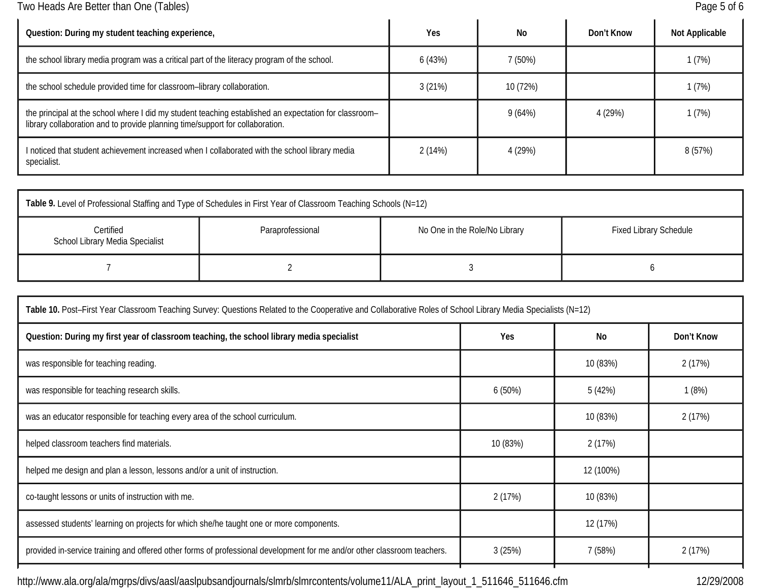| Question: During my student teaching experience, | Yes | No | Don't Know | Not Applicable |
| --- | --- | --- | --- | --- |
| the school library media program was a critical part of the literacy program of the school. | 6 (43%) | 7 (50%) | | 1 (7%) |
| the school schedule provided time for classroom–library collaboration. | 3 (21%) | 10 (72%) | | 1 (7%) |
| the principal at the school where I did my student teaching established an expectation for classroom–library collaboration and to provide planning time/support for collaboration. | | 9 (64%) | 4 (29%) | 1 (7%) |
| I noticed that student achievement increased when I collaborated with the school library media specialist. | 2 (14%) | 4 (29%) | | 8 (57%) |

**Table 9.** Level of Professional Staffing and Type of Schedules in First Year of Classroom Teaching Schools (N=12)

| Certified School Library Media Specialist | Paraprofessional | No One in the Role/No Library | Fixed Library Schedule |
| --- | --- | --- | --- |
| 7 | 2 | 3 | 6 |

**Table 10.** Post–First Year Classroom Teaching Survey: Questions Related to the Cooperative and Collaborative Roles of School Library Media Specialists (N=12)

| Question: During my first year of classroom teaching, the school library media specialist | Yes | No | Don't Know |
| --- | --- | --- | --- |
| was responsible for teaching reading. | | 10 (83%) | 2 (17%) |
| was responsible for teaching research skills. | 6 (50%) | 5 (42%) | 1 (8%) |
| was an educator responsible for teaching every area of the school curriculum. | | 10 (83%) | 2 (17%) |
| helped classroom teachers find materials. | 10 (83%) | 2 (17%) | |
| helped me design and plan a lesson, lessons and/or a unit of instruction. | | 12 (100%) | |
| co-taught lessons or units of instruction with me. | 2 (17%) | 10 (83%) | |
| assessed students' learning on projects for which she/he taught one or more components. | | 12 (17%) | |
| provided in-service training and offered other forms of professional development for me and/or other classroom teachers. | 3 (25%) | 7 (58%) | 2 (17%) |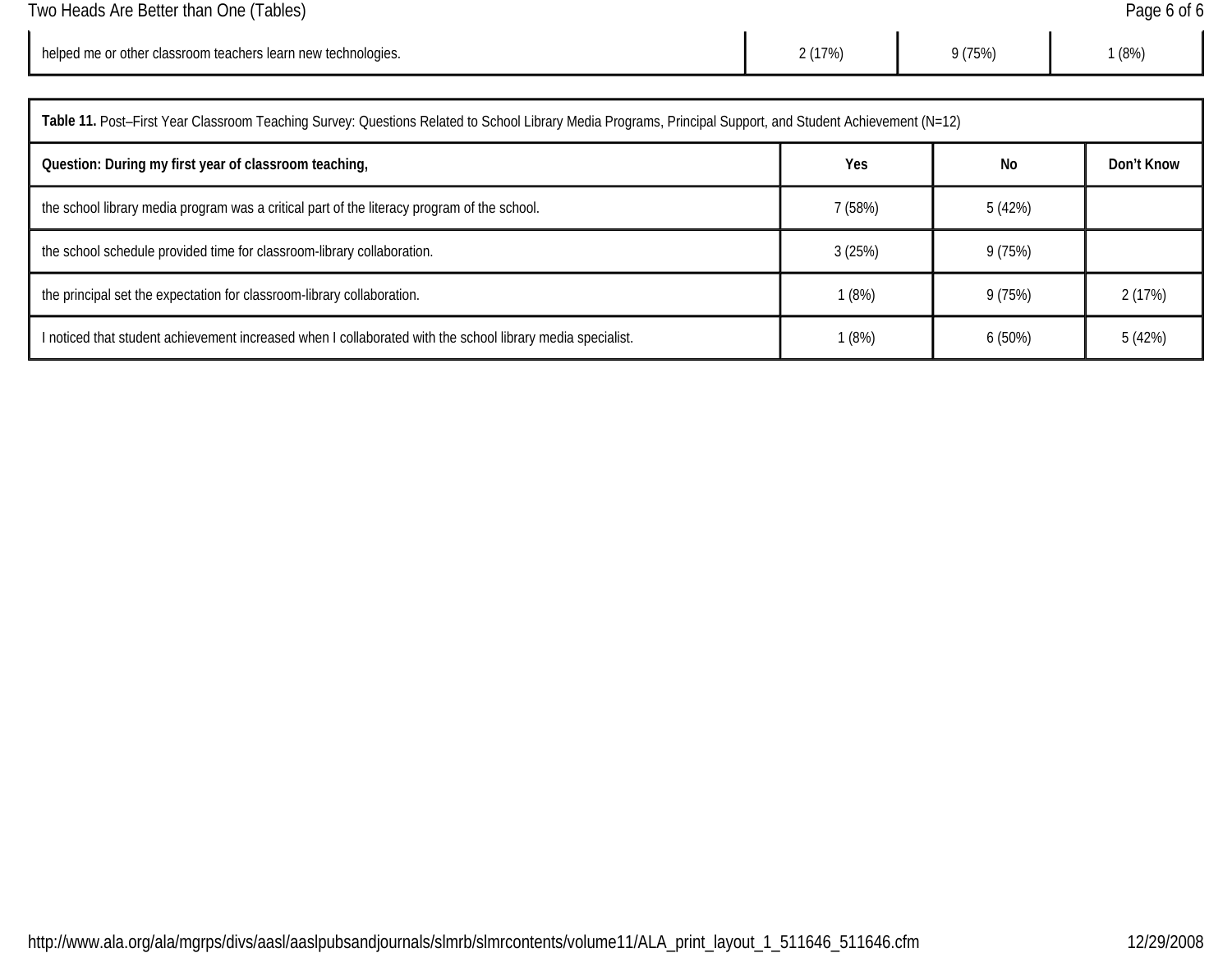| helped me or other classroom teachers learn new technologies. | 2 (17%) | 9 (75%) | 1 (8%) |
|---|---|---|---|

**Table 11.** Post–First Year Classroom Teaching Survey: Questions Related to School Library Media Programs, Principal Support, and Student Achievement (N=12)

| **Question: During my first year of classroom teaching,** | **Yes** | **No** | **Don't Know** |
|---|---|---|---|
| the school library media program was a critical part of the literacy program of the school. | 7 (58%) | 5 (42%) | |
| the school schedule provided time for classroom-library collaboration. | 3 (25%) | 9 (75%) | |
| the principal set the expectation for classroom-library collaboration. | 1 (8%) | 9 (75%) | 2 (17%) |
| I noticed that student achievement increased when I collaborated with the school library media specialist. | 1 (8%) | 6 (50%) | 5 (42%) |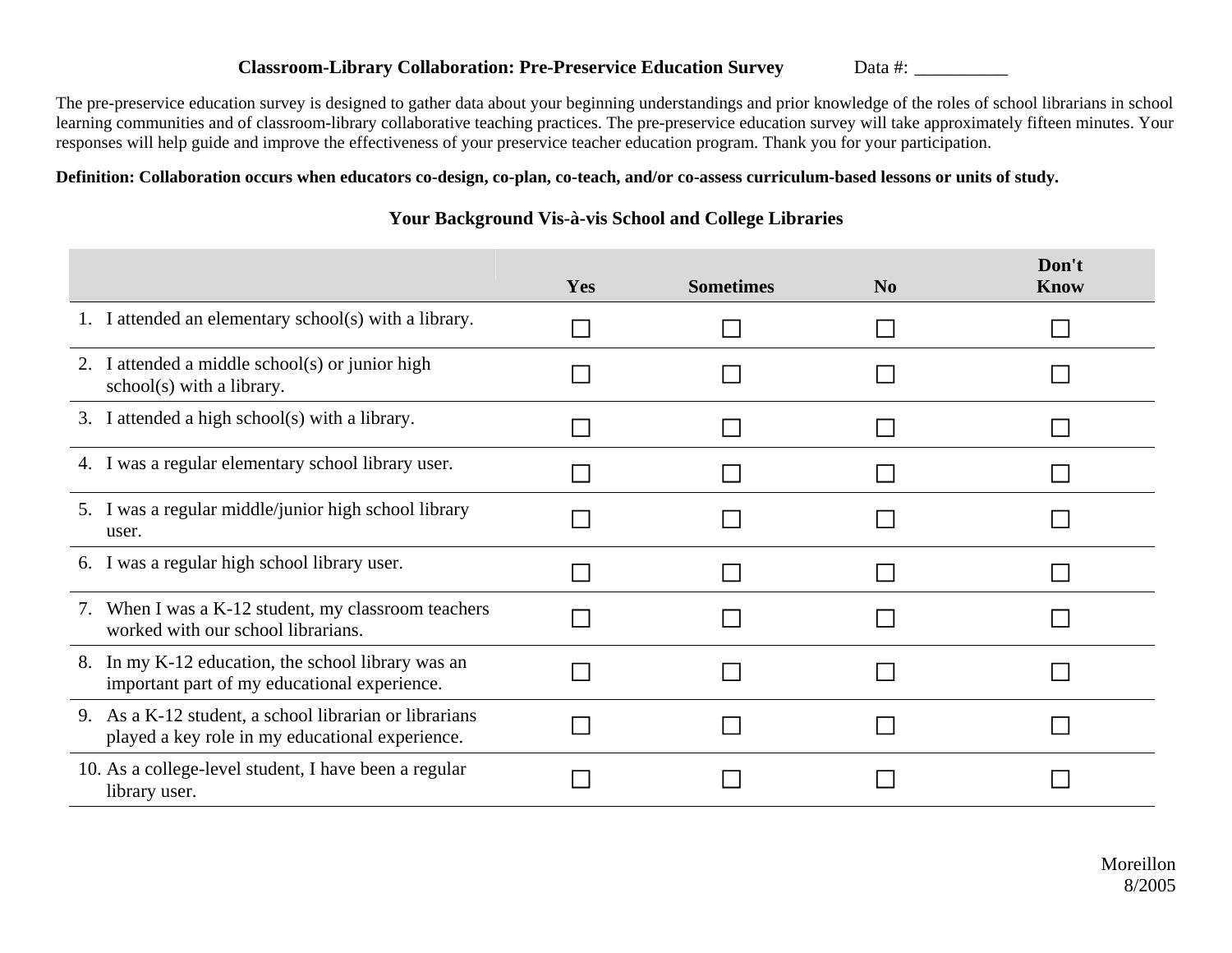**Classroom-Library Collaboration: Pre-Preservice Education Survey** Data #: __________

The pre-preservice education survey is designed to gather data about your beginning understandings and prior knowledge of the roles of school librarians in school learning communities and of classroom-library collaborative teaching practices. The pre-preservice education survey will take approximately fifteen minutes. Your responses will help guide and improve the effectiveness of your preservice teacher education program. Thank you for your participation.

**Definition: Collaboration occurs when educators co-design, co-plan, co-teach, and/or co-assess curriculum-based lessons or units of study.**

### Your Background Vis-à-vis School and College Libraries

| | Yes | Sometimes | No | Don't Know |
|---|---|---|---|---|
| 1. I attended an elementary school(s) with a library. | ☐ | ☐ | ☐ | ☐ |
| 2. I attended a middle school(s) or junior high school(s) with a library. | ☐ | ☐ | ☐ | ☐ |
| 3. I attended a high school(s) with a library. | ☐ | ☐ | ☐ | ☐ |
| 4. I was a regular elementary school library user. | ☐ | ☐ | ☐ | ☐ |
| 5. I was a regular middle/junior high school library user. | ☐ | ☐ | ☐ | ☐ |
| 6. I was a regular high school library user. | ☐ | ☐ | ☐ | ☐ |
| 7. When I was a K-12 student, my classroom teachers worked with our school librarians. | ☐ | ☐ | ☐ | ☐ |
| 8. In my K-12 education, the school library was an important part of my educational experience. | ☐ | ☐ | ☐ | ☐ |
| 9. As a K-12 student, a school librarian or librarians played a key role in my educational experience. | ☐ | ☐ | ☐ | ☐ |
| 10. As a college-level student, I have been a regular library user. | ☐ | ☐ | ☐ | ☐ |

Moreillon
8/2005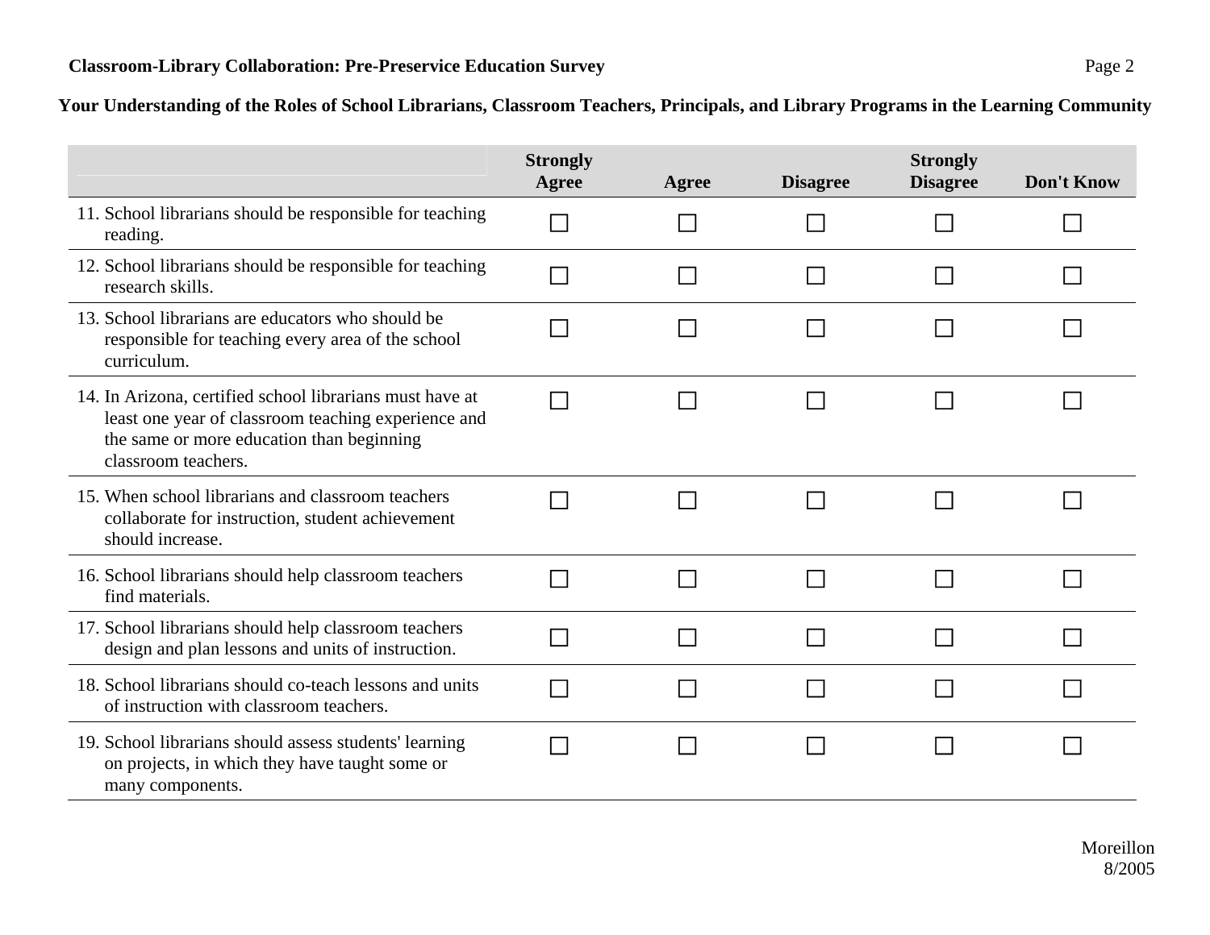## Your Understanding of the Roles of School Librarians, Classroom Teachers, Principals, and Library Programs in the Learning Community

| | Strongly Agree | Agree | Disagree | Strongly Disagree | Don't Know |
|---|---|---|---|---|---|
| 11. School librarians should be responsible for teaching reading. | ☐ | ☐ | ☐ | ☐ | ☐ |
| 12. School librarians should be responsible for teaching research skills. | ☐ | ☐ | ☐ | ☐ | ☐ |
| 13. School librarians are educators who should be responsible for teaching every area of the school curriculum. | ☐ | ☐ | ☐ | ☐ | ☐ |
| 14. In Arizona, certified school librarians must have at least one year of classroom teaching experience and the same or more education than beginning classroom teachers. | ☐ | ☐ | ☐ | ☐ | ☐ |
| 15. When school librarians and classroom teachers collaborate for instruction, student achievement should increase. | ☐ | ☐ | ☐ | ☐ | ☐ |
| 16. School librarians should help classroom teachers find materials. | ☐ | ☐ | ☐ | ☐ | ☐ |
| 17. School librarians should help classroom teachers design and plan lessons and units of instruction. | ☐ | ☐ | ☐ | ☐ | ☐ |
| 18. School librarians should co-teach lessons and units of instruction with classroom teachers. | ☐ | ☐ | ☐ | ☐ | ☐ |
| 19. School librarians should assess students' learning on projects, in which they have taught some or many components. | ☐ | ☐ | ☐ | ☐ | ☐ |

Moreillon
8/2005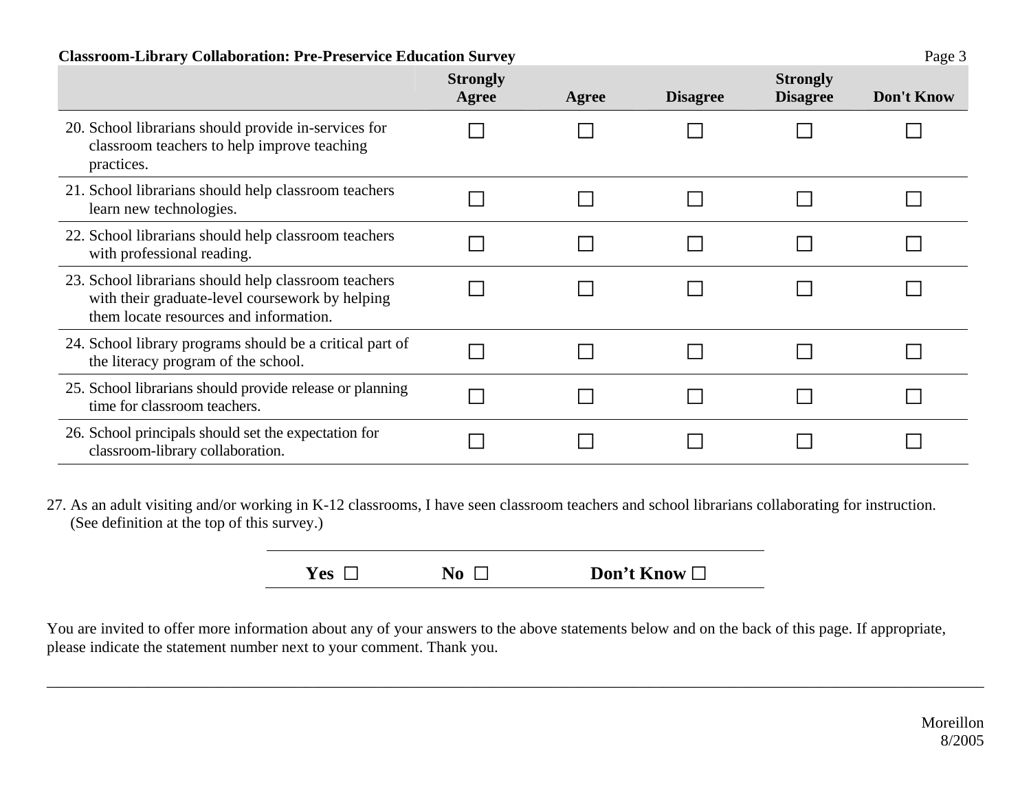| | Strongly Agree | Agree | Disagree | Strongly Disagree | Don't Know |
|---|---|---|---|---|---|
| 20. School librarians should provide in-services for classroom teachers to help improve teaching practices. | ☐ | ☐ | ☐ | ☐ | ☐ |
| 21. School librarians should help classroom teachers learn new technologies. | ☐ | ☐ | ☐ | ☐ | ☐ |
| 22. School librarians should help classroom teachers with professional reading. | ☐ | ☐ | ☐ | ☐ | ☐ |
| 23. School librarians should help classroom teachers with their graduate-level coursework by helping them locate resources and information. | ☐ | ☐ | ☐ | ☐ | ☐ |
| 24. School library programs should be a critical part of the literacy program of the school. | ☐ | ☐ | ☐ | ☐ | ☐ |
| 25. School librarians should provide release or planning time for classroom teachers. | ☐ | ☐ | ☐ | ☐ | ☐ |
| 26. School principals should set the expectation for classroom-library collaboration. | ☐ | ☐ | ☐ | ☐ | ☐ |

27. As an adult visiting and/or working in K-12 classrooms, I have seen classroom teachers and school librarians collaborating for instruction. (See definition at the top of this survey.)

**Yes** ☐ **No** ☐ **Don't Know** ☐

You are invited to offer more information about any of your answers to the above statements below and on the back of this page. If appropriate, please indicate the statement number next to your comment. Thank you.

___________________________________________________________________________

Moreillon
8/2005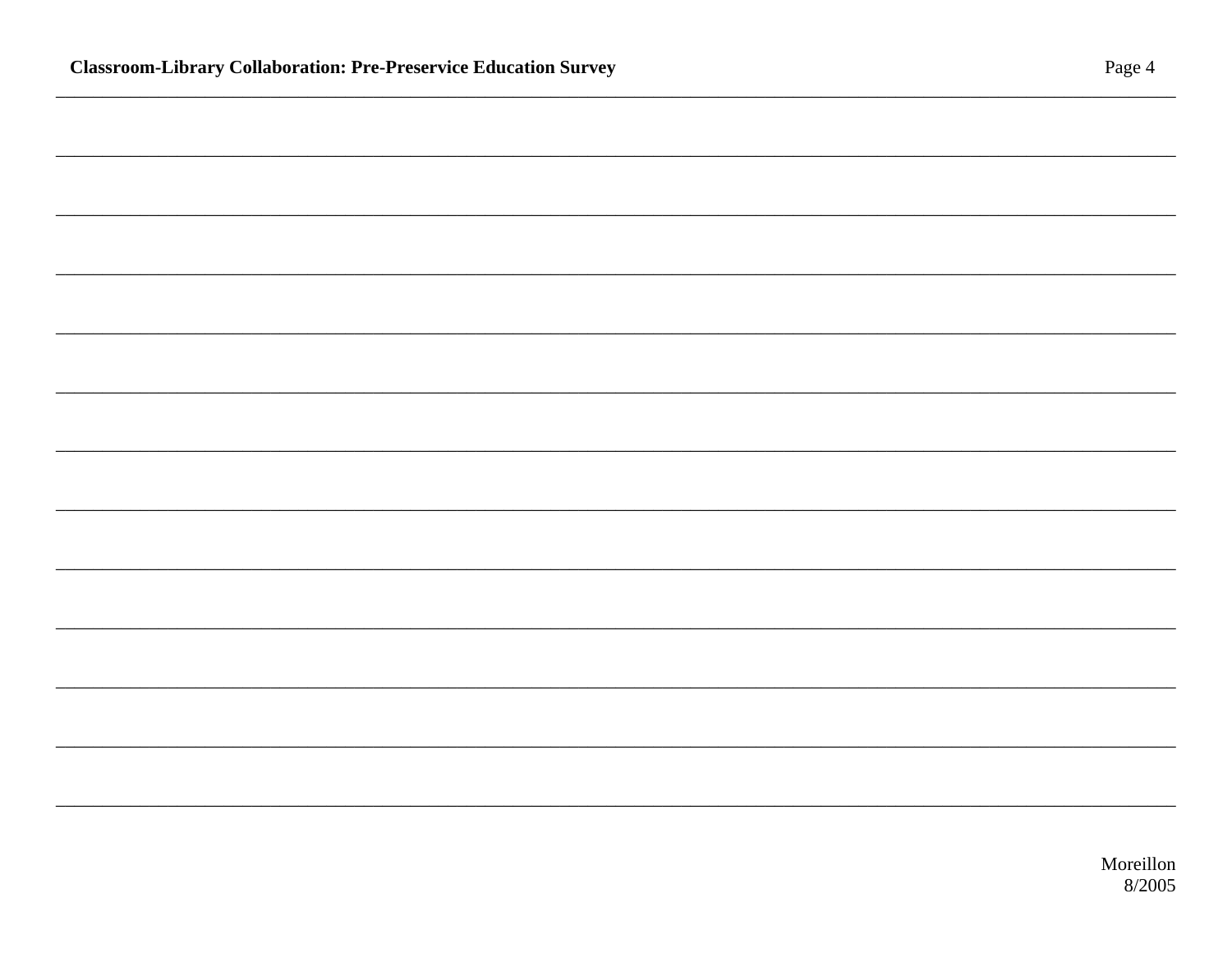\_\_\_\_\_\_\_\_\_\_\_\_\_\_\_\_\_\_\_\_\_\_\_\_\_\_\_\_\_\_\_\_\_\_\_\_\_\_\_\_\_\_\_\_\_\_\_\_\_\_\_\_\_\_\_\_\_\_\_\_\_\_\_\_\_\_\_\_\_\_\_\_\_\_\_\_\_\_\_\_\_\_\_\_\_\_\_\_\_\_\_\_\_\_\_\_\_\_\_\_\_\_\_\_\_\_\_\_\_\_\_\_\_\_\_\_\_\_\_\_\_\_\_\_\_\_\_\_\_\_\_\_\_

\_\_\_\_\_\_\_\_\_\_\_\_\_\_\_\_\_\_\_\_\_\_\_\_\_\_\_\_\_\_\_\_\_\_\_\_\_\_\_\_\_\_\_\_\_\_\_\_\_\_\_\_\_\_\_\_\_\_\_\_\_\_\_\_\_\_\_\_\_\_\_\_\_\_\_\_\_\_\_\_\_\_\_\_\_\_\_\_\_\_\_\_\_\_\_\_\_\_\_\_\_\_\_\_\_\_\_\_\_\_\_\_\_\_\_\_\_\_\_\_\_\_\_\_\_\_\_\_\_\_\_\_\_

\_\_\_\_\_\_\_\_\_\_\_\_\_\_\_\_\_\_\_\_\_\_\_\_\_\_\_\_\_\_\_\_\_\_\_\_\_\_\_\_\_\_\_\_\_\_\_\_\_\_\_\_\_\_\_\_\_\_\_\_\_\_\_\_\_\_\_\_\_\_\_\_\_\_\_\_\_\_\_\_\_\_\_\_\_\_\_\_\_\_\_\_\_\_\_\_\_\_\_\_\_\_\_\_\_\_\_\_\_\_\_\_\_\_\_\_\_\_\_\_\_\_\_\_\_\_\_\_\_\_\_\_\_

\_\_\_\_\_\_\_\_\_\_\_\_\_\_\_\_\_\_\_\_\_\_\_\_\_\_\_\_\_\_\_\_\_\_\_\_\_\_\_\_\_\_\_\_\_\_\_\_\_\_\_\_\_\_\_\_\_\_\_\_\_\_\_\_\_\_\_\_\_\_\_\_\_\_\_\_\_\_\_\_\_\_\_\_\_\_\_\_\_\_\_\_\_\_\_\_\_\_\_\_\_\_\_\_\_\_\_\_\_\_\_\_\_\_\_\_\_\_\_\_\_\_\_\_\_\_\_\_\_\_\_\_\_

\_\_\_\_\_\_\_\_\_\_\_\_\_\_\_\_\_\_\_\_\_\_\_\_\_\_\_\_\_\_\_\_\_\_\_\_\_\_\_\_\_\_\_\_\_\_\_\_\_\_\_\_\_\_\_\_\_\_\_\_\_\_\_\_\_\_\_\_\_\_\_\_\_\_\_\_\_\_\_\_\_\_\_\_\_\_\_\_\_\_\_\_\_\_\_\_\_\_\_\_\_\_\_\_\_\_\_\_\_\_\_\_\_\_\_\_\_\_\_\_\_\_\_\_\_\_\_\_\_\_\_\_\_

\_\_\_\_\_\_\_\_\_\_\_\_\_\_\_\_\_\_\_\_\_\_\_\_\_\_\_\_\_\_\_\_\_\_\_\_\_\_\_\_\_\_\_\_\_\_\_\_\_\_\_\_\_\_\_\_\_\_\_\_\_\_\_\_\_\_\_\_\_\_\_\_\_\_\_\_\_\_\_\_\_\_\_\_\_\_\_\_\_\_\_\_\_\_\_\_\_\_\_\_\_\_\_\_\_\_\_\_\_\_\_\_\_\_\_\_\_\_\_\_\_\_\_\_\_\_\_\_\_\_\_\_\_

\_\_\_\_\_\_\_\_\_\_\_\_\_\_\_\_\_\_\_\_\_\_\_\_\_\_\_\_\_\_\_\_\_\_\_\_\_\_\_\_\_\_\_\_\_\_\_\_\_\_\_\_\_\_\_\_\_\_\_\_\_\_\_\_\_\_\_\_\_\_\_\_\_\_\_\_\_\_\_\_\_\_\_\_\_\_\_\_\_\_\_\_\_\_\_\_\_\_\_\_\_\_\_\_\_\_\_\_\_\_\_\_\_\_\_\_\_\_\_\_\_\_\_\_\_\_\_\_\_\_\_\_\_

\_\_\_\_\_\_\_\_\_\_\_\_\_\_\_\_\_\_\_\_\_\_\_\_\_\_\_\_\_\_\_\_\_\_\_\_\_\_\_\_\_\_\_\_\_\_\_\_\_\_\_\_\_\_\_\_\_\_\_\_\_\_\_\_\_\_\_\_\_\_\_\_\_\_\_\_\_\_\_\_\_\_\_\_\_\_\_\_\_\_\_\_\_\_\_\_\_\_\_\_\_\_\_\_\_\_\_\_\_\_\_\_\_\_\_\_\_\_\_\_\_\_\_\_\_\_\_\_\_\_\_\_\_

\_\_\_\_\_\_\_\_\_\_\_\_\_\_\_\_\_\_\_\_\_\_\_\_\_\_\_\_\_\_\_\_\_\_\_\_\_\_\_\_\_\_\_\_\_\_\_\_\_\_\_\_\_\_\_\_\_\_\_\_\_\_\_\_\_\_\_\_\_\_\_\_\_\_\_\_\_\_\_\_\_\_\_\_\_\_\_\_\_\_\_\_\_\_\_\_\_\_\_\_\_\_\_\_\_\_\_\_\_\_\_\_\_\_\_\_\_\_\_\_\_\_\_\_\_\_\_\_\_\_\_\_\_

\_\_\_\_\_\_\_\_\_\_\_\_\_\_\_\_\_\_\_\_\_\_\_\_\_\_\_\_\_\_\_\_\_\_\_\_\_\_\_\_\_\_\_\_\_\_\_\_\_\_\_\_\_\_\_\_\_\_\_\_\_\_\_\_\_\_\_\_\_\_\_\_\_\_\_\_\_\_\_\_\_\_\_\_\_\_\_\_\_\_\_\_\_\_\_\_\_\_\_\_\_\_\_\_\_\_\_\_\_\_\_\_\_\_\_\_\_\_\_\_\_\_\_\_\_\_\_\_\_\_\_\_\_

\_\_\_\_\_\_\_\_\_\_\_\_\_\_\_\_\_\_\_\_\_\_\_\_\_\_\_\_\_\_\_\_\_\_\_\_\_\_\_\_\_\_\_\_\_\_\_\_\_\_\_\_\_\_\_\_\_\_\_\_\_\_\_\_\_\_\_\_\_\_\_\_\_\_\_\_\_\_\_\_\_\_\_\_\_\_\_\_\_\_\_\_\_\_\_\_\_\_\_\_\_\_\_\_\_\_\_\_\_\_\_\_\_\_\_\_\_\_\_\_\_\_\_\_\_\_\_\_\_\_\_\_\_

\_\_\_\_\_\_\_\_\_\_\_\_\_\_\_\_\_\_\_\_\_\_\_\_\_\_\_\_\_\_\_\_\_\_\_\_\_\_\_\_\_\_\_\_\_\_\_\_\_\_\_\_\_\_\_\_\_\_\_\_\_\_\_\_\_\_\_\_\_\_\_\_\_\_\_\_\_\_\_\_\_\_\_\_\_\_\_\_\_\_\_\_\_\_\_\_\_\_\_\_\_\_\_\_\_\_\_\_\_\_\_\_\_\_\_\_\_\_\_\_\_\_\_\_\_\_\_\_\_\_\_\_\_

\_\_\_\_\_\_\_\_\_\_\_\_\_\_\_\_\_\_\_\_\_\_\_\_\_\_\_\_\_\_\_\_\_\_\_\_\_\_\_\_\_\_\_\_\_\_\_\_\_\_\_\_\_\_\_\_\_\_\_\_\_\_\_\_\_\_\_\_\_\_\_\_\_\_\_\_\_\_\_\_\_\_\_\_\_\_\_\_\_\_\_\_\_\_\_\_\_\_\_\_\_\_\_\_\_\_\_\_\_\_\_\_\_\_\_\_\_\_\_\_\_\_\_\_\_\_\_\_\_\_\_\_\_

Moreillon
8/2005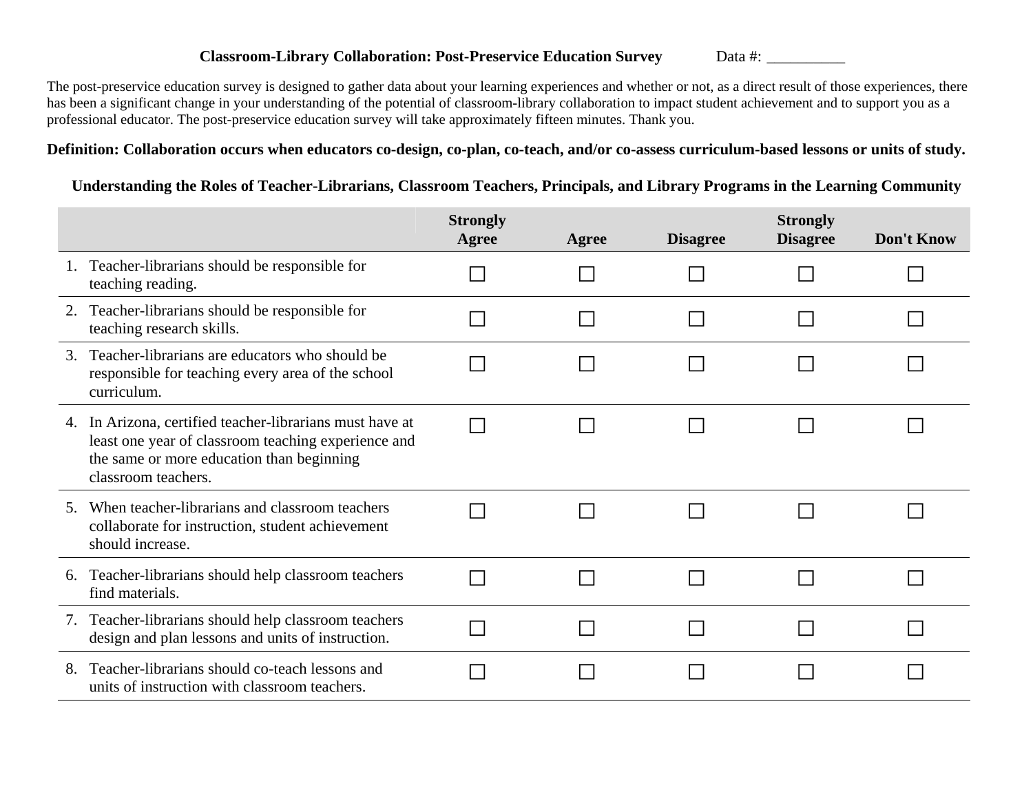**Classroom-Library Collaboration: Post-Preservice Education Survey** Data #: __________

The post-preservice education survey is designed to gather data about your learning experiences and whether or not, as a direct result of those experiences, there has been a significant change in your understanding of the potential of classroom-library collaboration to impact student achievement and to support you as a professional educator. The post-preservice education survey will take approximately fifteen minutes. Thank you.

**Definition: Collaboration occurs when educators co-design, co-plan, co-teach, and/or co-assess curriculum-based lessons or units of study.**

### Understanding the Roles of Teacher-Librarians, Classroom Teachers, Principals, and Library Programs in the Learning Community

| | Strongly Agree | Agree | Disagree | Strongly Disagree | Don't Know |
|---|---|---|---|---|---|
| 1. Teacher-librarians should be responsible for teaching reading. | ☐ | ☐ | ☐ | ☐ | ☐ |
| 2. Teacher-librarians should be responsible for teaching research skills. | ☐ | ☐ | ☐ | ☐ | ☐ |
| 3. Teacher-librarians are educators who should be responsible for teaching every area of the school curriculum. | ☐ | ☐ | ☐ | ☐ | ☐ |
| 4. In Arizona, certified teacher-librarians must have at least one year of classroom teaching experience and the same or more education than beginning classroom teachers. | ☐ | ☐ | ☐ | ☐ | ☐ |
| 5. When teacher-librarians and classroom teachers collaborate for instruction, student achievement should increase. | ☐ | ☐ | ☐ | ☐ | ☐ |
| 6. Teacher-librarians should help classroom teachers find materials. | ☐ | ☐ | ☐ | ☐ | ☐ |
| 7. Teacher-librarians should help classroom teachers design and plan lessons and units of instruction. | ☐ | ☐ | ☐ | ☐ | ☐ |
| 8. Teacher-librarians should co-teach lessons and units of instruction with classroom teachers. | ☐ | ☐ | ☐ | ☐ | ☐ |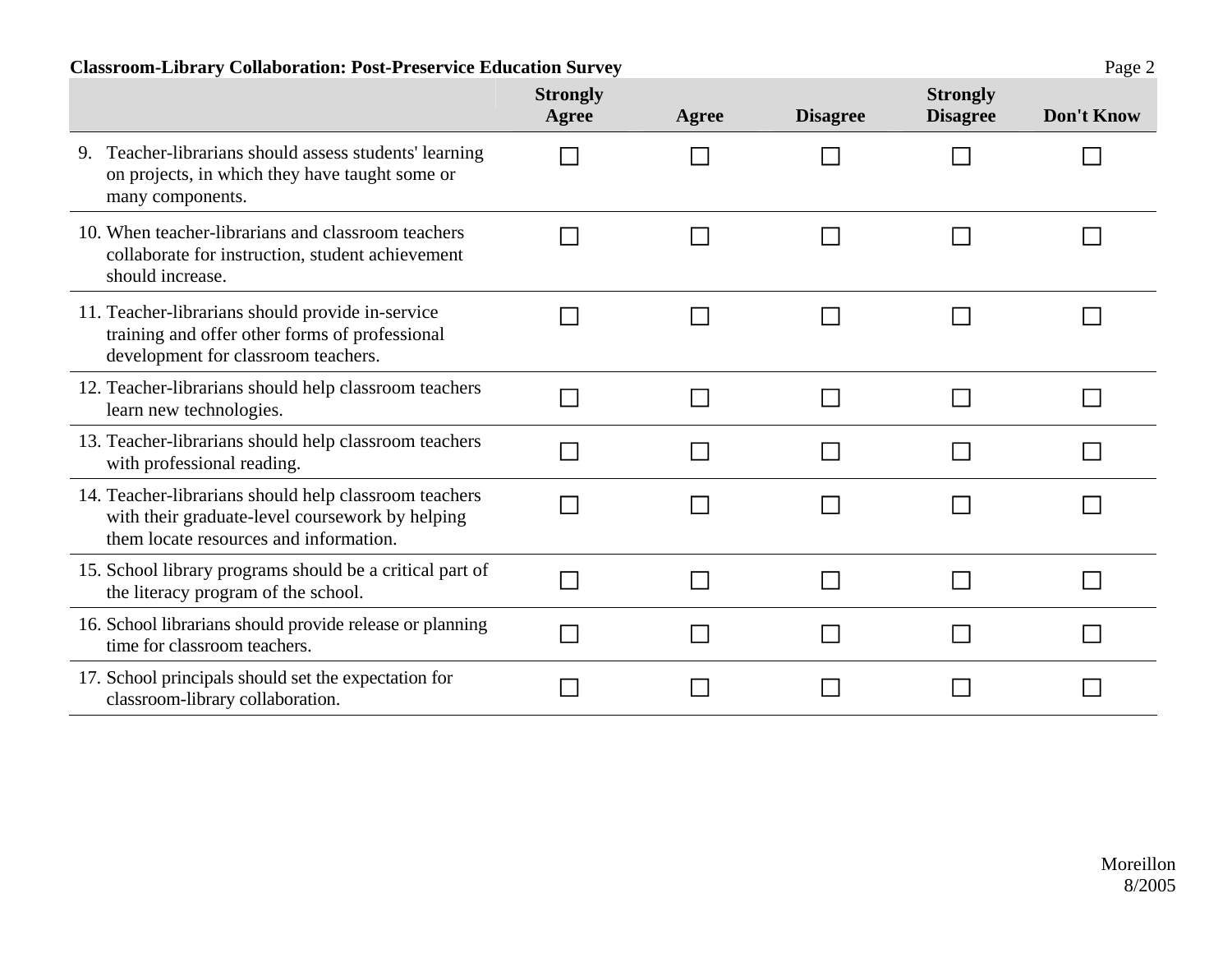| | Strongly Agree | Agree | Disagree | Strongly Disagree | Don't Know |
|---|---|---|---|---|---|
| 9. Teacher-librarians should assess students' learning on projects, in which they have taught some or many components. | ☐ | ☐ | ☐ | ☐ | ☐ |
| 10. When teacher-librarians and classroom teachers collaborate for instruction, student achievement should increase. | ☐ | ☐ | ☐ | ☐ | ☐ |
| 11. Teacher-librarians should provide in-service training and offer other forms of professional development for classroom teachers. | ☐ | ☐ | ☐ | ☐ | ☐ |
| 12. Teacher-librarians should help classroom teachers learn new technologies. | ☐ | ☐ | ☐ | ☐ | ☐ |
| 13. Teacher-librarians should help classroom teachers with professional reading. | ☐ | ☐ | ☐ | ☐ | ☐ |
| 14. Teacher-librarians should help classroom teachers with their graduate-level coursework by helping them locate resources and information. | ☐ | ☐ | ☐ | ☐ | ☐ |
| 15. School library programs should be a critical part of the literacy program of the school. | ☐ | ☐ | ☐ | ☐ | ☐ |
| 16. School librarians should provide release or planning time for classroom teachers. | ☐ | ☐ | ☐ | ☐ | ☐ |
| 17. School principals should set the expectation for classroom-library collaboration. | ☐ | ☐ | ☐ | ☐ | ☐ |

Moreillon
8/2005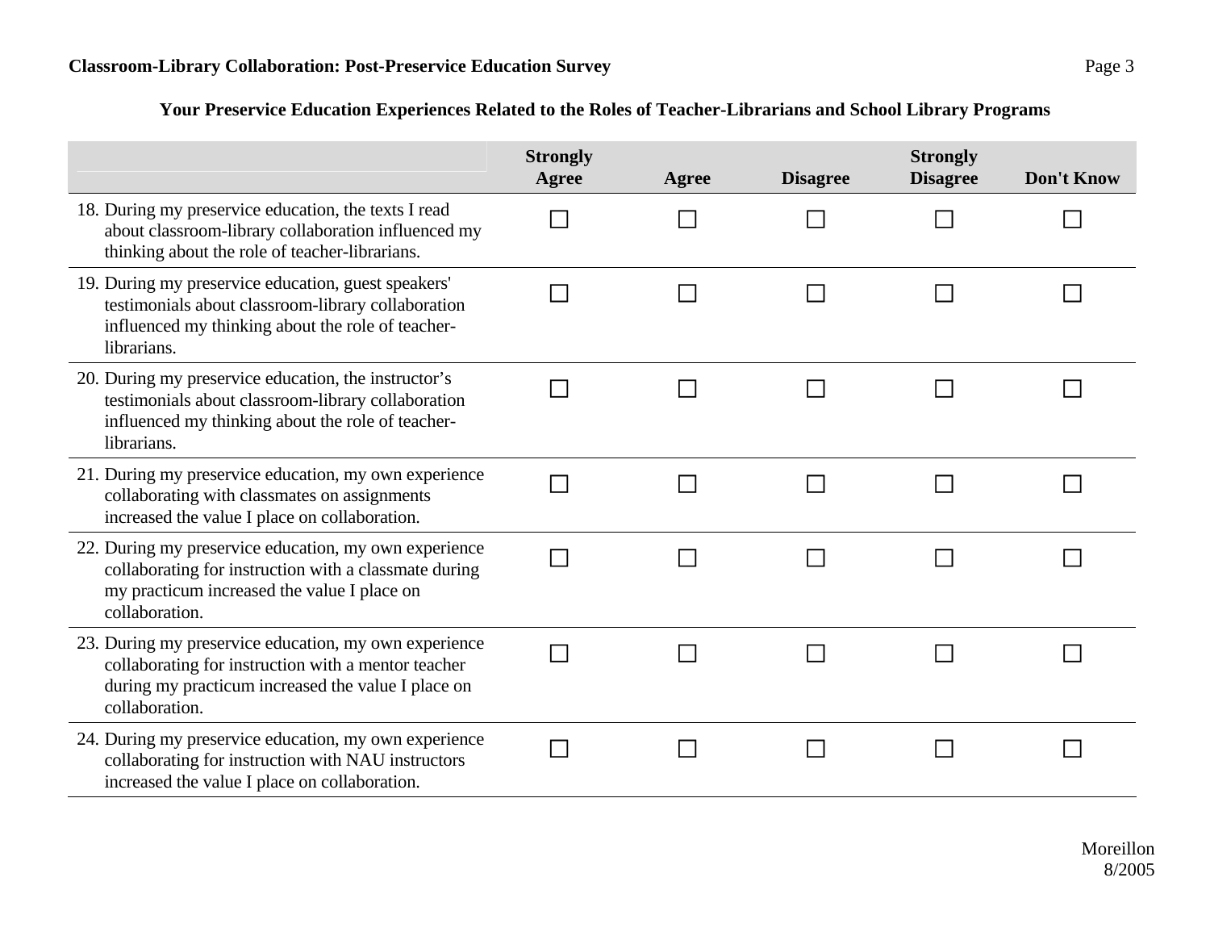## Your Preservice Education Experiences Related to the Roles of Teacher-Librarians and School Library Programs

| | Strongly Agree | Agree | Disagree | Strongly Disagree | Don't Know |
|---|---|---|---|---|---|
| 18. During my preservice education, the texts I read about classroom-library collaboration influenced my thinking about the role of teacher-librarians. | ☐ | ☐ | ☐ | ☐ | ☐ |
| 19. During my preservice education, guest speakers' testimonials about classroom-library collaboration influenced my thinking about the role of teacher-librarians. | ☐ | ☐ | ☐ | ☐ | ☐ |
| 20. During my preservice education, the instructor's testimonials about classroom-library collaboration influenced my thinking about the role of teacher-librarians. | ☐ | ☐ | ☐ | ☐ | ☐ |
| 21. During my preservice education, my own experience collaborating with classmates on assignments increased the value I place on collaboration. | ☐ | ☐ | ☐ | ☐ | ☐ |
| 22. During my preservice education, my own experience collaborating for instruction with a classmate during my practicum increased the value I place on collaboration. | ☐ | ☐ | ☐ | ☐ | ☐ |
| 23. During my preservice education, my own experience collaborating for instruction with a mentor teacher during my practicum increased the value I place on collaboration. | ☐ | ☐ | ☐ | ☐ | ☐ |
| 24. During my preservice education, my own experience collaborating for instruction with NAU instructors increased the value I place on collaboration. | ☐ | ☐ | ☐ | ☐ | ☐ |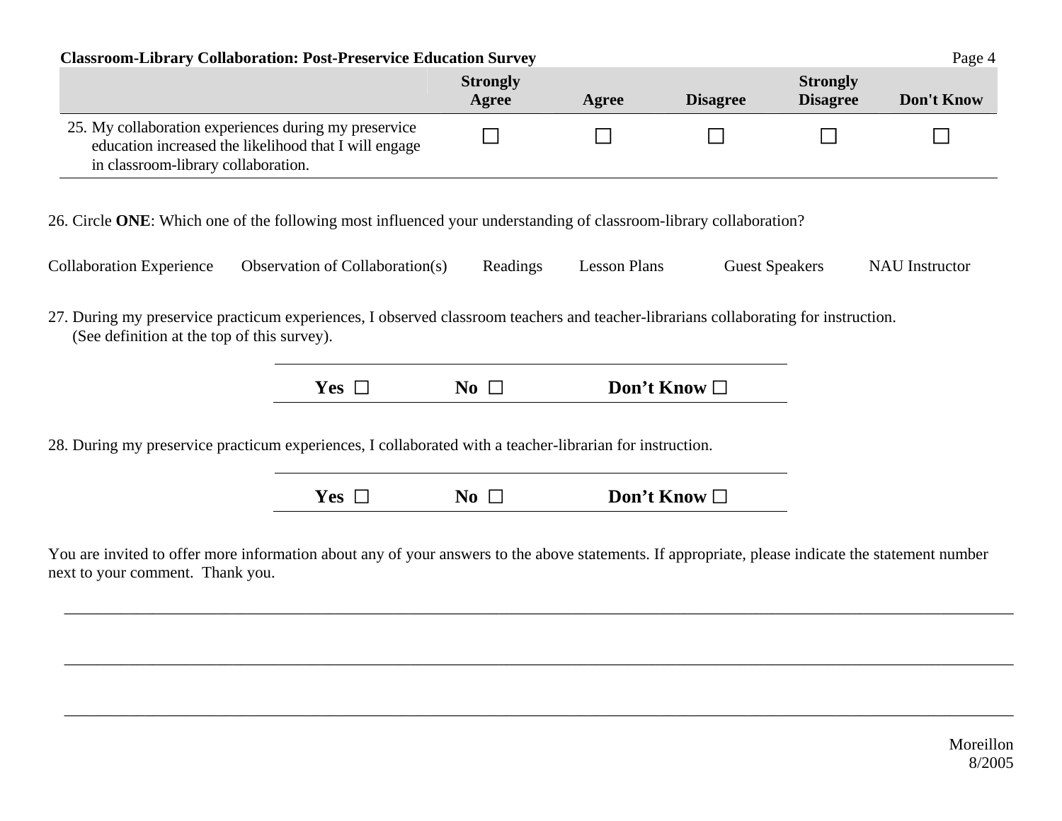| | Strongly Agree | Agree | Disagree | Strongly Disagree | Don't Know |
|---|---|---|---|---|---|
| 25. My collaboration experiences during my preservice education increased the likelihood that I will engage in classroom-library collaboration. | ☐ | ☐ | ☐ | ☐ | ☐ |

26. Circle **ONE**: Which one of the following most influenced your understanding of classroom-library collaboration?

Collaboration Experience    Observation of Collaboration(s)    Readings    Lesson Plans    Guest Speakers    NAU Instructor

27. During my preservice practicum experiences, I observed classroom teachers and teacher-librarians collaborating for instruction. (See definition at the top of this survey).

| **Yes** ☐ | **No** ☐ | **Don't Know** ☐ |
|---|---|---|

28. During my preservice practicum experiences, I collaborated with a teacher-librarian for instruction.

| **Yes** ☐ | **No** ☐ | **Don't Know** ☐ |
|---|---|---|

You are invited to offer more information about any of your answers to the above statements. If appropriate, please indicate the statement number next to your comment. Thank you.

________________________________________________________________________________

________________________________________________________________________________

________________________________________________________________________________

Moreillon
8/2005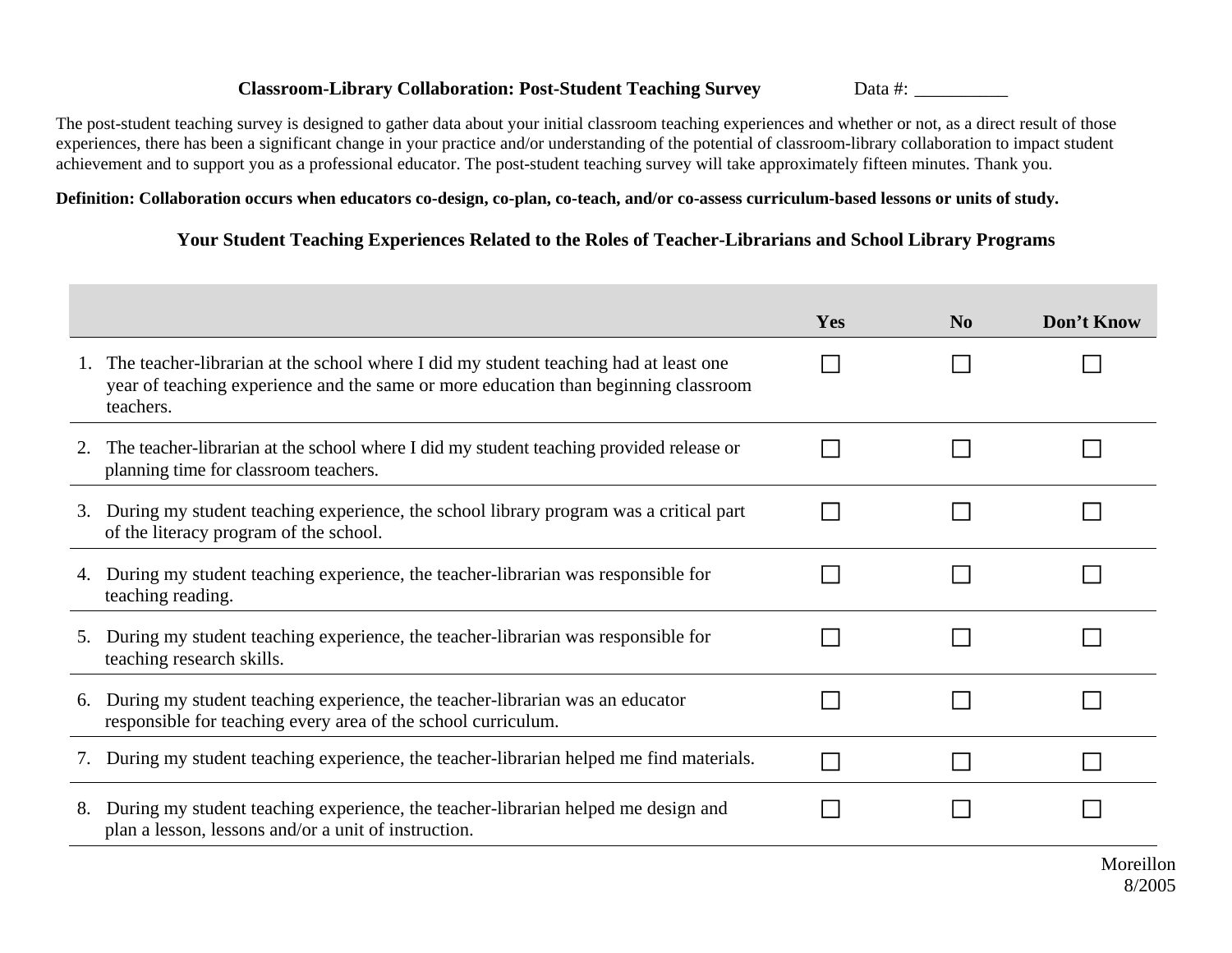**Classroom-Library Collaboration: Post-Student Teaching Survey** Data #: __________

The post-student teaching survey is designed to gather data about your initial classroom teaching experiences and whether or not, as a direct result of those experiences, there has been a significant change in your practice and/or understanding of the potential of classroom-library collaboration to impact student achievement and to support you as a professional educator. The post-student teaching survey will take approximately fifteen minutes. Thank you.

**Definition: Collaboration occurs when educators co-design, co-plan, co-teach, and/or co-assess curriculum-based lessons or units of study.**

## Your Student Teaching Experiences Related to the Roles of Teacher-Librarians and School Library Programs

| | Yes | No | Don't Know |
|---|---|---|---|
| 1. The teacher-librarian at the school where I did my student teaching had at least one year of teaching experience and the same or more education than beginning classroom teachers. | ☐ | ☐ | ☐ |
| 2. The teacher-librarian at the school where I did my student teaching provided release or planning time for classroom teachers. | ☐ | ☐ | ☐ |
| 3. During my student teaching experience, the school library program was a critical part of the literacy program of the school. | ☐ | ☐ | ☐ |
| 4. During my student teaching experience, the teacher-librarian was responsible for teaching reading. | ☐ | ☐ | ☐ |
| 5. During my student teaching experience, the teacher-librarian was responsible for teaching research skills. | ☐ | ☐ | ☐ |
| 6. During my student teaching experience, the teacher-librarian was an educator responsible for teaching every area of the school curriculum. | ☐ | ☐ | ☐ |
| 7. During my student teaching experience, the teacher-librarian helped me find materials. | ☐ | ☐ | ☐ |
| 8. During my student teaching experience, the teacher-librarian helped me design and plan a lesson, lessons and/or a unit of instruction. | ☐ | ☐ | ☐ |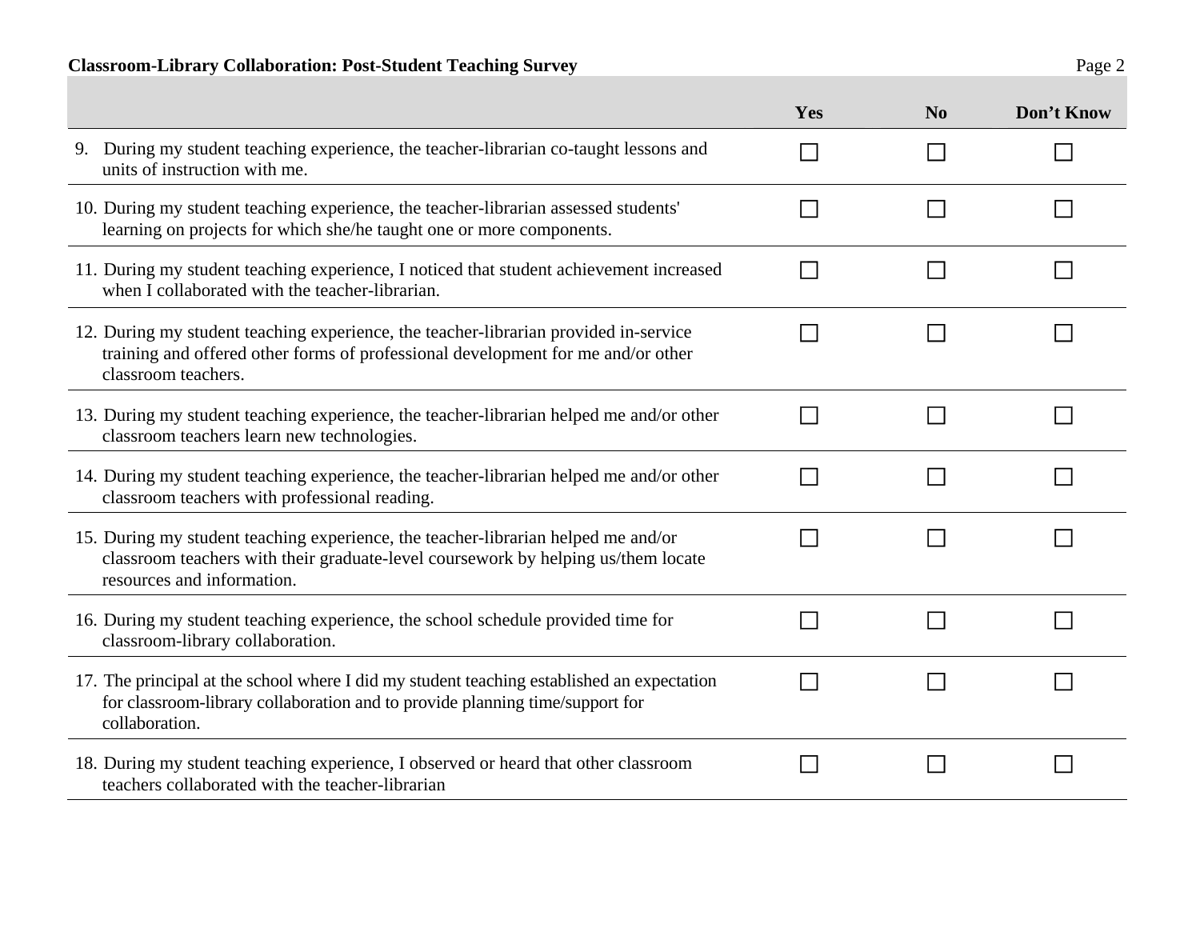| | Yes | No | Don't Know |
|---|---|---|---|
| 9. During my student teaching experience, the teacher-librarian co-taught lessons and units of instruction with me. | ☐ | ☐ | ☐ |
| 10. During my student teaching experience, the teacher-librarian assessed students' learning on projects for which she/he taught one or more components. | ☐ | ☐ | ☐ |
| 11. During my student teaching experience, I noticed that student achievement increased when I collaborated with the teacher-librarian. | ☐ | ☐ | ☐ |
| 12. During my student teaching experience, the teacher-librarian provided in-service training and offered other forms of professional development for me and/or other classroom teachers. | ☐ | ☐ | ☐ |
| 13. During my student teaching experience, the teacher-librarian helped me and/or other classroom teachers learn new technologies. | ☐ | ☐ | ☐ |
| 14. During my student teaching experience, the teacher-librarian helped me and/or other classroom teachers with professional reading. | ☐ | ☐ | ☐ |
| 15. During my student teaching experience, the teacher-librarian helped me and/or classroom teachers with their graduate-level coursework by helping us/them locate resources and information. | ☐ | ☐ | ☐ |
| 16. During my student teaching experience, the school schedule provided time for classroom-library collaboration. | ☐ | ☐ | ☐ |
| 17. The principal at the school where I did my student teaching established an expectation for classroom-library collaboration and to provide planning time/support for collaboration. | ☐ | ☐ | ☐ |
| 18. During my student teaching experience, I observed or heard that other classroom teachers collaborated with the teacher-librarian | ☐ | ☐ | ☐ |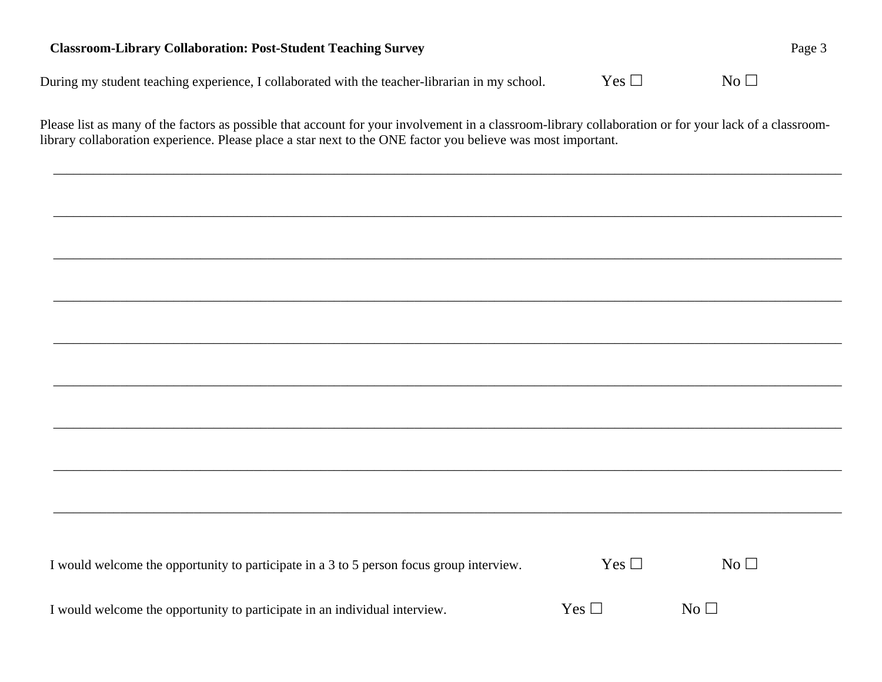**Classroom-Library Collaboration: Post-Student Teaching Survey**

During my student teaching experience, I collaborated with the teacher-librarian in my school. Yes ☐ No ☐

Please list as many of the factors as possible that account for your involvement in a classroom-library collaboration or for your lack of a classroom-library collaboration experience. Please place a star next to the ONE factor you believe was most important.

\_\_\_\_\_\_\_\_\_\_\_\_\_\_\_\_\_\_\_\_\_\_\_\_\_\_\_\_\_\_\_\_\_\_\_\_\_\_\_\_\_\_\_\_\_\_\_\_\_\_\_\_\_\_\_\_\_\_\_\_\_\_\_\_\_\_\_\_\_\_\_\_\_\_\_\_

\_\_\_\_\_\_\_\_\_\_\_\_\_\_\_\_\_\_\_\_\_\_\_\_\_\_\_\_\_\_\_\_\_\_\_\_\_\_\_\_\_\_\_\_\_\_\_\_\_\_\_\_\_\_\_\_\_\_\_\_\_\_\_\_\_\_\_\_\_\_\_\_\_\_\_\_

\_\_\_\_\_\_\_\_\_\_\_\_\_\_\_\_\_\_\_\_\_\_\_\_\_\_\_\_\_\_\_\_\_\_\_\_\_\_\_\_\_\_\_\_\_\_\_\_\_\_\_\_\_\_\_\_\_\_\_\_\_\_\_\_\_\_\_\_\_\_\_\_\_\_\_\_

\_\_\_\_\_\_\_\_\_\_\_\_\_\_\_\_\_\_\_\_\_\_\_\_\_\_\_\_\_\_\_\_\_\_\_\_\_\_\_\_\_\_\_\_\_\_\_\_\_\_\_\_\_\_\_\_\_\_\_\_\_\_\_\_\_\_\_\_\_\_\_\_\_\_\_\_

\_\_\_\_\_\_\_\_\_\_\_\_\_\_\_\_\_\_\_\_\_\_\_\_\_\_\_\_\_\_\_\_\_\_\_\_\_\_\_\_\_\_\_\_\_\_\_\_\_\_\_\_\_\_\_\_\_\_\_\_\_\_\_\_\_\_\_\_\_\_\_\_\_\_\_\_

\_\_\_\_\_\_\_\_\_\_\_\_\_\_\_\_\_\_\_\_\_\_\_\_\_\_\_\_\_\_\_\_\_\_\_\_\_\_\_\_\_\_\_\_\_\_\_\_\_\_\_\_\_\_\_\_\_\_\_\_\_\_\_\_\_\_\_\_\_\_\_\_\_\_\_\_

\_\_\_\_\_\_\_\_\_\_\_\_\_\_\_\_\_\_\_\_\_\_\_\_\_\_\_\_\_\_\_\_\_\_\_\_\_\_\_\_\_\_\_\_\_\_\_\_\_\_\_\_\_\_\_\_\_\_\_\_\_\_\_\_\_\_\_\_\_\_\_\_\_\_\_\_

\_\_\_\_\_\_\_\_\_\_\_\_\_\_\_\_\_\_\_\_\_\_\_\_\_\_\_\_\_\_\_\_\_\_\_\_\_\_\_\_\_\_\_\_\_\_\_\_\_\_\_\_\_\_\_\_\_\_\_\_\_\_\_\_\_\_\_\_\_\_\_\_\_\_\_\_

\_\_\_\_\_\_\_\_\_\_\_\_\_\_\_\_\_\_\_\_\_\_\_\_\_\_\_\_\_\_\_\_\_\_\_\_\_\_\_\_\_\_\_\_\_\_\_\_\_\_\_\_\_\_\_\_\_\_\_\_\_\_\_\_\_\_\_\_\_\_\_\_\_\_\_\_

I would welcome the opportunity to participate in a 3 to 5 person focus group interview. Yes ☐ No ☐

I would welcome the opportunity to participate in an individual interview. Yes ☐ No ☐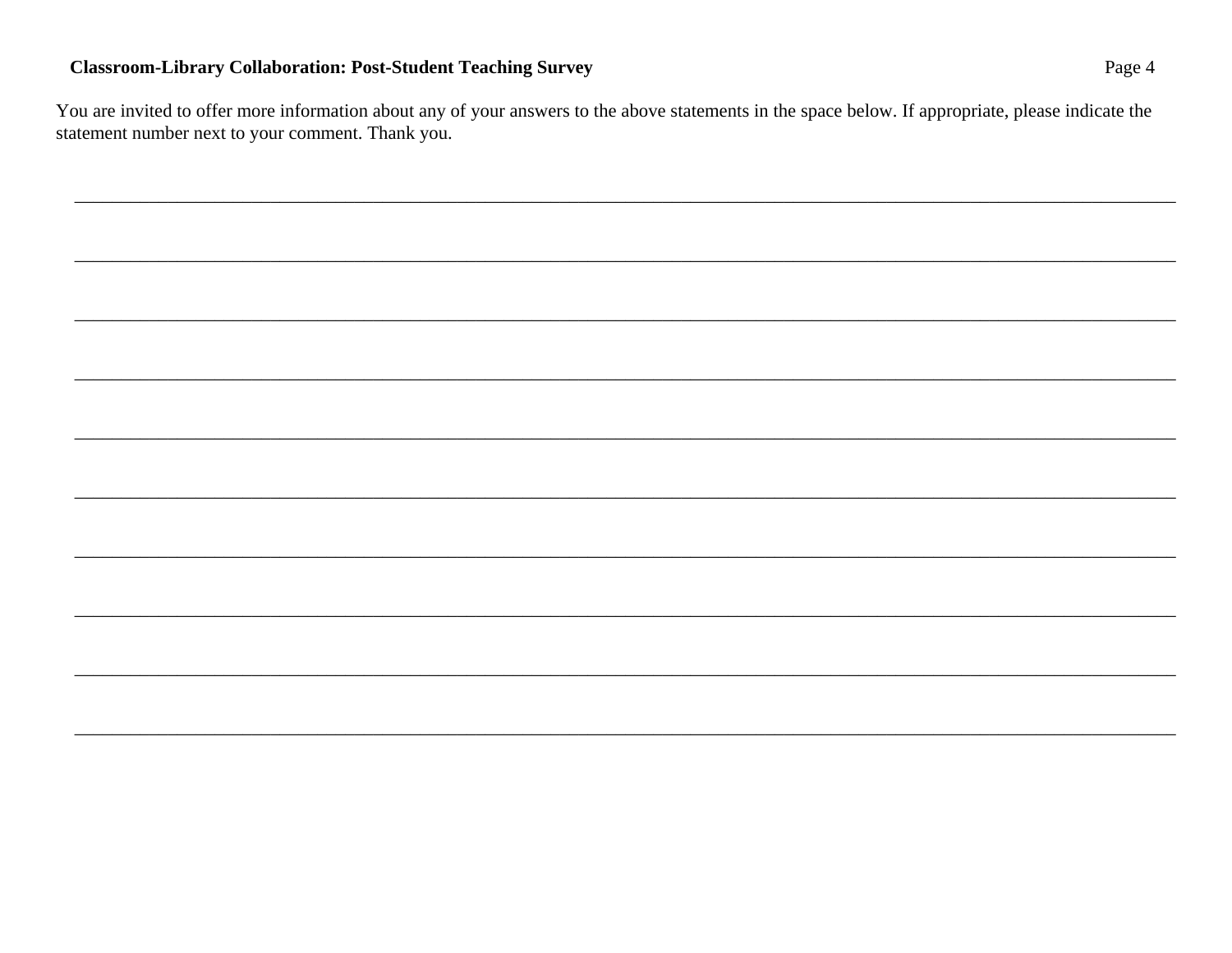You are invited to offer more information about any of your answers to the above statements in the space below. If appropriate, please indicate the statement number next to your comment. Thank you.

\_\_\_\_\_\_\_\_\_\_\_\_\_\_\_\_\_\_\_\_\_\_\_\_\_\_\_\_\_\_\_\_\_\_\_\_\_\_\_\_\_\_\_\_\_\_\_\_\_\_\_\_\_\_\_\_\_\_\_\_\_\_\_\_\_\_\_\_\_\_\_\_\_\_\_\_\_\_

\_\_\_\_\_\_\_\_\_\_\_\_\_\_\_\_\_\_\_\_\_\_\_\_\_\_\_\_\_\_\_\_\_\_\_\_\_\_\_\_\_\_\_\_\_\_\_\_\_\_\_\_\_\_\_\_\_\_\_\_\_\_\_\_\_\_\_\_\_\_\_\_\_\_\_\_\_\_

\_\_\_\_\_\_\_\_\_\_\_\_\_\_\_\_\_\_\_\_\_\_\_\_\_\_\_\_\_\_\_\_\_\_\_\_\_\_\_\_\_\_\_\_\_\_\_\_\_\_\_\_\_\_\_\_\_\_\_\_\_\_\_\_\_\_\_\_\_\_\_\_\_\_\_\_\_\_

\_\_\_\_\_\_\_\_\_\_\_\_\_\_\_\_\_\_\_\_\_\_\_\_\_\_\_\_\_\_\_\_\_\_\_\_\_\_\_\_\_\_\_\_\_\_\_\_\_\_\_\_\_\_\_\_\_\_\_\_\_\_\_\_\_\_\_\_\_\_\_\_\_\_\_\_\_\_

\_\_\_\_\_\_\_\_\_\_\_\_\_\_\_\_\_\_\_\_\_\_\_\_\_\_\_\_\_\_\_\_\_\_\_\_\_\_\_\_\_\_\_\_\_\_\_\_\_\_\_\_\_\_\_\_\_\_\_\_\_\_\_\_\_\_\_\_\_\_\_\_\_\_\_\_\_\_

\_\_\_\_\_\_\_\_\_\_\_\_\_\_\_\_\_\_\_\_\_\_\_\_\_\_\_\_\_\_\_\_\_\_\_\_\_\_\_\_\_\_\_\_\_\_\_\_\_\_\_\_\_\_\_\_\_\_\_\_\_\_\_\_\_\_\_\_\_\_\_\_\_\_\_\_\_\_

\_\_\_\_\_\_\_\_\_\_\_\_\_\_\_\_\_\_\_\_\_\_\_\_\_\_\_\_\_\_\_\_\_\_\_\_\_\_\_\_\_\_\_\_\_\_\_\_\_\_\_\_\_\_\_\_\_\_\_\_\_\_\_\_\_\_\_\_\_\_\_\_\_\_\_\_\_\_

\_\_\_\_\_\_\_\_\_\_\_\_\_\_\_\_\_\_\_\_\_\_\_\_\_\_\_\_\_\_\_\_\_\_\_\_\_\_\_\_\_\_\_\_\_\_\_\_\_\_\_\_\_\_\_\_\_\_\_\_\_\_\_\_\_\_\_\_\_\_\_\_\_\_\_\_\_\_

\_\_\_\_\_\_\_\_\_\_\_\_\_\_\_\_\_\_\_\_\_\_\_\_\_\_\_\_\_\_\_\_\_\_\_\_\_\_\_\_\_\_\_\_\_\_\_\_\_\_\_\_\_\_\_\_\_\_\_\_\_\_\_\_\_\_\_\_\_\_\_\_\_\_\_\_\_\_

\_\_\_\_\_\_\_\_\_\_\_\_\_\_\_\_\_\_\_\_\_\_\_\_\_\_\_\_\_\_\_\_\_\_\_\_\_\_\_\_\_\_\_\_\_\_\_\_\_\_\_\_\_\_\_\_\_\_\_\_\_\_\_\_\_\_\_\_\_\_\_\_\_\_\_\_\_\_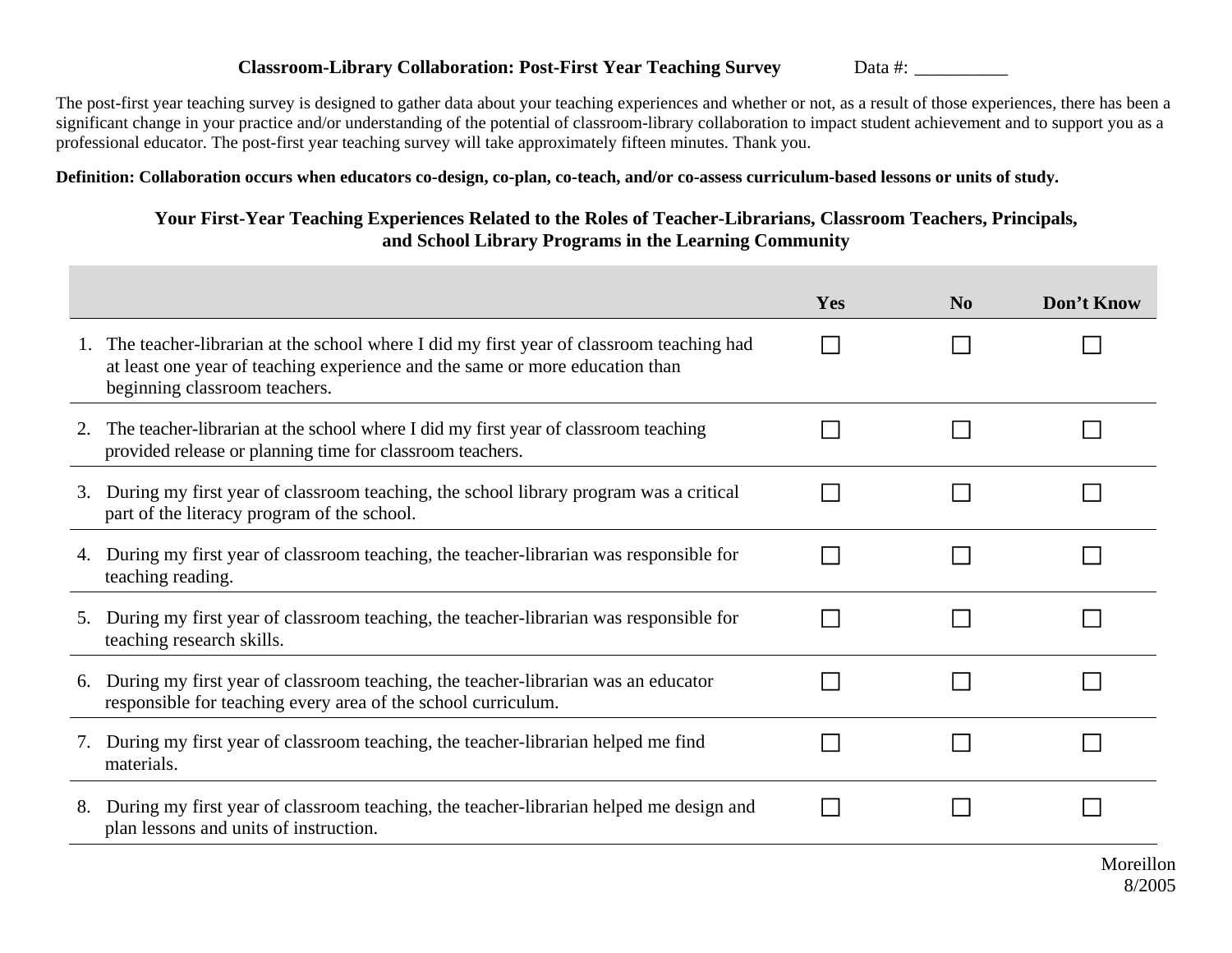**Classroom-Library Collaboration: Post-First Year Teaching Survey** Data #: __________

The post-first year teaching survey is designed to gather data about your teaching experiences and whether or not, as a result of those experiences, there has been a significant change in your practice and/or understanding of the potential of classroom-library collaboration to impact student achievement and to support you as a professional educator. The post-first year teaching survey will take approximately fifteen minutes. Thank you.

**Definition: Collaboration occurs when educators co-design, co-plan, co-teach, and/or co-assess curriculum-based lessons or units of study.**

## Your First-Year Teaching Experiences Related to the Roles of Teacher-Librarians, Classroom Teachers, Principals, and School Library Programs in the Learning Community

| | Yes | No | Don't Know |
|---|---|---|---|
| 1. The teacher-librarian at the school where I did my first year of classroom teaching had at least one year of teaching experience and the same or more education than beginning classroom teachers. | ☐ | ☐ | ☐ |
| 2. The teacher-librarian at the school where I did my first year of classroom teaching provided release or planning time for classroom teachers. | ☐ | ☐ | ☐ |
| 3. During my first year of classroom teaching, the school library program was a critical part of the literacy program of the school. | ☐ | ☐ | ☐ |
| 4. During my first year of classroom teaching, the teacher-librarian was responsible for teaching reading. | ☐ | ☐ | ☐ |
| 5. During my first year of classroom teaching, the teacher-librarian was responsible for teaching research skills. | ☐ | ☐ | ☐ |
| 6. During my first year of classroom teaching, the teacher-librarian was an educator responsible for teaching every area of the school curriculum. | ☐ | ☐ | ☐ |
| 7. During my first year of classroom teaching, the teacher-librarian helped me find materials. | ☐ | ☐ | ☐ |
| 8. During my first year of classroom teaching, the teacher-librarian helped me design and plan lessons and units of instruction. | ☐ | ☐ | ☐ |

Moreillon
8/2005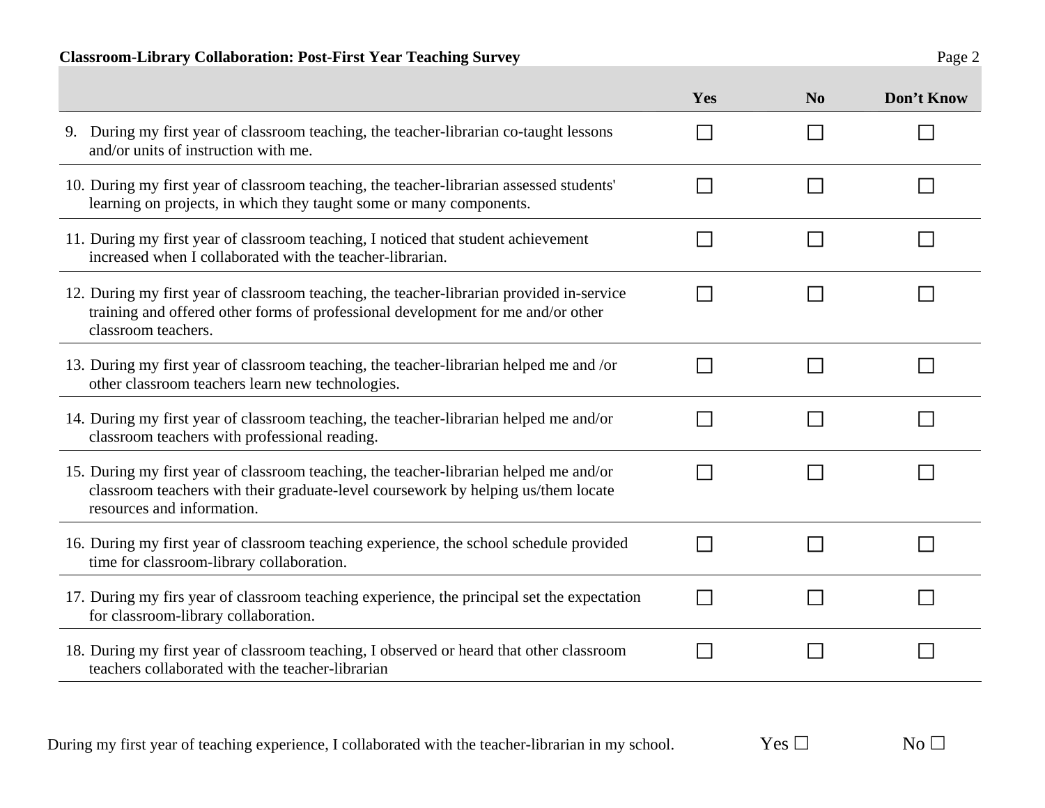| | Yes | No | Don't Know |
|---|---|---|---|
| 9. During my first year of classroom teaching, the teacher-librarian co-taught lessons and/or units of instruction with me. | ☐ | ☐ | ☐ |
| 10. During my first year of classroom teaching, the teacher-librarian assessed students' learning on projects, in which they taught some or many components. | ☐ | ☐ | ☐ |
| 11. During my first year of classroom teaching, I noticed that student achievement increased when I collaborated with the teacher-librarian. | ☐ | ☐ | ☐ |
| 12. During my first year of classroom teaching, the teacher-librarian provided in-service training and offered other forms of professional development for me and/or other classroom teachers. | ☐ | ☐ | ☐ |
| 13. During my first year of classroom teaching, the teacher-librarian helped me and /or other classroom teachers learn new technologies. | ☐ | ☐ | ☐ |
| 14. During my first year of classroom teaching, the teacher-librarian helped me and/or classroom teachers with professional reading. | ☐ | ☐ | ☐ |
| 15. During my first year of classroom teaching, the teacher-librarian helped me and/or classroom teachers with their graduate-level coursework by helping us/them locate resources and information. | ☐ | ☐ | ☐ |
| 16. During my first year of classroom teaching experience, the school schedule provided time for classroom-library collaboration. | ☐ | ☐ | ☐ |
| 17. During my firs year of classroom teaching experience, the principal set the expectation for classroom-library collaboration. | ☐ | ☐ | ☐ |
| 18. During my first year of classroom teaching, I observed or heard that other classroom teachers collaborated with the teacher-librarian | ☐ | ☐ | ☐ |

During my first year of teaching experience, I collaborated with the teacher-librarian in my school. Yes ☐ No ☐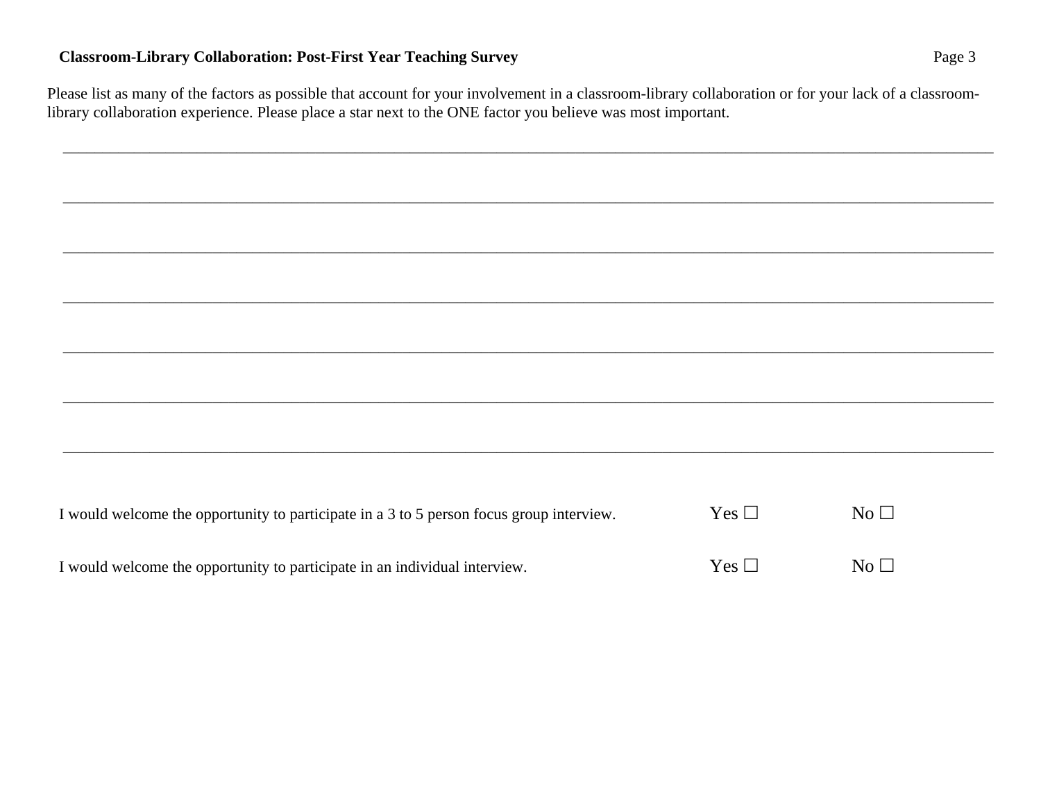Please list as many of the factors as possible that account for your involvement in a classroom-library collaboration or for your lack of a classroom-library collaboration experience. Please place a star next to the ONE factor you believe was most important.

\_\_\_\_\_\_\_\_\_\_\_\_\_\_\_\_\_\_\_\_\_\_\_\_\_\_\_\_\_\_\_\_\_\_\_\_\_\_\_\_\_\_\_\_\_\_\_\_\_\_\_\_\_\_\_\_\_\_\_\_\_\_\_\_\_\_\_\_\_\_\_\_\_\_\_\_\_\_

\_\_\_\_\_\_\_\_\_\_\_\_\_\_\_\_\_\_\_\_\_\_\_\_\_\_\_\_\_\_\_\_\_\_\_\_\_\_\_\_\_\_\_\_\_\_\_\_\_\_\_\_\_\_\_\_\_\_\_\_\_\_\_\_\_\_\_\_\_\_\_\_\_\_\_\_\_\_

\_\_\_\_\_\_\_\_\_\_\_\_\_\_\_\_\_\_\_\_\_\_\_\_\_\_\_\_\_\_\_\_\_\_\_\_\_\_\_\_\_\_\_\_\_\_\_\_\_\_\_\_\_\_\_\_\_\_\_\_\_\_\_\_\_\_\_\_\_\_\_\_\_\_\_\_\_\_

\_\_\_\_\_\_\_\_\_\_\_\_\_\_\_\_\_\_\_\_\_\_\_\_\_\_\_\_\_\_\_\_\_\_\_\_\_\_\_\_\_\_\_\_\_\_\_\_\_\_\_\_\_\_\_\_\_\_\_\_\_\_\_\_\_\_\_\_\_\_\_\_\_\_\_\_\_\_

\_\_\_\_\_\_\_\_\_\_\_\_\_\_\_\_\_\_\_\_\_\_\_\_\_\_\_\_\_\_\_\_\_\_\_\_\_\_\_\_\_\_\_\_\_\_\_\_\_\_\_\_\_\_\_\_\_\_\_\_\_\_\_\_\_\_\_\_\_\_\_\_\_\_\_\_\_\_

\_\_\_\_\_\_\_\_\_\_\_\_\_\_\_\_\_\_\_\_\_\_\_\_\_\_\_\_\_\_\_\_\_\_\_\_\_\_\_\_\_\_\_\_\_\_\_\_\_\_\_\_\_\_\_\_\_\_\_\_\_\_\_\_\_\_\_\_\_\_\_\_\_\_\_\_\_\_

\_\_\_\_\_\_\_\_\_\_\_\_\_\_\_\_\_\_\_\_\_\_\_\_\_\_\_\_\_\_\_\_\_\_\_\_\_\_\_\_\_\_\_\_\_\_\_\_\_\_\_\_\_\_\_\_\_\_\_\_\_\_\_\_\_\_\_\_\_\_\_\_\_\_\_\_\_\_

I would welcome the opportunity to participate in a 3 to 5 person focus group interview. Yes ☐ No ☐

I would welcome the opportunity to participate in an individual interview. Yes ☐ No ☐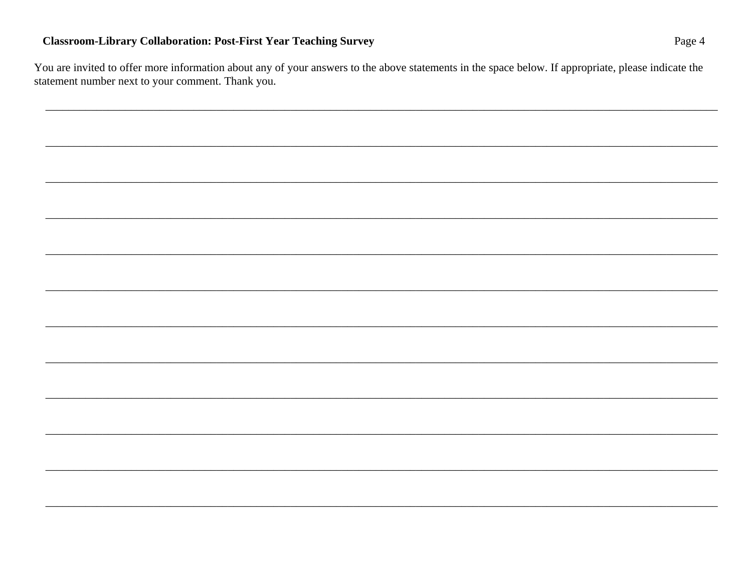You are invited to offer more information about any of your answers to the above statements in the space below. If appropriate, please indicate the statement number next to your comment. Thank you.

\_\_\_\_\_\_\_\_\_\_\_\_\_\_\_\_\_\_\_\_\_\_\_\_\_\_\_\_\_\_\_\_\_\_\_\_\_\_\_\_\_\_\_\_\_\_\_\_\_\_\_\_\_\_\_\_\_\_\_\_\_\_\_\_\_\_\_\_\_\_\_\_\_\_\_\_\_\_

\_\_\_\_\_\_\_\_\_\_\_\_\_\_\_\_\_\_\_\_\_\_\_\_\_\_\_\_\_\_\_\_\_\_\_\_\_\_\_\_\_\_\_\_\_\_\_\_\_\_\_\_\_\_\_\_\_\_\_\_\_\_\_\_\_\_\_\_\_\_\_\_\_\_\_\_\_\_

\_\_\_\_\_\_\_\_\_\_\_\_\_\_\_\_\_\_\_\_\_\_\_\_\_\_\_\_\_\_\_\_\_\_\_\_\_\_\_\_\_\_\_\_\_\_\_\_\_\_\_\_\_\_\_\_\_\_\_\_\_\_\_\_\_\_\_\_\_\_\_\_\_\_\_\_\_\_

\_\_\_\_\_\_\_\_\_\_\_\_\_\_\_\_\_\_\_\_\_\_\_\_\_\_\_\_\_\_\_\_\_\_\_\_\_\_\_\_\_\_\_\_\_\_\_\_\_\_\_\_\_\_\_\_\_\_\_\_\_\_\_\_\_\_\_\_\_\_\_\_\_\_\_\_\_\_

\_\_\_\_\_\_\_\_\_\_\_\_\_\_\_\_\_\_\_\_\_\_\_\_\_\_\_\_\_\_\_\_\_\_\_\_\_\_\_\_\_\_\_\_\_\_\_\_\_\_\_\_\_\_\_\_\_\_\_\_\_\_\_\_\_\_\_\_\_\_\_\_\_\_\_\_\_\_

\_\_\_\_\_\_\_\_\_\_\_\_\_\_\_\_\_\_\_\_\_\_\_\_\_\_\_\_\_\_\_\_\_\_\_\_\_\_\_\_\_\_\_\_\_\_\_\_\_\_\_\_\_\_\_\_\_\_\_\_\_\_\_\_\_\_\_\_\_\_\_\_\_\_\_\_\_\_

\_\_\_\_\_\_\_\_\_\_\_\_\_\_\_\_\_\_\_\_\_\_\_\_\_\_\_\_\_\_\_\_\_\_\_\_\_\_\_\_\_\_\_\_\_\_\_\_\_\_\_\_\_\_\_\_\_\_\_\_\_\_\_\_\_\_\_\_\_\_\_\_\_\_\_\_\_\_

\_\_\_\_\_\_\_\_\_\_\_\_\_\_\_\_\_\_\_\_\_\_\_\_\_\_\_\_\_\_\_\_\_\_\_\_\_\_\_\_\_\_\_\_\_\_\_\_\_\_\_\_\_\_\_\_\_\_\_\_\_\_\_\_\_\_\_\_\_\_\_\_\_\_\_\_\_\_

\_\_\_\_\_\_\_\_\_\_\_\_\_\_\_\_\_\_\_\_\_\_\_\_\_\_\_\_\_\_\_\_\_\_\_\_\_\_\_\_\_\_\_\_\_\_\_\_\_\_\_\_\_\_\_\_\_\_\_\_\_\_\_\_\_\_\_\_\_\_\_\_\_\_\_\_\_\_

\_\_\_\_\_\_\_\_\_\_\_\_\_\_\_\_\_\_\_\_\_\_\_\_\_\_\_\_\_\_\_\_\_\_\_\_\_\_\_\_\_\_\_\_\_\_\_\_\_\_\_\_\_\_\_\_\_\_\_\_\_\_\_\_\_\_\_\_\_\_\_\_\_\_\_\_\_\_

\_\_\_\_\_\_\_\_\_\_\_\_\_\_\_\_\_\_\_\_\_\_\_\_\_\_\_\_\_\_\_\_\_\_\_\_\_\_\_\_\_\_\_\_\_\_\_\_\_\_\_\_\_\_\_\_\_\_\_\_\_\_\_\_\_\_\_\_\_\_\_\_\_\_\_\_\_\_

\_\_\_\_\_\_\_\_\_\_\_\_\_\_\_\_\_\_\_\_\_\_\_\_\_\_\_\_\_\_\_\_\_\_\_\_\_\_\_\_\_\_\_\_\_\_\_\_\_\_\_\_\_\_\_\_\_\_\_\_\_\_\_\_\_\_\_\_\_\_\_\_\_\_\_\_\_\_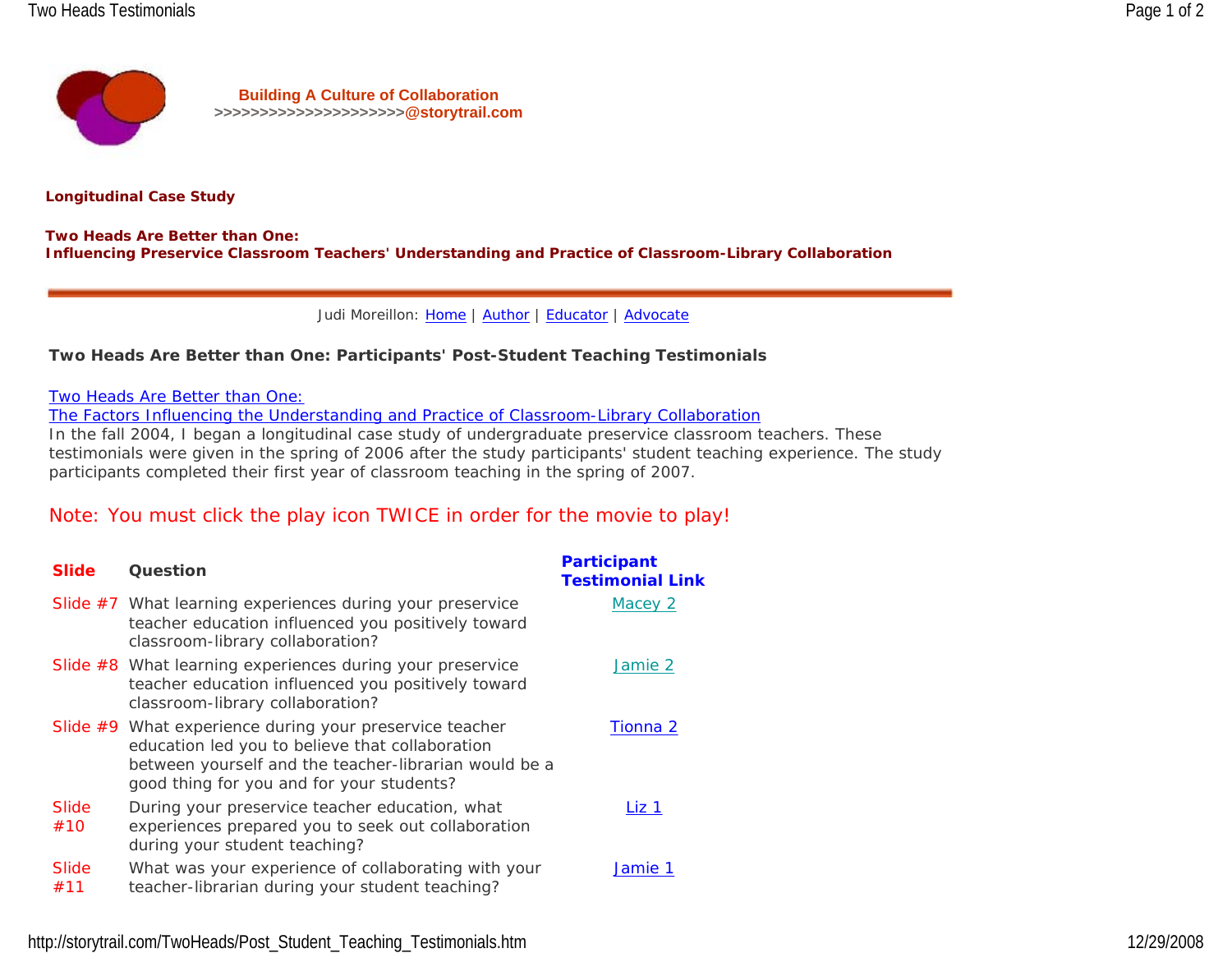**Building A Culture of Collaboration**
**>>>>>>>>>>>>>>>>>>>>>@storytrail.com**

**Longitudinal Case Study**

**Two Heads Are Better than One:**
**Influencing Preservice Classroom Teachers' Understanding and Practice of Classroom-Library Collaboration**

Judi Moreillon: Home | Author | Educator | Advocate

**Two Heads Are Better than One: Participants' Post-Student Teaching Testimonials**

Two Heads Are Better than One:
The Factors Influencing the Understanding and Practice of Classroom-Library Collaboration
In the fall 2004, I began a longitudinal case study of undergraduate preservice classroom teachers. These testimonials were given in the spring of 2006 after the study participants' student teaching experience. The study participants completed their first year of classroom teaching in the spring of 2007.

Note: You must click the play icon TWICE in order for the movie to play!

| Slide | Question | Participant Testimonial Link |
|---|---|---|
| Slide #7 | What learning experiences during your preservice teacher education influenced you positively toward classroom-library collaboration? | Macey 2 |
| Slide #8 | What learning experiences during your preservice teacher education influenced you positively toward classroom-library collaboration? | Jamie 2 |
| Slide #9 | What experience during your preservice teacher education led you to believe that collaboration between yourself and the teacher-librarian would be a good thing for you and for your students? | Tionna 2 |
| Slide #10 | During your preservice teacher education, what experiences prepared you to seek out collaboration during your student teaching? | Liz 1 |
| Slide #11 | What was your experience of collaborating with your teacher-librarian during your student teaching? | Jamie 1 |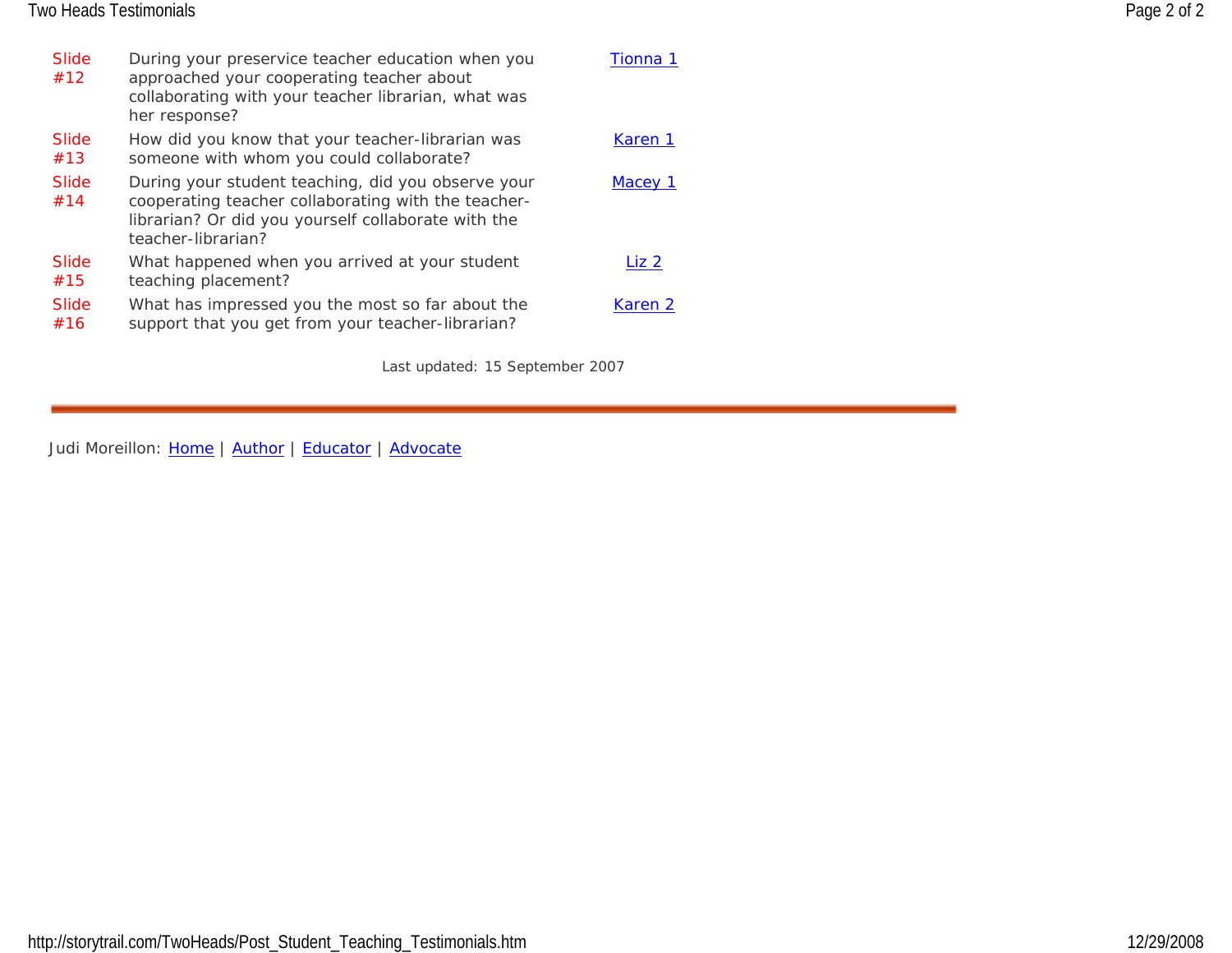| | | |
|---|---|---|
| Slide #12 | During your preservice teacher education when you approached your cooperating teacher about collaborating with your teacher librarian, what was her response? | Tionna 1 |
| Slide #13 | How did you know that your teacher-librarian was someone with whom you could collaborate? | Karen 1 |
| Slide #14 | During your student teaching, did you observe your cooperating teacher collaborating with the teacher-librarian? Or did you yourself collaborate with the teacher-librarian? | Macey 1 |
| Slide #15 | What happened when you arrived at your student teaching placement? | Liz 2 |
| Slide #16 | What has impressed you the most so far about the support that you get from your teacher-librarian? | Karen 2 |

Last updated: 15 September 2007

---

Judi Moreillon: Home | Author | Educator | Advocate